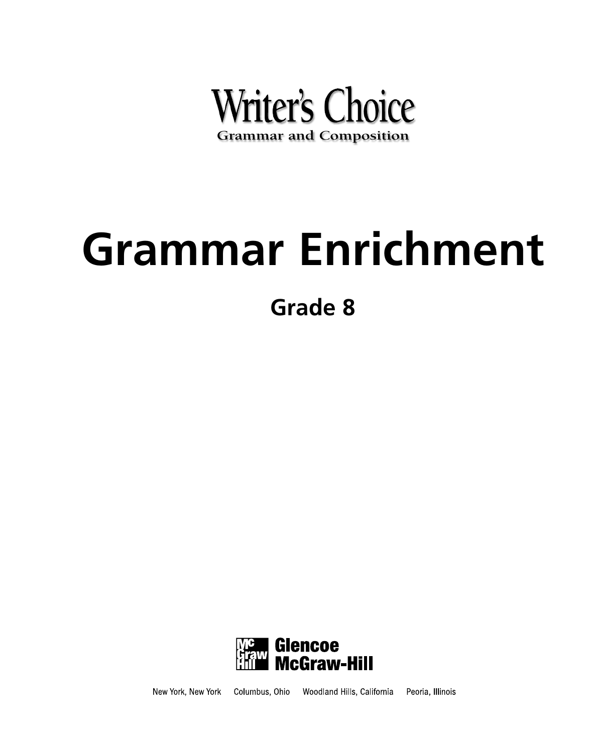# Writer's Choice

**Grammar and Composition**

# Grammar Enrichment

## Grade 8

**Glencoe McGraw-Hill**

New York, New York Columbus, Ohio Woodland Hills, California Peoria, Illinois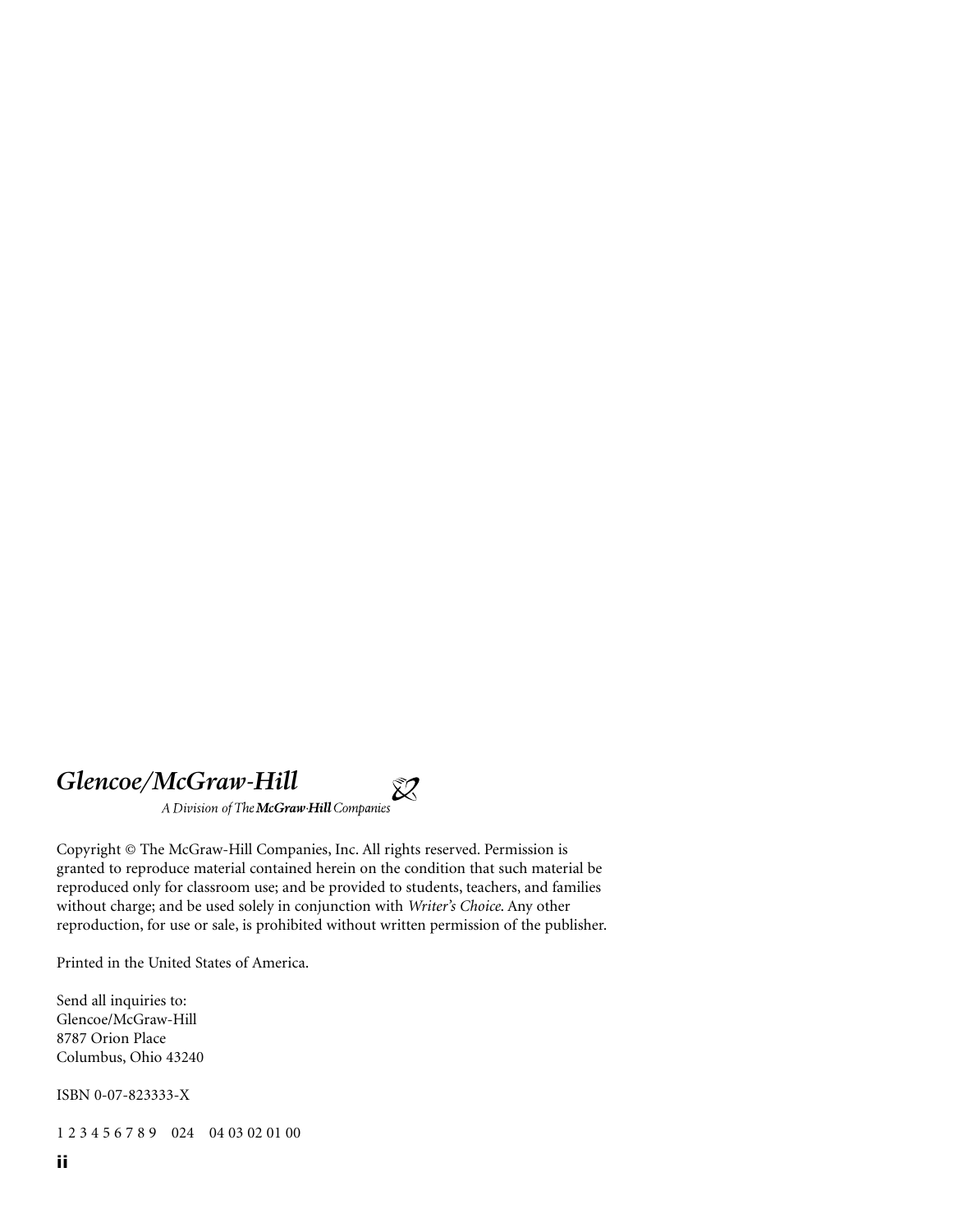***Glencoe/McGraw-Hill***

*A Division of The* ***McGraw-Hill*** *Companies*

Copyright © The McGraw-Hill Companies, Inc. All rights reserved. Permission is granted to reproduce material contained herein on the condition that such material be reproduced only for classroom use; and be provided to students, teachers, and families without charge; and be used solely in conjunction with *Writer's Choice*. Any other reproduction, for use or sale, is prohibited without written permission of the publisher.

Printed in the United States of America.

Send all inquiries to:
Glencoe/McGraw-Hill
8787 Orion Place
Columbus, Ohio 43240

ISBN 0-07-823333-X

1 2 3 4 5 6 7 8 9 024 04 03 02 01 00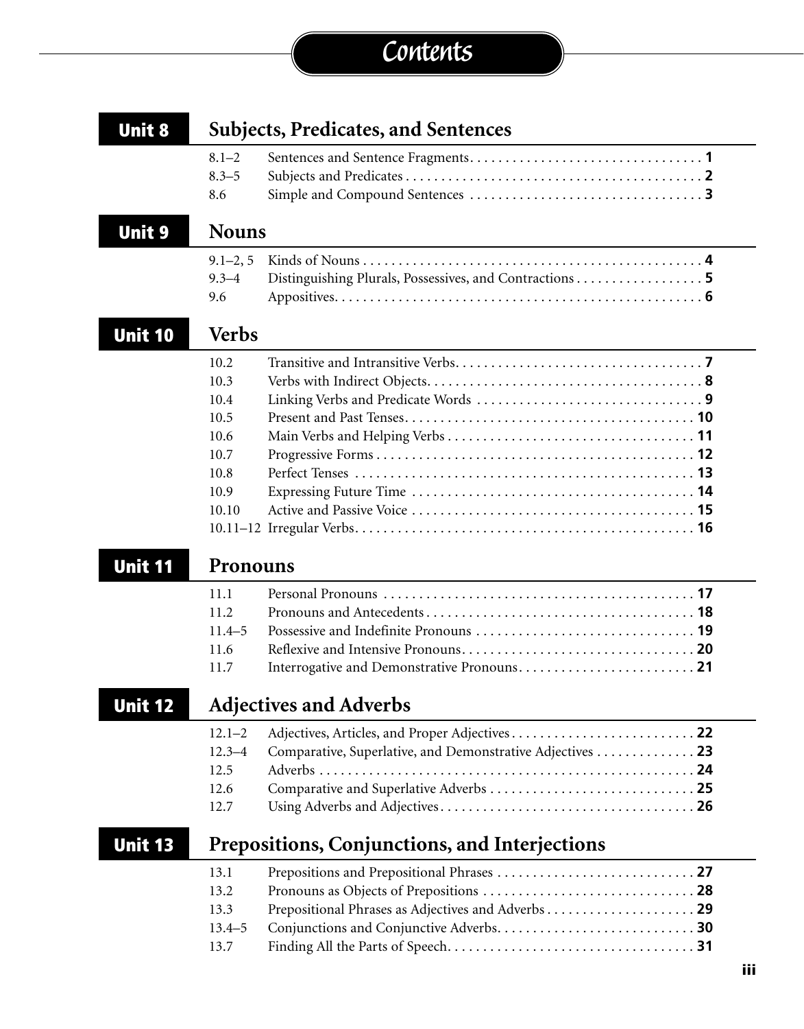# Contents

## Unit 8 Subjects, Predicates, and Sentences

| | | |
|---|---|---|
| 8.1–2 | Sentences and Sentence Fragments | **1** |
| 8.3–5 | Subjects and Predicates | **2** |
| 8.6 | Simple and Compound Sentences | **3** |

## Unit 9 Nouns

| | | |
|---|---|---|
| 9.1–2, 5 | Kinds of Nouns | **4** |
| 9.3–4 | Distinguishing Plurals, Possessives, and Contractions | **5** |
| 9.6 | Appositives | **6** |

## Unit 10 Verbs

| | | |
|---|---|---|
| 10.2 | Transitive and Intransitive Verbs | **7** |
| 10.3 | Verbs with Indirect Objects | **8** |
| 10.4 | Linking Verbs and Predicate Words | **9** |
| 10.5 | Present and Past Tenses | **10** |
| 10.6 | Main Verbs and Helping Verbs | **11** |
| 10.7 | Progressive Forms | **12** |
| 10.8 | Perfect Tenses | **13** |
| 10.9 | Expressing Future Time | **14** |
| 10.10 | Active and Passive Voice | **15** |
| 10.11–12 | Irregular Verbs | **16** |

## Unit 11 Pronouns

| | | |
|---|---|---|
| 11.1 | Personal Pronouns | **17** |
| 11.2 | Pronouns and Antecedents | **18** |
| 11.4–5 | Possessive and Indefinite Pronouns | **19** |
| 11.6 | Reflexive and Intensive Pronouns | **20** |
| 11.7 | Interrogative and Demonstrative Pronouns | **21** |

## Unit 12 Adjectives and Adverbs

| | | |
|---|---|---|
| 12.1–2 | Adjectives, Articles, and Proper Adjectives | **22** |
| 12.3–4 | Comparative, Superlative, and Demonstrative Adjectives | **23** |
| 12.5 | Adverbs | **24** |
| 12.6 | Comparative and Superlative Adverbs | **25** |
| 12.7 | Using Adverbs and Adjectives | **26** |

## Unit 13 Prepositions, Conjunctions, and Interjections

| | | |
|---|---|---|
| 13.1 | Prepositions and Prepositional Phrases | **27** |
| 13.2 | Pronouns as Objects of Prepositions | **28** |
| 13.3 | Prepositional Phrases as Adjectives and Adverbs | **29** |
| 13.4–5 | Conjunctions and Conjunctive Adverbs | **30** |
| 13.7 | Finding All the Parts of Speech | **31** |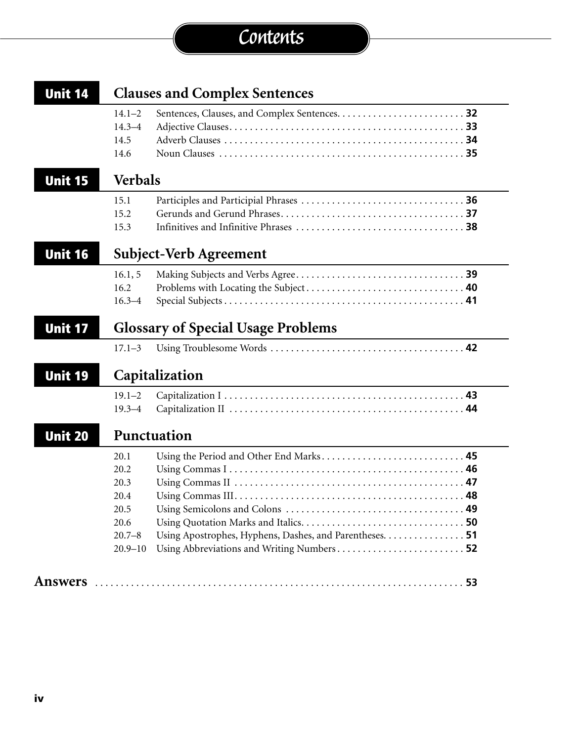# Contents

## Unit 14 Clauses and Complex Sentences

| | | |
|---|---|---|
| 14.1–2 | Sentences, Clauses, and Complex Sentences | **32** |
| 14.3–4 | Adjective Clauses | **33** |
| 14.5 | Adverb Clauses | **34** |
| 14.6 | Noun Clauses | **35** |

## Unit 15 Verbals

| | | |
|---|---|---|
| 15.1 | Participles and Participial Phrases | **36** |
| 15.2 | Gerunds and Gerund Phrases | **37** |
| 15.3 | Infinitives and Infinitive Phrases | **38** |

## Unit 16 Subject-Verb Agreement

| | | |
|---|---|---|
| 16.1, 5 | Making Subjects and Verbs Agree | **39** |
| 16.2 | Problems with Locating the Subject | **40** |
| 16.3–4 | Special Subjects | **41** |

## Unit 17 Glossary of Special Usage Problems

| | | |
|---|---|---|
| 17.1–3 | Using Troublesome Words | **42** |

## Unit 19 Capitalization

| | | |
|---|---|---|
| 19.1–2 | Capitalization I | **43** |
| 19.3–4 | Capitalization II | **44** |

## Unit 20 Punctuation

| | | |
|---|---|---|
| 20.1 | Using the Period and Other End Marks | **45** |
| 20.2 | Using Commas I | **46** |
| 20.3 | Using Commas II | **47** |
| 20.4 | Using Commas III | **48** |
| 20.5 | Using Semicolons and Colons | **49** |
| 20.6 | Using Quotation Marks and Italics | **50** |
| 20.7–8 | Using Apostrophes, Hyphens, Dashes, and Parentheses | **51** |
| 20.9–10 | Using Abbreviations and Writing Numbers | **52** |

## Answers ... 53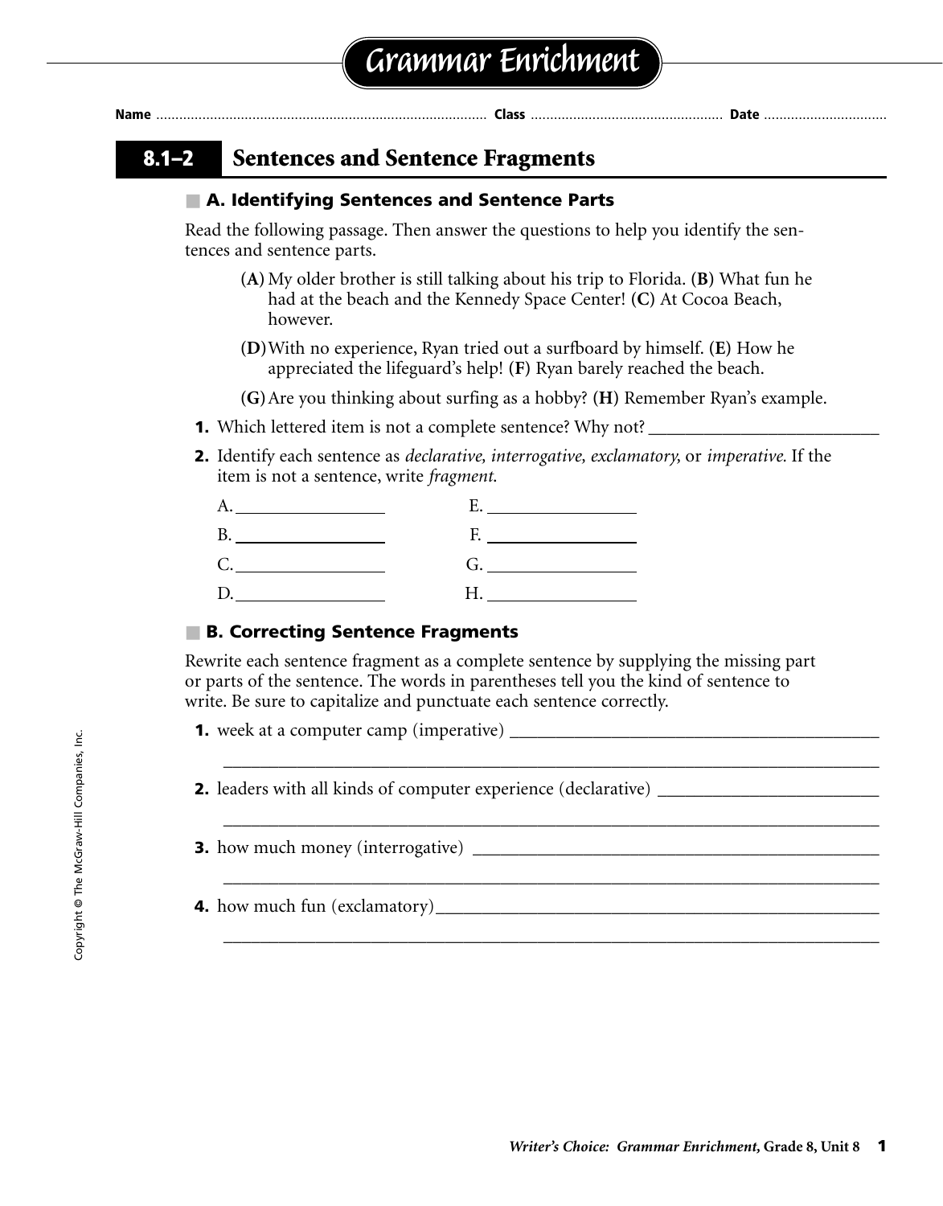# Grammar Enrichment

**Name** ........................................................................................ **Class** .................................................. **Date** ................................

## 8.1–2 Sentences and Sentence Fragments

### A. Identifying Sentences and Sentence Parts

Read the following passage. Then answer the questions to help you identify the sentences and sentence parts.

> (**A**) My older brother is still talking about his trip to Florida. (**B**) What fun he had at the beach and the Kennedy Space Center! (**C**) At Cocoa Beach, however.
>
> (**D**) With no experience, Ryan tried out a surfboard by himself. (**E**) How he appreciated the lifeguard's help! (**F**) Ryan barely reached the beach.
>
> (**G**) Are you thinking about surfing as a hobby? (**H**) Remember Ryan's example.

**1.** Which lettered item is not a complete sentence? Why not? ___________________________

**2.** Identify each sentence as *declarative, interrogative, exclamatory,* or *imperative.* If the item is not a sentence, write *fragment.*

A. __________________ E. __________________

B. __________________ F. __________________

C. __________________ G. __________________

D. __________________ H. __________________

### B. Correcting Sentence Fragments

Rewrite each sentence fragment as a complete sentence by supplying the missing part or parts of the sentence. The words in parentheses tell you the kind of sentence to write. Be sure to capitalize and punctuate each sentence correctly.

**1.** week at a computer camp (imperative) ___________________________________________

_____________________________________________________________________________

**2.** leaders with all kinds of computer experience (declarative) __________________________

_____________________________________________________________________________

**3.** how much money (interrogative) ______________________________________________

_____________________________________________________________________________

**4.** how much fun (exclamatory)__________________________________________________

_____________________________________________________________________________

Copyright © The McGraw-Hill Companies, Inc.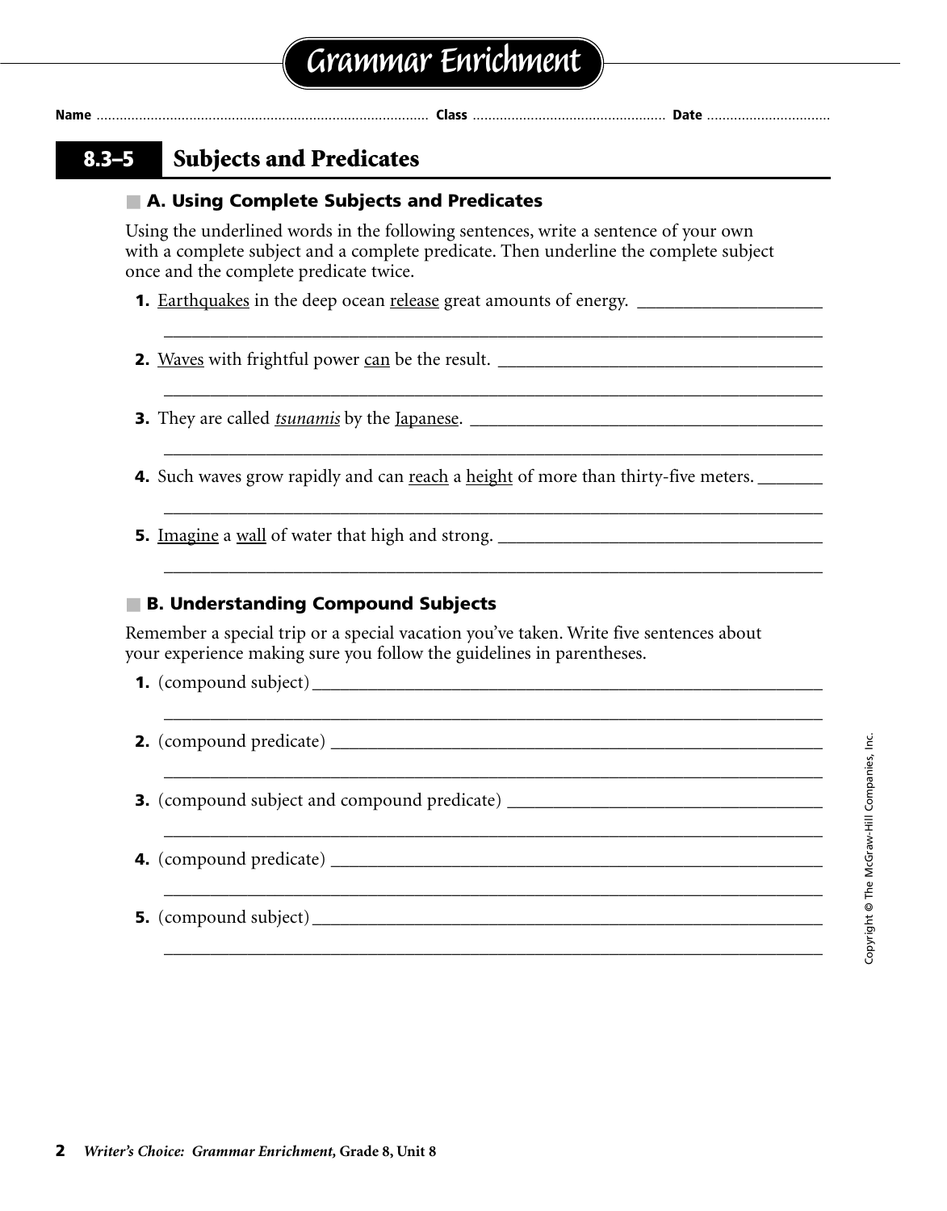# Grammar Enrichment

**Name** ........................................ **Class** ........................................ **Date** ........................................

## 8.3–5 Subjects and Predicates

### A. Using Complete Subjects and Predicates

Using the underlined words in the following sentences, write a sentence of your own with a complete subject and a complete predicate. Then underline the complete subject once and the complete predicate twice.

1. <u>Earthquakes</u> in the deep ocean <u>release</u> great amounts of energy. ____________________

   ____________________________________________________________________________

2. <u>Waves</u> with frightful power <u>can</u> be the result. ____________________________________

   ____________________________________________________________________________

3. They are called <u>*tsunamis*</u> by the <u>Japanese</u>. ________________________________________

   ____________________________________________________________________________

4. Such waves grow rapidly and can <u>reach</u> a <u>height</u> of more than thirty-five meters. _______

   ____________________________________________________________________________

5. <u>Imagine</u> a <u>wall</u> of water that high and strong. ____________________________________

   ____________________________________________________________________________

### B. Understanding Compound Subjects

Remember a special trip or a special vacation you've taken. Write five sentences about your experience making sure you follow the guidelines in parentheses.

1. (compound subject) ____________________________________________________________

   ____________________________________________________________________________

2. (compound predicate) __________________________________________________________

   ____________________________________________________________________________

3. (compound subject and compound predicate) ____________________________________

   ____________________________________________________________________________

4. (compound predicate) __________________________________________________________

   ____________________________________________________________________________

5. (compound subject) ____________________________________________________________

   ____________________________________________________________________________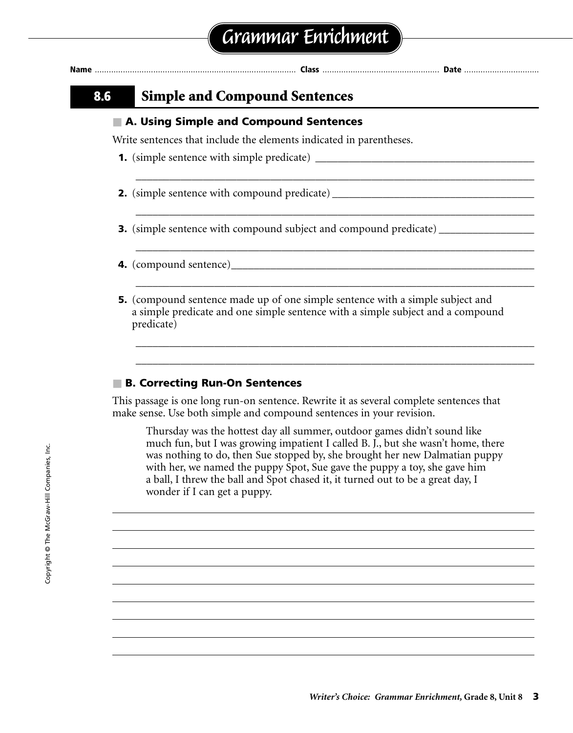# Grammar Enrichment

Name ........................................ Class ........................................ Date ........................................

## 8.6 Simple and Compound Sentences

### A. Using Simple and Compound Sentences

Write sentences that include the elements indicated in parentheses.

**1.** (simple sentence with simple predicate) ________________________________________

________________________________________________________________________

**2.** (simple sentence with compound predicate) ________________________________________

________________________________________________________________________

**3.** (simple sentence with compound subject and compound predicate) ____________________

________________________________________________________________________

**4.** (compound sentence) ________________________________________________________

________________________________________________________________________

**5.** (compound sentence made up of one simple sentence with a simple subject and a simple predicate and one simple sentence with a simple subject and a compound predicate)

________________________________________________________________________

________________________________________________________________________

### B. Correcting Run-On Sentences

This passage is one long run-on sentence. Rewrite it as several complete sentences that make sense. Use both simple and compound sentences in your revision.

> Thursday was the hottest day all summer, outdoor games didn't sound like much fun, but I was growing impatient I called B. J., but she wasn't home, there was nothing to do, then Sue stopped by, she brought her new Dalmatian puppy with her, we named the puppy Spot, Sue gave the puppy a toy, she gave him a ball, I threw the ball and Spot chased it, it turned out to be a great day, I wonder if I can get a puppy.

________________________________________________________________________

________________________________________________________________________

________________________________________________________________________

________________________________________________________________________

________________________________________________________________________

________________________________________________________________________

________________________________________________________________________

________________________________________________________________________

________________________________________________________________________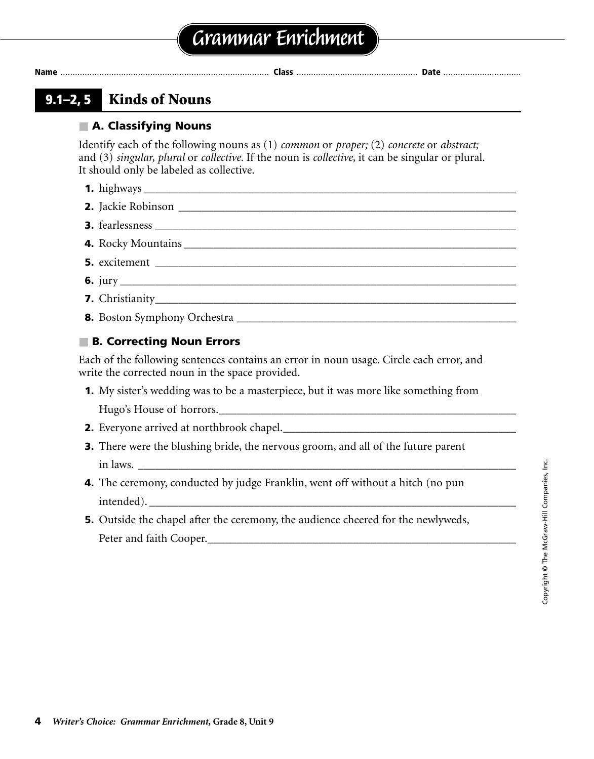# Grammar Enrichment

**Name** .................................................................................... **Class** ................................................ **Date** ...............................

## 9.1–2, 5 Kinds of Nouns

### A. Classifying Nouns

Identify each of the following nouns as (1) *common* or *proper;* (2) *concrete* or *abstract;* and (3) *singular, plural* or *collective.* If the noun is *collective,* it can be singular or plural. It should only be labeled as collective.

1. highways ____________________________________________________________
2. Jackie Robinson ______________________________________________________
3. fearlessness _________________________________________________________
4. Rocky Mountains _____________________________________________________
5. excitement __________________________________________________________
6. jury _______________________________________________________________
7. Christianity_________________________________________________________
8. Boston Symphony Orchestra ____________________________________________

### B. Correcting Noun Errors

Each of the following sentences contains an error in noun usage. Circle each error, and write the corrected noun in the space provided.

1. My sister's wedding was to be a masterpiece, but it was more like something from Hugo's House of horrors.____________________________________________
2. Everyone arrived at northbrook chapel.___________________________________
3. There were the blushing bride, the nervous groom, and all of the future parent in laws. ____________________________________________________________
4. The ceremony, conducted by judge Franklin, went off without a hitch (no pun intended). ___________________________________________________________
5. Outside the chapel after the ceremony, the audience cheered for the newlyweds, Peter and faith Cooper._______________________________________________

Copyright © The McGraw-Hill Companies, Inc.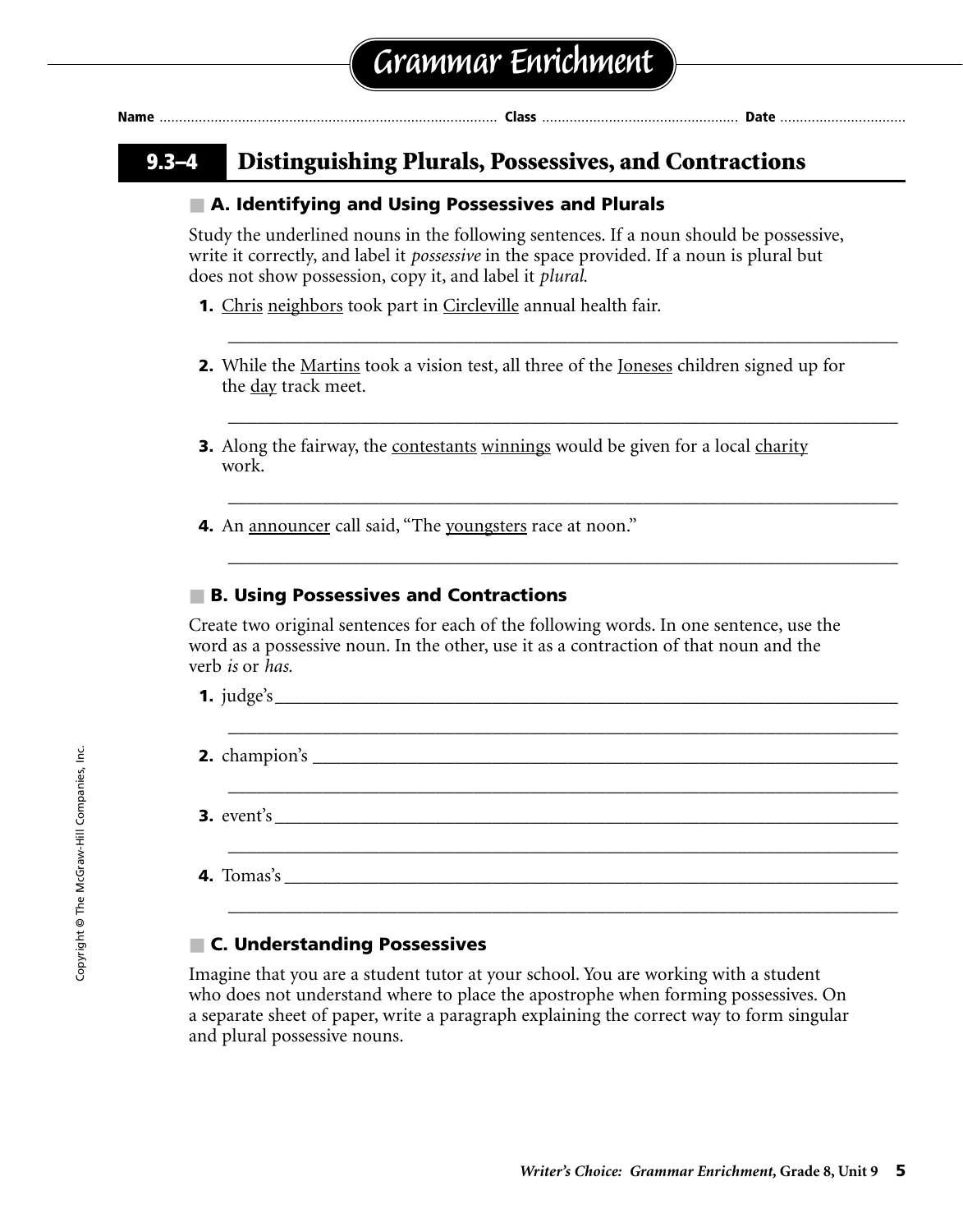# Grammar Enrichment

Name ............................ Class ............................ Date ............................

## 9.3–4 Distinguishing Plurals, Possessives, and Contractions

### A. Identifying and Using Possessives and Plurals

Study the underlined nouns in the following sentences. If a noun should be possessive, write it correctly, and label it *possessive* in the space provided. If a noun is plural but does not show possession, copy it, and label it *plural.*

**1.** <u>Chris</u> <u>neighbors</u> took part in <u>Circleville</u> annual health fair.

______________________________________________________________

**2.** While the <u>Martins</u> took a vision test, all three of the <u>Joneses</u> children signed up for the <u>day</u> track meet.

______________________________________________________________

**3.** Along the fairway, the <u>contestants</u> <u>winnings</u> would be given for a local <u>charity</u> work.

______________________________________________________________

**4.** An <u>announcer</u> call said, "The <u>youngsters</u> race at noon."

______________________________________________________________

### B. Using Possessives and Contractions

Create two original sentences for each of the following words. In one sentence, use the word as a possessive noun. In the other, use it as a contraction of that noun and the verb *is* or *has.*

**1.** judge's______________________________________________________________

______________________________________________________________

**2.** champion's ______________________________________________________________

______________________________________________________________

**3.** event's______________________________________________________________

______________________________________________________________

**4.** Tomas's ______________________________________________________________

______________________________________________________________

### C. Understanding Possessives

Imagine that you are a student tutor at your school. You are working with a student who does not understand where to place the apostrophe when forming possessives. On a separate sheet of paper, write a paragraph explaining the correct way to form singular and plural possessive nouns.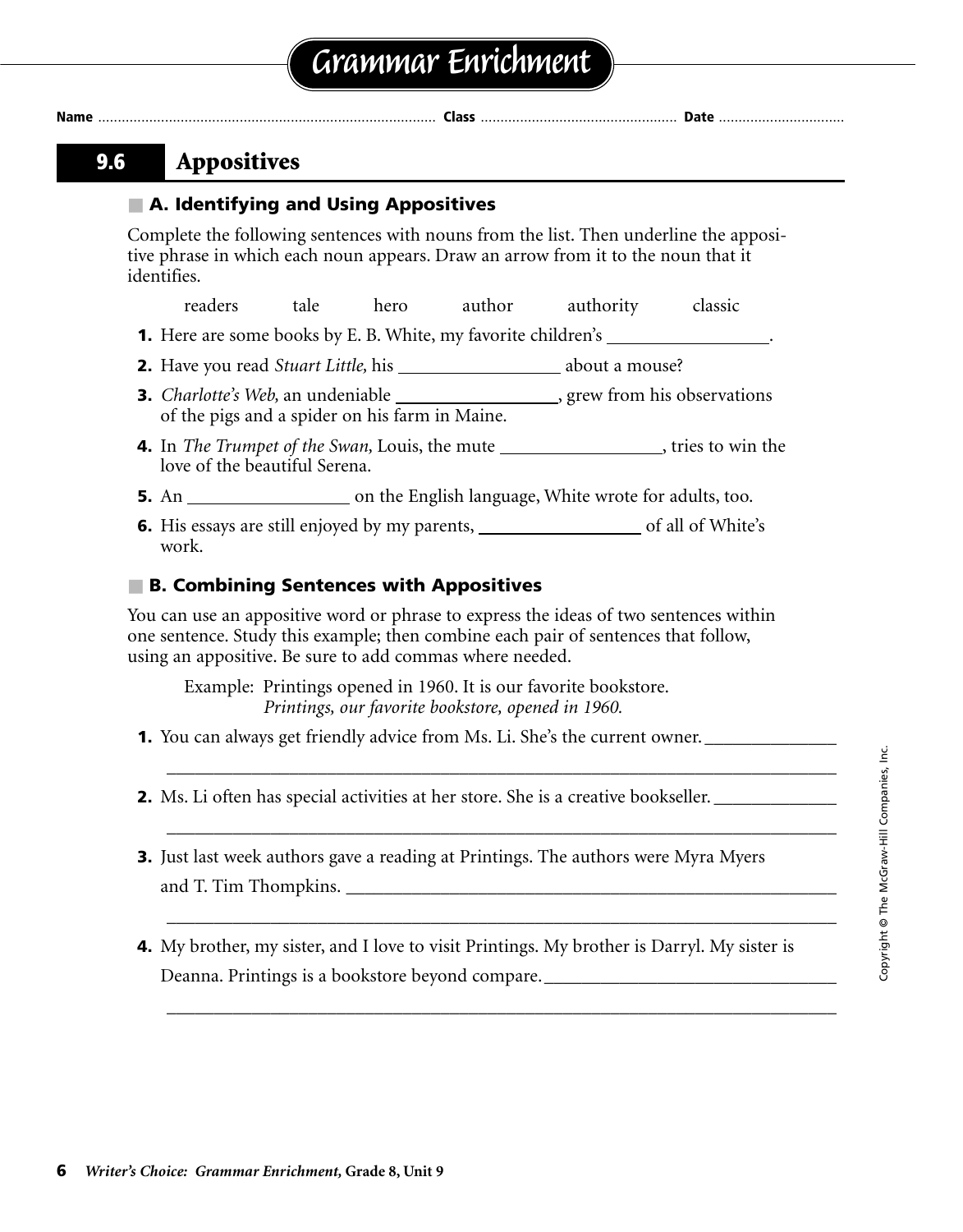# Grammar Enrichment

Name ........................................ Class ........................................ Date ..............................

## 9.6 Appositives

### A. Identifying and Using Appositives

Complete the following sentences with nouns from the list. Then underline the appositive phrase in which each noun appears. Draw an arrow from it to the noun that it identifies.

readers tale hero author authority classic

1. Here are some books by E. B. White, my favorite children's ________________.
2. Have you read *Stuart Little,* his ________________ about a mouse?
3. *Charlotte's Web,* an undeniable ________________, grew from his observations of the pigs and a spider on his farm in Maine.
4. In *The Trumpet of the Swan,* Louis, the mute ________________, tries to win the love of the beautiful Serena.
5. An ________________ on the English language, White wrote for adults, too.
6. His essays are still enjoyed by my parents, ________________ of all of White's work.

### B. Combining Sentences with Appositives

You can use an appositive word or phrase to express the ideas of two sentences within one sentence. Study this example; then combine each pair of sentences that follow, using an appositive. Be sure to add commas where needed.

Example: Printings opened in 1960. It is our favorite bookstore.
*Printings, our favorite bookstore, opened in 1960.*

1. You can always get friendly advice from Ms. Li. She's the current owner. ________________

   ________________________________________________________________

2. Ms. Li often has special activities at her store. She is a creative bookseller. ________________

   ________________________________________________________________

3. Just last week authors gave a reading at Printings. The authors were Myra Myers and T. Tim Thompkins. ________________________________

   ________________________________________________________________

4. My brother, my sister, and I love to visit Printings. My brother is Darryl. My sister is Deanna. Printings is a bookstore beyond compare. ________________________

   ________________________________________________________________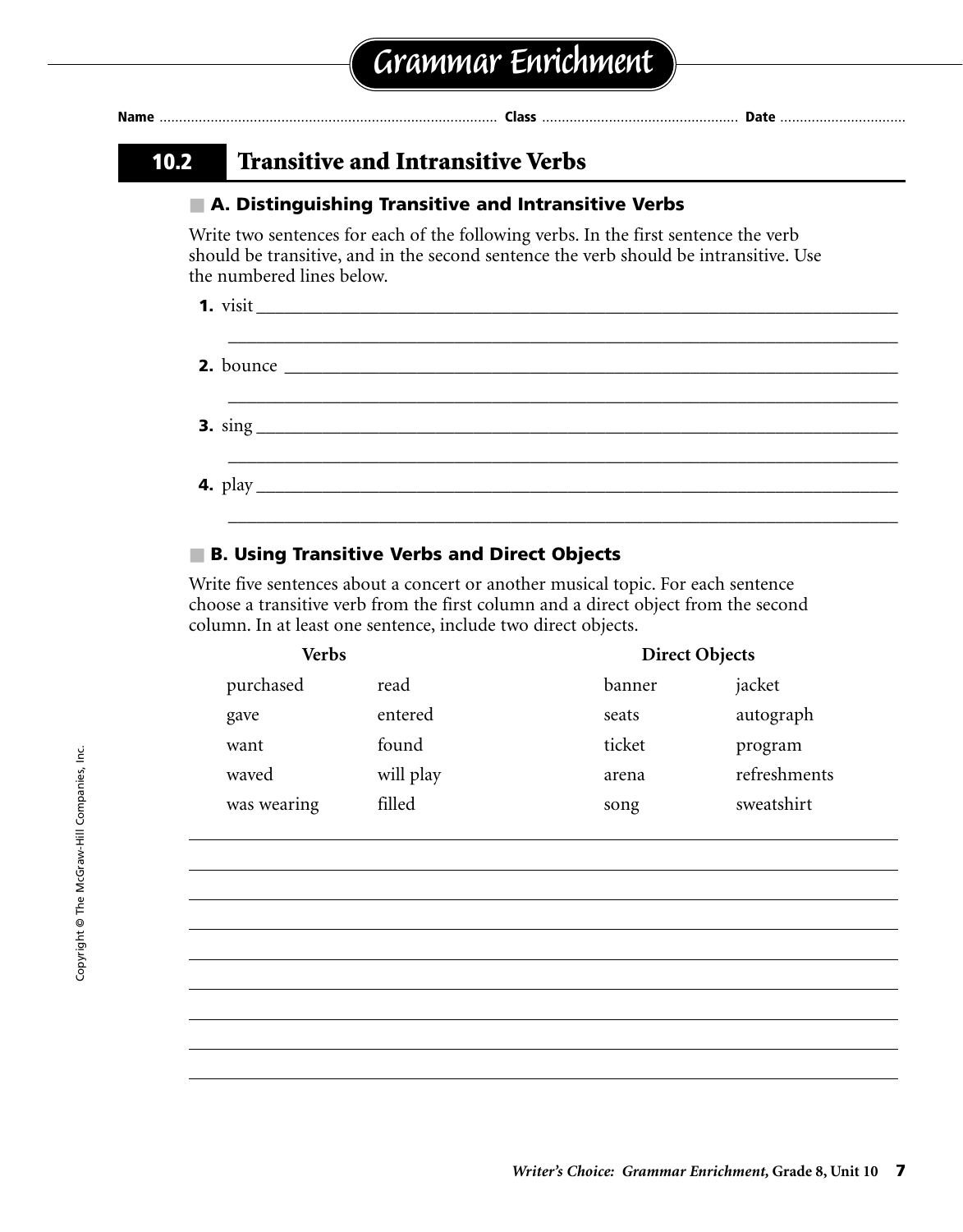# Grammar Enrichment

Name ............................................. Class ............................................. Date .............................

## 10.2 Transitive and Intransitive Verbs

### A. Distinguishing Transitive and Intransitive Verbs

Write two sentences for each of the following verbs. In the first sentence the verb should be transitive, and in the second sentence the verb should be intransitive. Use the numbered lines below.

**1.** visit ______________________________________________________________

______________________________________________________________

**2.** bounce ______________________________________________________________

______________________________________________________________

**3.** sing ______________________________________________________________

______________________________________________________________

**4.** play ______________________________________________________________

______________________________________________________________

### B. Using Transitive Verbs and Direct Objects

Write five sentences about a concert or another musical topic. For each sentence choose a transitive verb from the first column and a direct object from the second column. In at least one sentence, include two direct objects.

| Verbs | | Direct Objects | |
|---|---|---|---|
| purchased | read | banner | jacket |
| gave | entered | seats | autograph |
| want | found | ticket | program |
| waved | will play | arena | refreshments |
| was wearing | filled | song | sweatshirt |

______________________________________________________________

______________________________________________________________

______________________________________________________________

______________________________________________________________

______________________________________________________________

______________________________________________________________

______________________________________________________________

______________________________________________________________

______________________________________________________________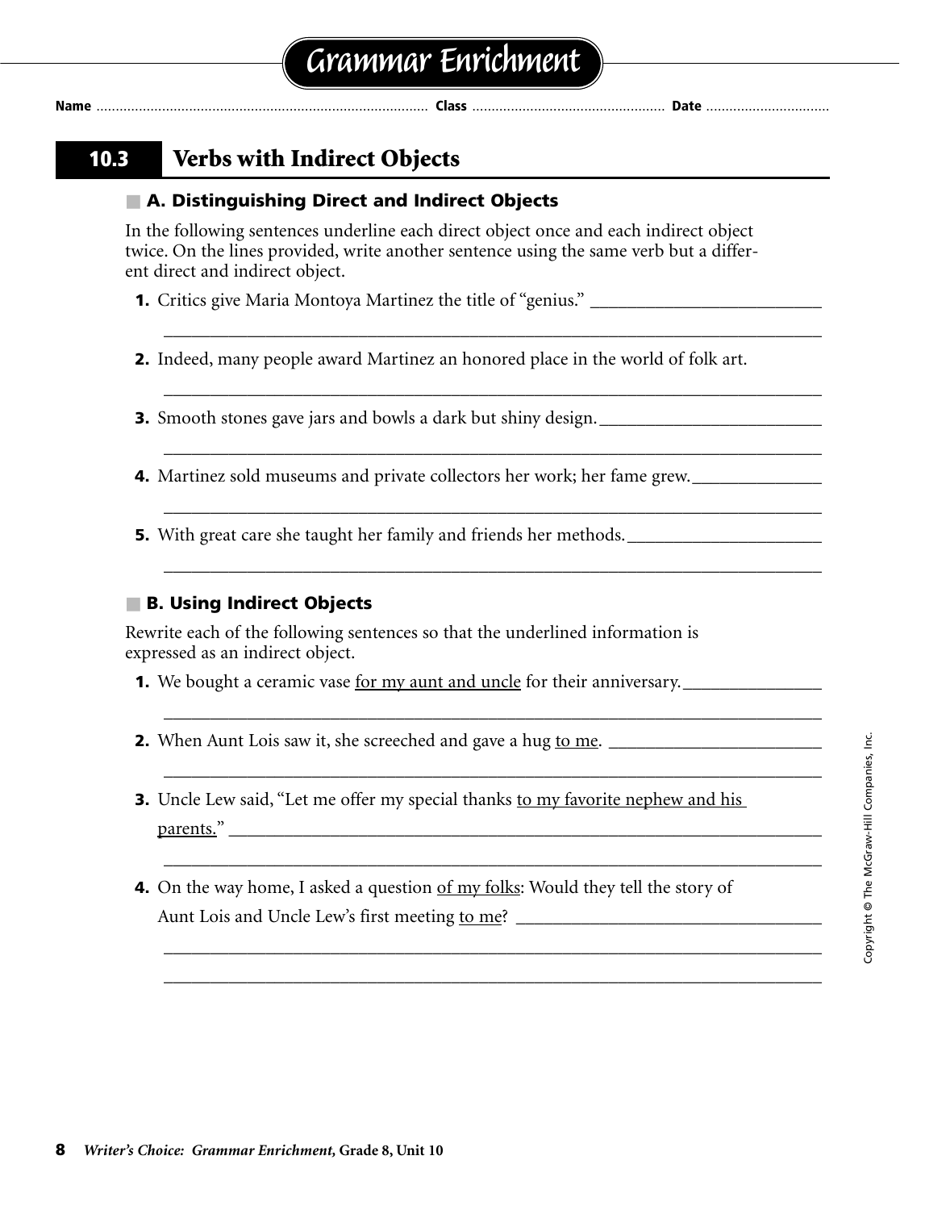# Grammar Enrichment

Name .................................................................................... Class ................................................ Date ...............................

## 10.3 Verbs with Indirect Objects

### A. Distinguishing Direct and Indirect Objects

In the following sentences underline each direct object once and each indirect object twice. On the lines provided, write another sentence using the same verb but a different direct and indirect object.

1. Critics give Maria Montoya Martinez the title of "genius." ___________________________

   ___________________________________________________________________________

2. Indeed, many people award Martinez an honored place in the world of folk art.

   ___________________________________________________________________________

3. Smooth stones gave jars and bowls a dark but shiny design. ___________________________

   ___________________________________________________________________________

4. Martinez sold museums and private collectors her work; her fame grew. _______________

   ___________________________________________________________________________

5. With great care she taught her family and friends her methods. _______________________

   ___________________________________________________________________________

### B. Using Indirect Objects

Rewrite each of the following sentences so that the underlined information is expressed as an indirect object.

1. We bought a ceramic vase <u>for my aunt and uncle</u> for their anniversary. ________________

   ___________________________________________________________________________

2. When Aunt Lois saw it, she screeched and gave a hug <u>to me</u>. _________________________

   ___________________________________________________________________________

3. Uncle Lew said, "Let me offer my special thanks <u>to my favorite nephew and his parents.</u>" ___________________________________________________________________

   ___________________________________________________________________________

4. On the way home, I asked a question <u>of my folks</u>: Would they tell the story of Aunt Lois and Uncle Lew's first meeting <u>to me</u>? ___________________________________

   ___________________________________________________________________________

   ___________________________________________________________________________

Copyright © The McGraw-Hill Companies, Inc.

*Writer's Choice: Grammar Enrichment,* Grade 8, Unit 10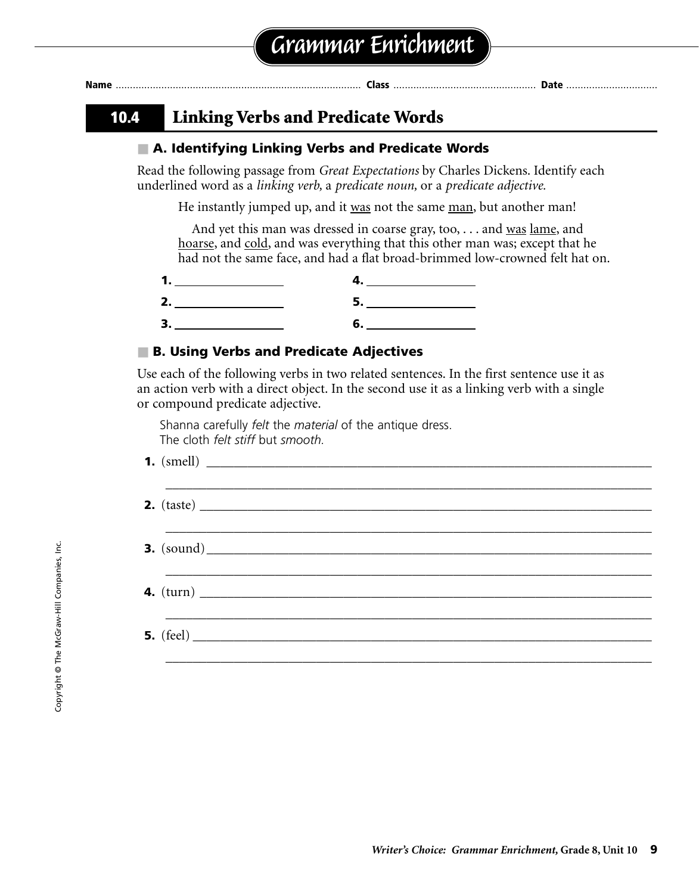# Grammar Enrichment

**Name** ............................................................ **Class** ........................................ **Date** ..........................

## 10.4 Linking Verbs and Predicate Words

### A. Identifying Linking Verbs and Predicate Words

Read the following passage from *Great Expectations* by Charles Dickens. Identify each underlined word as a *linking verb,* a *predicate noun,* or a *predicate adjective.*

> He instantly jumped up, and it <u>was</u> not the same <u>man</u>, but another man!
>
> And yet this man was dressed in coarse gray, too, . . . and <u>was</u> <u>lame</u>, and <u>hoarse</u>, and <u>cold</u>, and was everything that this other man was; except that he had not the same face, and had a flat broad-brimmed low-crowned felt hat on.

**1.** ________________ **4.** ________________

**2.** ________________ **5.** ________________

**3.** ________________ **6.** ________________

### B. Using Verbs and Predicate Adjectives

Use each of the following verbs in two related sentences. In the first sentence use it as an action verb with a direct object. In the second use it as a linking verb with a single or compound predicate adjective.

> Shanna carefully *felt* the *material* of the antique dress.
> The cloth *felt stiff* but *smooth.*

**1.** (smell) ______________________________________________________________

______________________________________________________________

**2.** (taste) ______________________________________________________________

______________________________________________________________

**3.** (sound) ______________________________________________________________

______________________________________________________________

**4.** (turn) ______________________________________________________________

______________________________________________________________

**5.** (feel) ______________________________________________________________

______________________________________________________________

Copyright © The McGraw-Hill Companies, Inc.

*Writer's Choice: Grammar Enrichment,* Grade 8, Unit 10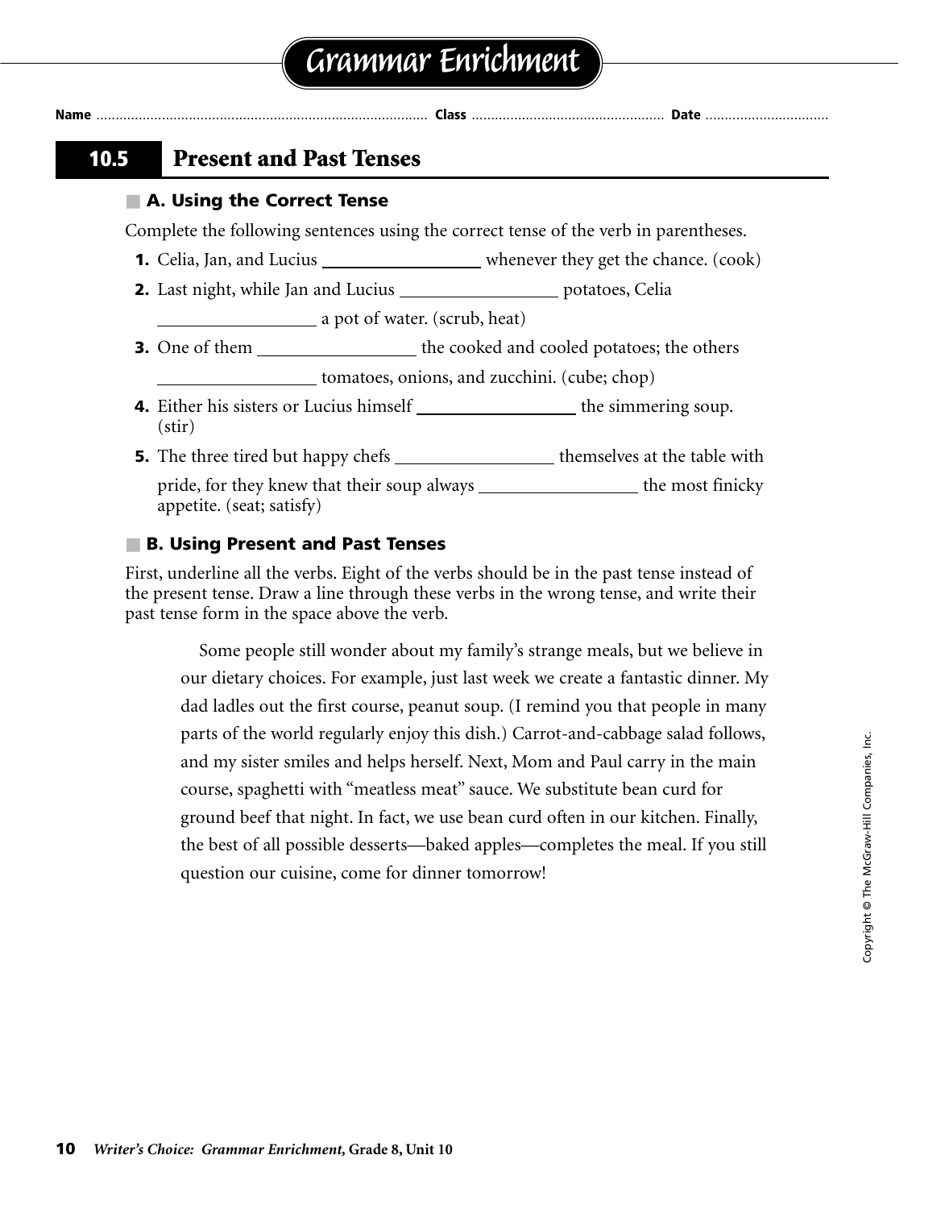# Grammar Enrichment

**Name** ........................................ **Class** ........................................ **Date** ........................

## 10.5 Present and Past Tenses

### A. Using the Correct Tense

Complete the following sentences using the correct tense of the verb in parentheses.

1. Celia, Jan, and Lucius ________________ whenever they get the chance. (cook)
2. Last night, while Jan and Lucius ________________ potatoes, Celia ________________ a pot of water. (scrub, heat)
3. One of them ________________ the cooked and cooled potatoes; the others ________________ tomatoes, onions, and zucchini. (cube; chop)
4. Either his sisters or Lucius himself ________________ the simmering soup. (stir)
5. The three tired but happy chefs ________________ themselves at the table with pride, for they knew that their soup always ________________ the most finicky appetite. (seat; satisfy)

### B. Using Present and Past Tenses

First, underline all the verbs. Eight of the verbs should be in the past tense instead of the present tense. Draw a line through these verbs in the wrong tense, and write their past tense form in the space above the verb.

> Some people still wonder about my family's strange meals, but we believe in our dietary choices. For example, just last week we create a fantastic dinner. My dad ladles out the first course, peanut soup. (I remind you that people in many parts of the world regularly enjoy this dish.) Carrot-and-cabbage salad follows, and my sister smiles and helps herself. Next, Mom and Paul carry in the main course, spaghetti with "meatless meat" sauce. We substitute bean curd for ground beef that night. In fact, we use bean curd often in our kitchen. Finally, the best of all possible desserts—baked apples—completes the meal. If you still question our cuisine, come for dinner tomorrow!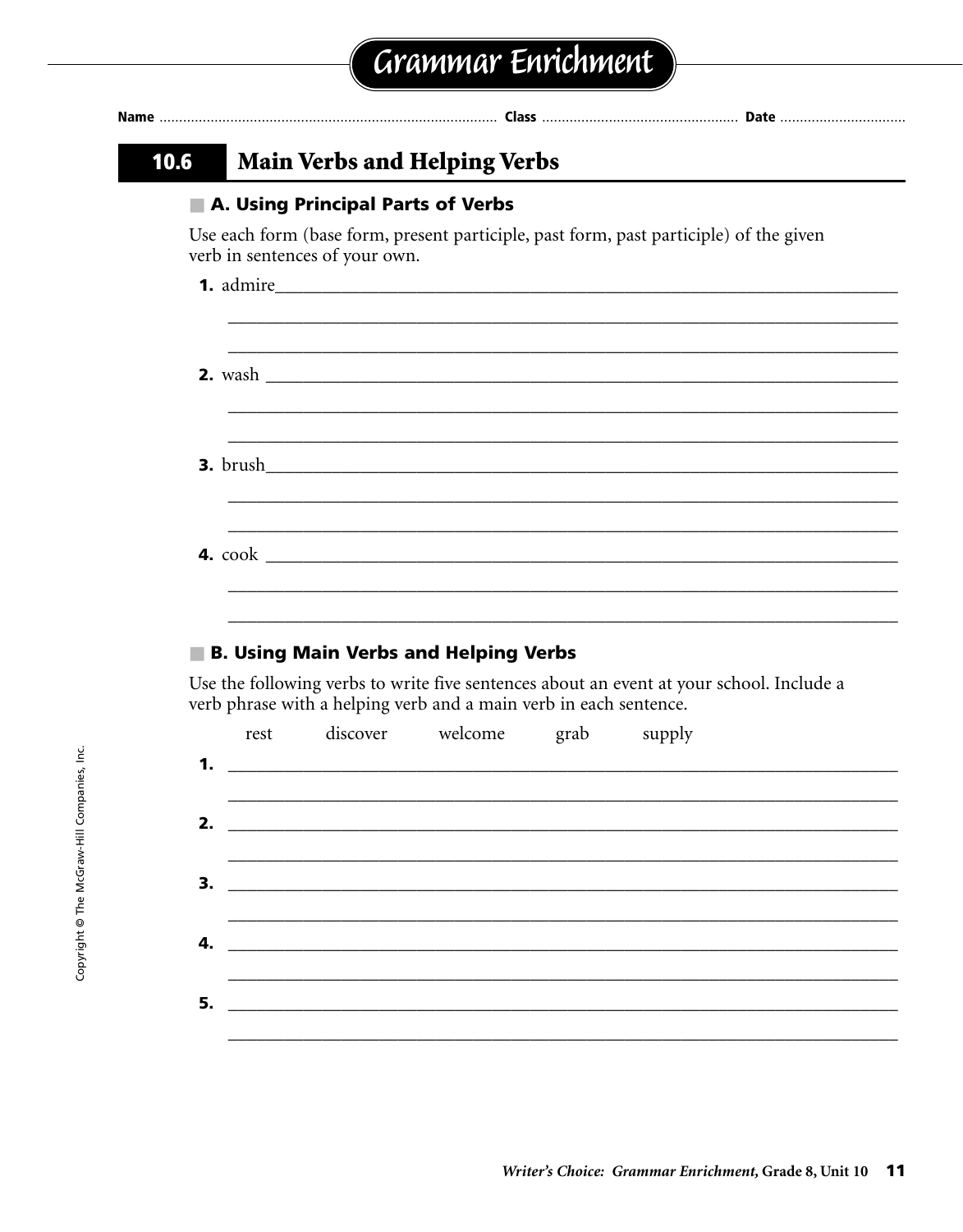# Grammar Enrichment

Name .................................................. Class .................................................. Date ..................................

## 10.6 Main Verbs and Helping Verbs

### A. Using Principal Parts of Verbs

Use each form (base form, present participle, past form, past participle) of the given verb in sentences of your own.

**1.** admire________________________________________________

________________________________________________

________________________________________________

**2.** wash ________________________________________________

________________________________________________

________________________________________________

**3.** brush________________________________________________

________________________________________________

________________________________________________

**4.** cook ________________________________________________

________________________________________________

________________________________________________

### B. Using Main Verbs and Helping Verbs

Use the following verbs to write five sentences about an event at your school. Include a verb phrase with a helping verb and a main verb in each sentence.

rest discover welcome grab supply

**1.** ________________________________________________

________________________________________________

**2.** ________________________________________________

________________________________________________

**3.** ________________________________________________

________________________________________________

**4.** ________________________________________________

________________________________________________

**5.** ________________________________________________

________________________________________________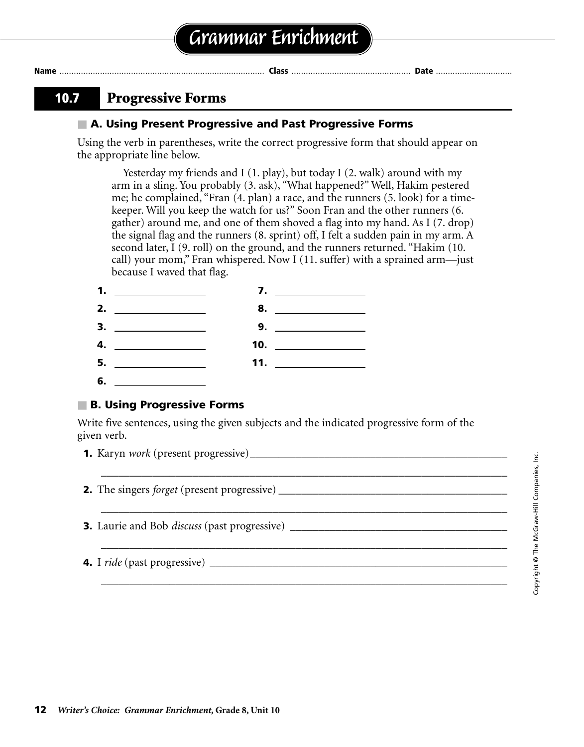# Grammar Enrichment

**Name** ........................................................ **Class** .................................. **Date** ......................

## 10.7 Progressive Forms

### A. Using Present Progressive and Past Progressive Forms

Using the verb in parentheses, write the correct progressive form that should appear on the appropriate line below.

> Yesterday my friends and I (1. play), but today I (2. walk) around with my arm in a sling. You probably (3. ask), "What happened?" Well, Hakim pestered me; he complained, "Fran (4. plan) a race, and the runners (5. look) for a time-keeper. Will you keep the watch for us?" Soon Fran and the other runners (6. gather) around me, and one of them shoved a flag into my hand. As I (7. drop) the signal flag and the runners (8. sprint) off, I felt a sudden pain in my arm. A second later, I (9. roll) on the ground, and the runners returned. "Hakim (10. call) your mom," Fran whispered. Now I (11. suffer) with a sprained arm—just because I waved that flag.

**1.** ________________ **7.** ________________

**2.** ________________ **8.** ________________

**3.** ________________ **9.** ________________

**4.** ________________ **10.** ________________

**5.** ________________ **11.** ________________

**6.** ________________

### B. Using Progressive Forms

Write five sentences, using the given subjects and the indicated progressive form of the given verb.

**1.** Karyn *work* (present progressive)________________________________________________

________________________________________________________________________

**2.** The singers *forget* (present progressive) __________________________________________

________________________________________________________________________

**3.** Laurie and Bob *discuss* (past progressive) _________________________________________

________________________________________________________________________

**4.** I *ride* (past progressive) ______________________________________________________

________________________________________________________________________

Copyright © The McGraw-Hill Companies, Inc.

*Writer's Choice: Grammar Enrichment,* **Grade 8, Unit 10**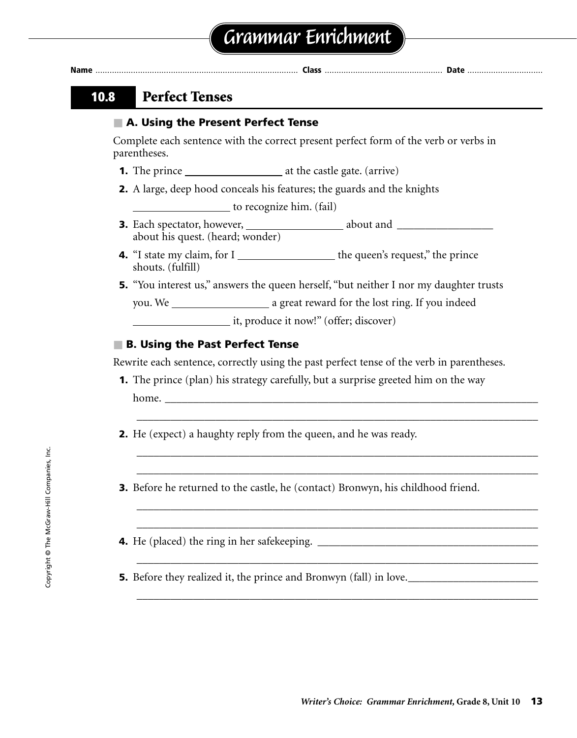# Grammar Enrichment

Name ................................................................................ Class ................................................ Date ...............................

## 10.8 Perfect Tenses

### A. Using the Present Perfect Tense

Complete each sentence with the correct present perfect form of the verb or verbs in parentheses.

1. The prince __________________ at the castle gate. (arrive)
2. A large, deep hood conceals his features; the guards and the knights __________________ to recognize him. (fail)
3. Each spectator, however, __________________ about and __________________ about his quest. (heard; wonder)
4. "I state my claim, for I __________________ the queen's request," the prince shouts. (fulfill)
5. "You interest us," answers the queen herself, "but neither I nor my daughter trusts you. We __________________ a great reward for the lost ring. If you indeed __________________ it, produce it now!" (offer; discover)

### B. Using the Past Perfect Tense

Rewrite each sentence, correctly using the past perfect tense of the verb in parentheses.

1. The prince (plan) his strategy carefully, but a surprise greeted him on the way home. ______________________________________________________________________

   ______________________________________________________________________
2. He (expect) a haughty reply from the queen, and he was ready.

   ______________________________________________________________________

   ______________________________________________________________________
3. Before he returned to the castle, he (contact) Bronwyn, his childhood friend.

   ______________________________________________________________________

   ______________________________________________________________________
4. He (placed) the ring in her safekeeping. ________________________________________

   ______________________________________________________________________
5. Before they realized it, the prince and Bronwyn (fall) in love.________________________

   ______________________________________________________________________

*Writer's Choice: Grammar Enrichment,* Grade 8, Unit 10

Copyright © The McGraw-Hill Companies, Inc.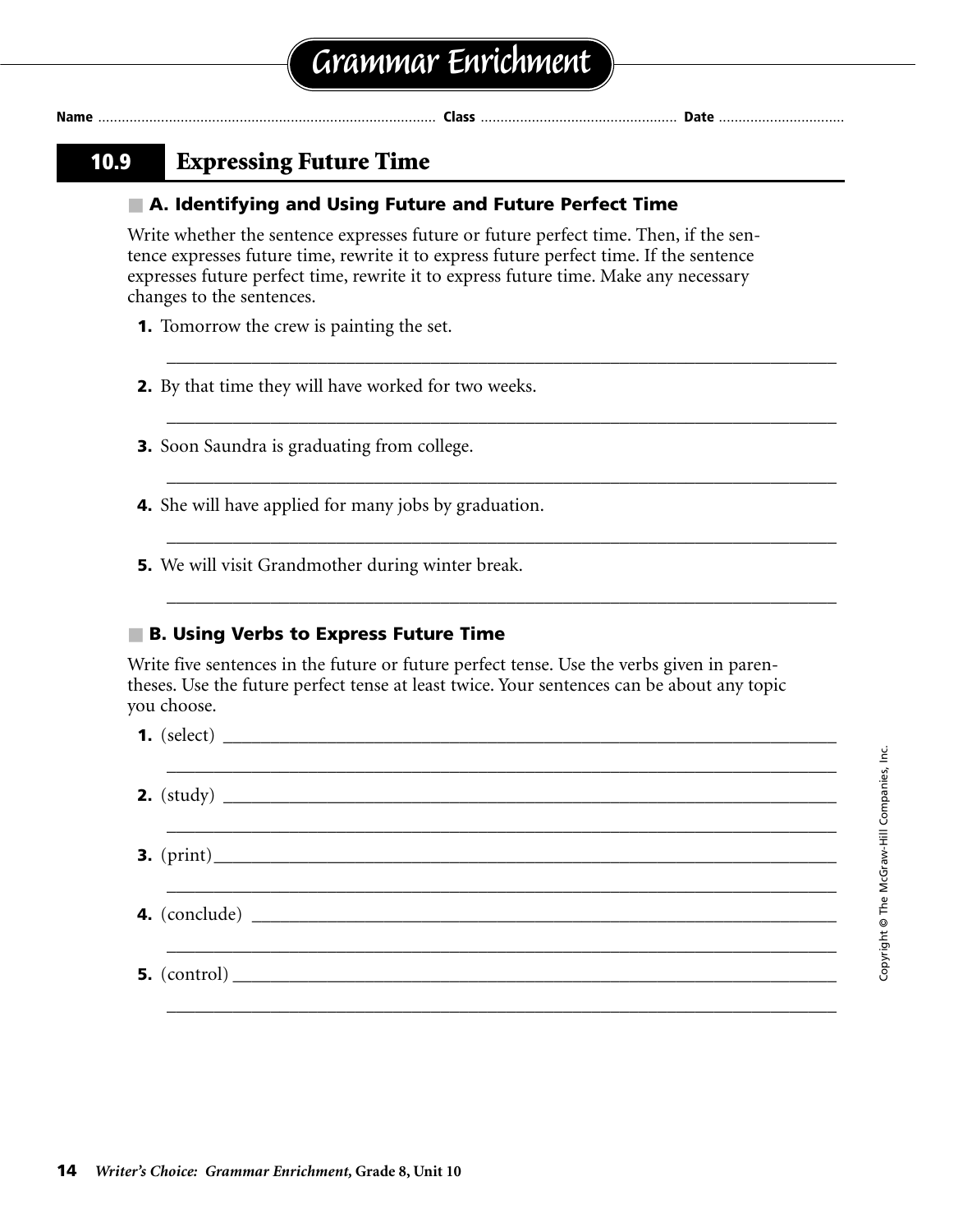# Grammar Enrichment

Name ............................................ Class ............................................ Date ..............................

## 10.9 Expressing Future Time

### A. Identifying and Using Future and Future Perfect Time

Write whether the sentence expresses future or future perfect time. Then, if the sentence expresses future time, rewrite it to express future perfect time. If the sentence expresses future perfect time, rewrite it to express future time. Make any necessary changes to the sentences.

**1.** Tomorrow the crew is painting the set.

______________________________________________________________________

**2.** By that time they will have worked for two weeks.

______________________________________________________________________

**3.** Soon Saundra is graduating from college.

______________________________________________________________________

**4.** She will have applied for many jobs by graduation.

______________________________________________________________________

**5.** We will visit Grandmother during winter break.

______________________________________________________________________

### B. Using Verbs to Express Future Time

Write five sentences in the future or future perfect tense. Use the verbs given in parentheses. Use the future perfect tense at least twice. Your sentences can be about any topic you choose.

**1.** (select) ______________________________________________________________________

______________________________________________________________________

**2.** (study) ______________________________________________________________________

______________________________________________________________________

**3.** (print) ______________________________________________________________________

______________________________________________________________________

**4.** (conclude) ______________________________________________________________________

______________________________________________________________________

**5.** (control) ______________________________________________________________________

______________________________________________________________________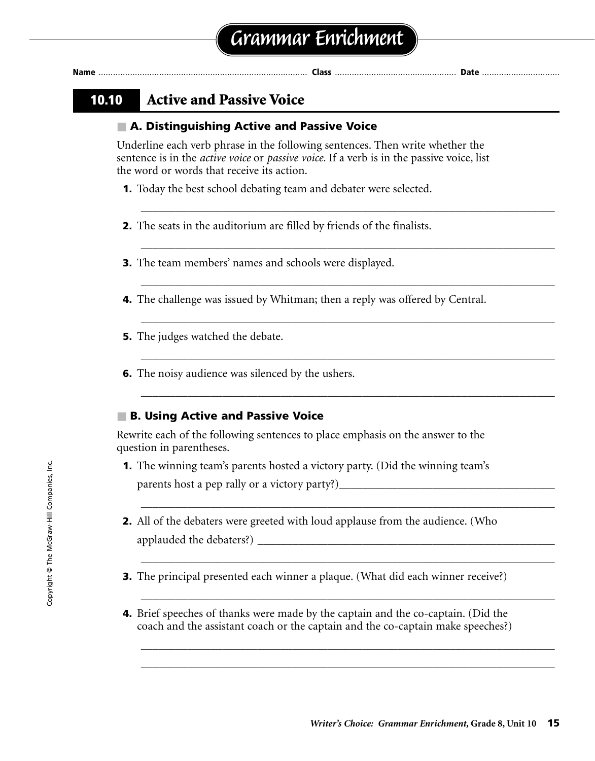# Grammar Enrichment

**Name** ............................................. **Class** ............................................. **Date** .............................

## 10.10 Active and Passive Voice

### A. Distinguishing Active and Passive Voice

Underline each verb phrase in the following sentences. Then write whether the sentence is in the *active voice* or *passive voice*. If a verb is in the passive voice, list the word or words that receive its action.

**1.** Today the best school debating team and debater were selected.

_______________________________________________________________

**2.** The seats in the auditorium are filled by friends of the finalists.

_______________________________________________________________

**3.** The team members' names and schools were displayed.

_______________________________________________________________

**4.** The challenge was issued by Whitman; then a reply was offered by Central.

_______________________________________________________________

**5.** The judges watched the debate.

_______________________________________________________________

**6.** The noisy audience was silenced by the ushers.

_______________________________________________________________

### B. Using Active and Passive Voice

Rewrite each of the following sentences to place emphasis on the answer to the question in parentheses.

**1.** The winning team's parents hosted a victory party. (Did the winning team's parents host a pep rally or a victory party?)_______________________________

_______________________________________________________________

**2.** All of the debaters were greeted with loud applause from the audience. (Who applauded the debaters?) _______________________________

_______________________________________________________________

**3.** The principal presented each winner a plaque. (What did each winner receive?)

_______________________________________________________________

**4.** Brief speeches of thanks were made by the captain and the co-captain. (Did the coach and the assistant coach or the captain and the co-captain make speeches?)

_______________________________________________________________

_______________________________________________________________

Copyright © The McGraw-Hill Companies, Inc.

*Writer's Choice: Grammar Enrichment,* Grade 8, Unit 10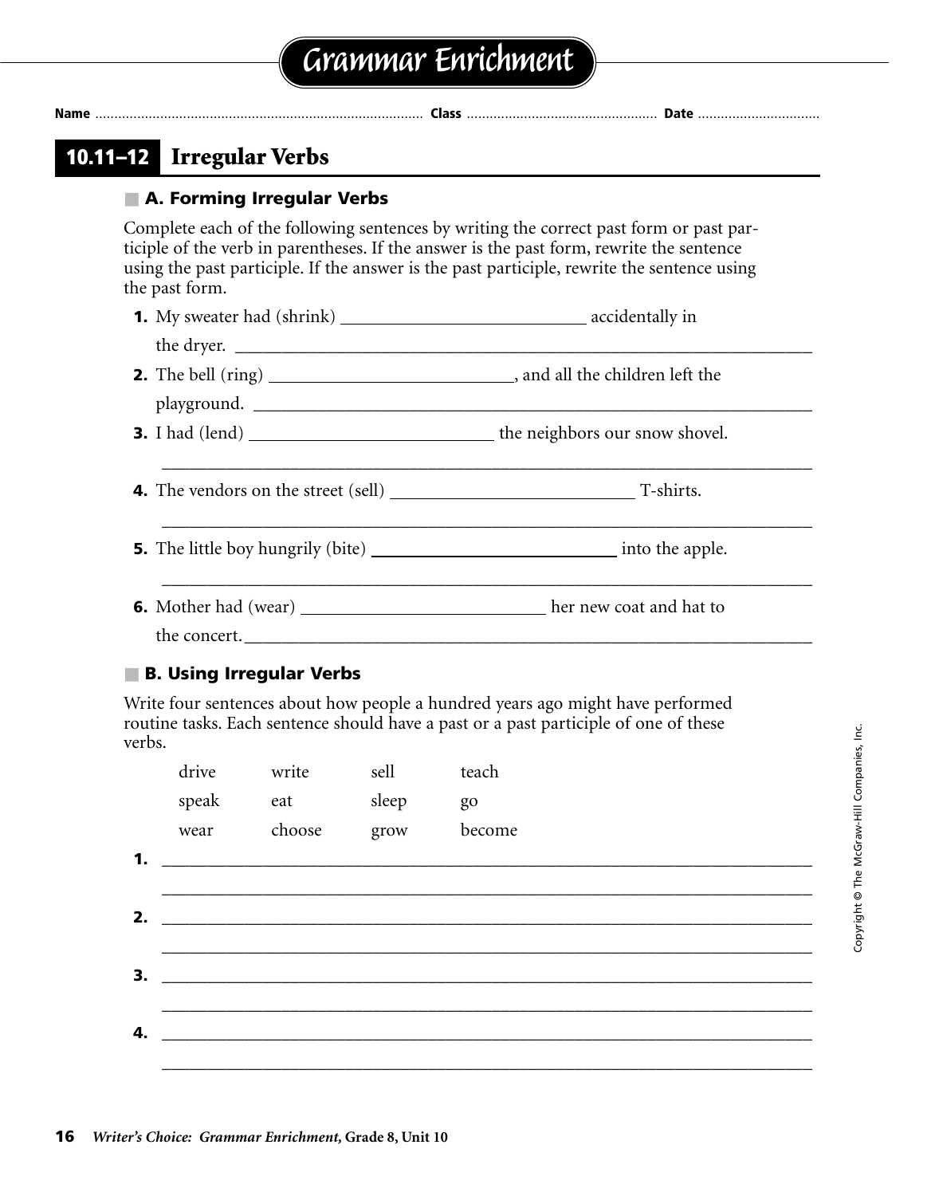# Grammar Enrichment

**Name** ........................................................................................ **Class** .................................................. **Date** ................................

## 10.11–12 Irregular Verbs

### A. Forming Irregular Verbs

Complete each of the following sentences by writing the correct past form or past participle of the verb in parentheses. If the answer is the past form, rewrite the sentence using the past participle. If the answer is the past participle, rewrite the sentence using the past form.

**1.** My sweater had (shrink) ____________________________ accidentally in the dryer. ____________________________________________________________

**2.** The bell (ring) ____________________________, and all the children left the playground. ____________________________________________________________

**3.** I had (lend) ____________________________ the neighbors our snow shovel.

____________________________________________________________

**4.** The vendors on the street (sell) ____________________________ T-shirts.

____________________________________________________________

**5.** The little boy hungrily (bite) ____________________________ into the apple.

____________________________________________________________

**6.** Mother had (wear) ____________________________ her new coat and hat to the concert. ____________________________________________________________

### B. Using Irregular Verbs

Write four sentences about how people a hundred years ago might have performed routine tasks. Each sentence should have a past or a past participle of one of these verbs.

| | | | |
|---|---|---|---|
| drive | write | sell | teach |
| speak | eat | sleep | go |
| wear | choose | grow | become |

**1.** ____________________________________________________________

____________________________________________________________

**2.** ____________________________________________________________

____________________________________________________________

**3.** ____________________________________________________________

____________________________________________________________

**4.** ____________________________________________________________

____________________________________________________________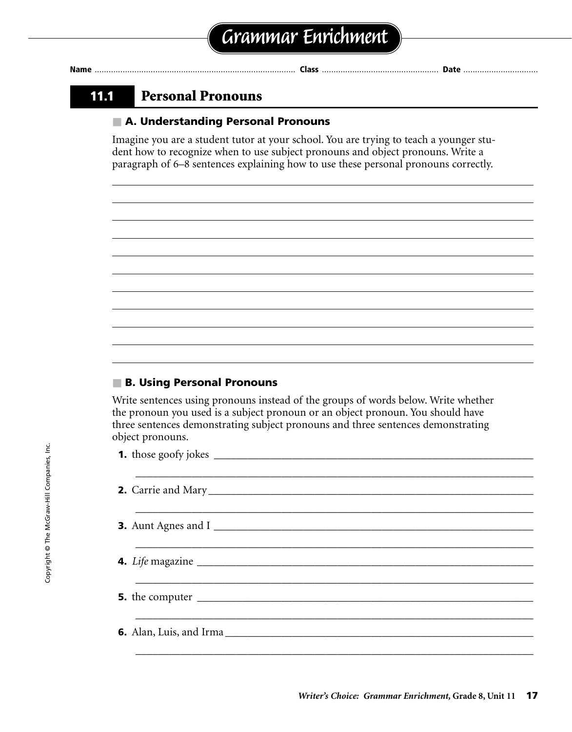# Grammar Enrichment

Name ........................................ Class ........................................ Date ........................................

## 11.1 Personal Pronouns

### A. Understanding Personal Pronouns

Imagine you are a student tutor at your school. You are trying to teach a younger student how to recognize when to use subject pronouns and object pronouns. Write a paragraph of 6–8 sentences explaining how to use these personal pronouns correctly.

_______________________________________________________________________________

_______________________________________________________________________________

_______________________________________________________________________________

_______________________________________________________________________________

_______________________________________________________________________________

_______________________________________________________________________________

_______________________________________________________________________________

_______________________________________________________________________________

_______________________________________________________________________________

_______________________________________________________________________________

_______________________________________________________________________________

### B. Using Personal Pronouns

Write sentences using pronouns instead of the groups of words below. Write whether the pronoun you used is a subject pronoun or an object pronoun. You should have three sentences demonstrating subject pronouns and three sentences demonstrating object pronouns.

**1.** those goofy jokes _______________________________________________

_______________________________________________________________

**2.** Carrie and Mary _______________________________________________

_______________________________________________________________

**3.** Aunt Agnes and I _______________________________________________

_______________________________________________________________

**4.** *Life* magazine _______________________________________________

_______________________________________________________________

**5.** the computer _______________________________________________

_______________________________________________________________

**6.** Alan, Luis, and Irma _______________________________________________

_______________________________________________________________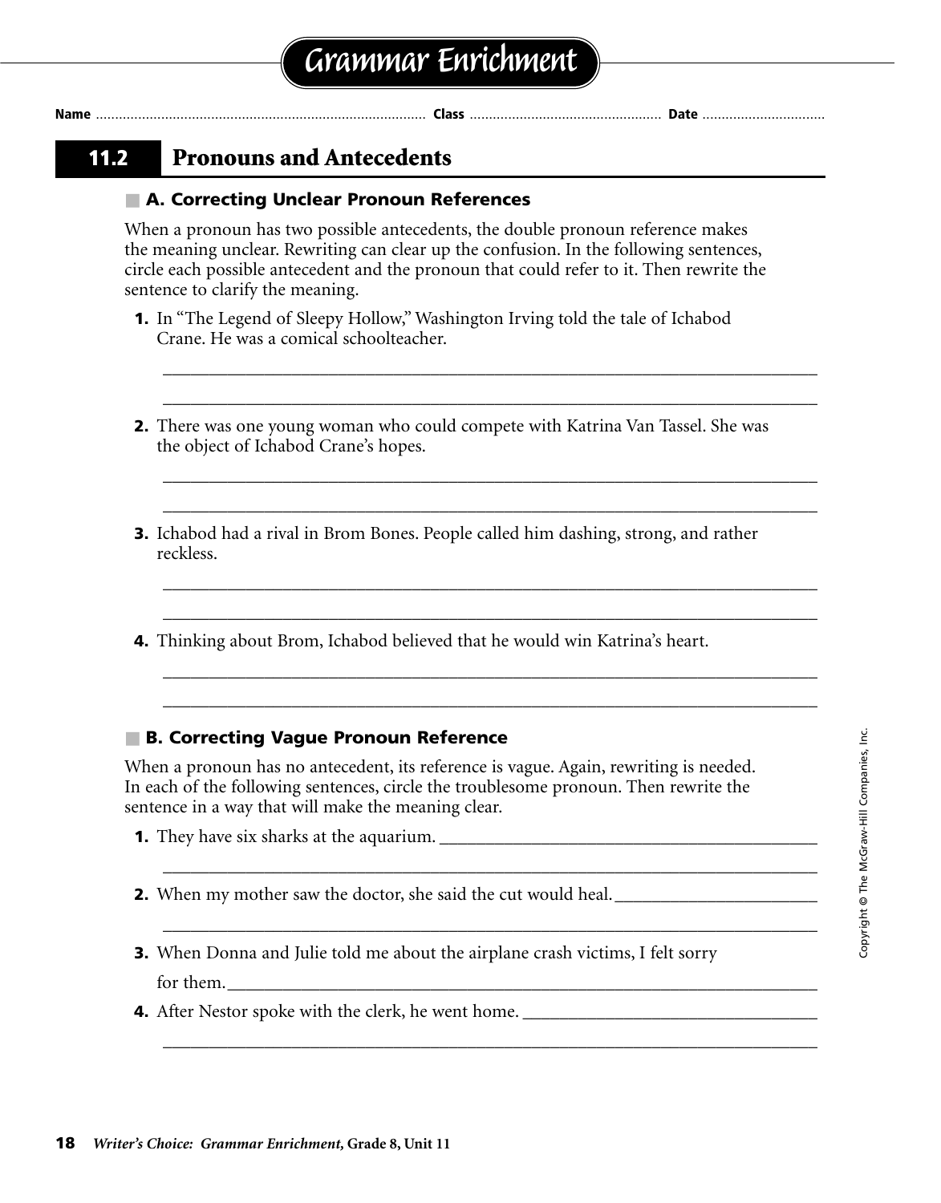# Grammar Enrichment

**Name** ........................................ **Class** ........................................ **Date** ..............................

## 11.2 Pronouns and Antecedents

### A. Correcting Unclear Pronoun References

When a pronoun has two possible antecedents, the double pronoun reference makes the meaning unclear. Rewriting can clear up the confusion. In the following sentences, circle each possible antecedent and the pronoun that could refer to it. Then rewrite the sentence to clarify the meaning.

**1.** In "The Legend of Sleepy Hollow," Washington Irving told the tale of Ichabod Crane. He was a comical schoolteacher.

_______________________________________________________________________________

_______________________________________________________________________________

**2.** There was one young woman who could compete with Katrina Van Tassel. She was the object of Ichabod Crane's hopes.

_______________________________________________________________________________

_______________________________________________________________________________

**3.** Ichabod had a rival in Brom Bones. People called him dashing, strong, and rather reckless.

_______________________________________________________________________________

_______________________________________________________________________________

**4.** Thinking about Brom, Ichabod believed that he would win Katrina's heart.

_______________________________________________________________________________

_______________________________________________________________________________

### B. Correcting Vague Pronoun Reference

When a pronoun has no antecedent, its reference is vague. Again, rewriting is needed. In each of the following sentences, circle the troublesome pronoun. Then rewrite the sentence in a way that will make the meaning clear.

**1.** They have six sharks at the aquarium. ___________________________________________

_______________________________________________________________________________

**2.** When my mother saw the doctor, she said the cut would heal. ______________________

_______________________________________________________________________________

**3.** When Donna and Julie told me about the airplane crash victims, I felt sorry for them. ______________________________________________________________________

**4.** After Nestor spoke with the clerk, he went home. ______________________________

_______________________________________________________________________________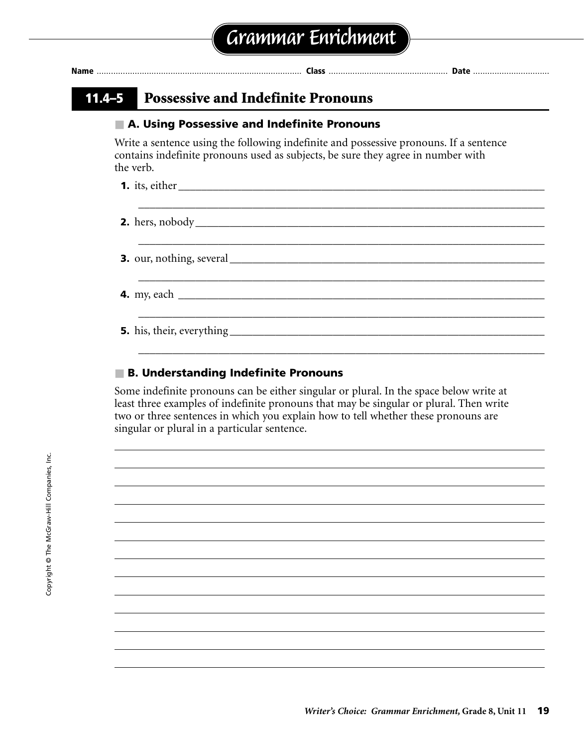# Grammar Enrichment

**Name** ........................................ **Class** ........................................ **Date** ........................................

## 11.4–5 Possessive and Indefinite Pronouns

### A. Using Possessive and Indefinite Pronouns

Write a sentence using the following indefinite and possessive pronouns. If a sentence contains indefinite pronouns used as subjects, be sure they agree in number with the verb.

**1.** its, either ______________________________________________

______________________________________________

**2.** hers, nobody ______________________________________________

______________________________________________

**3.** our, nothing, several ______________________________________________

______________________________________________

**4.** my, each ______________________________________________

______________________________________________

**5.** his, their, everything ______________________________________________

______________________________________________

### B. Understanding Indefinite Pronouns

Some indefinite pronouns can be either singular or plural. In the space below write at least three examples of indefinite pronouns that may be singular or plural. Then write two or three sentences in which you explain how to tell whether these pronouns are singular or plural in a particular sentence.

______________________________________________

______________________________________________

______________________________________________

______________________________________________

______________________________________________

______________________________________________

______________________________________________

______________________________________________

______________________________________________

______________________________________________

______________________________________________

______________________________________________

______________________________________________

Copyright © The McGraw-Hill Companies, Inc.

*Writer's Choice: Grammar Enrichment,* Grade 8, Unit 11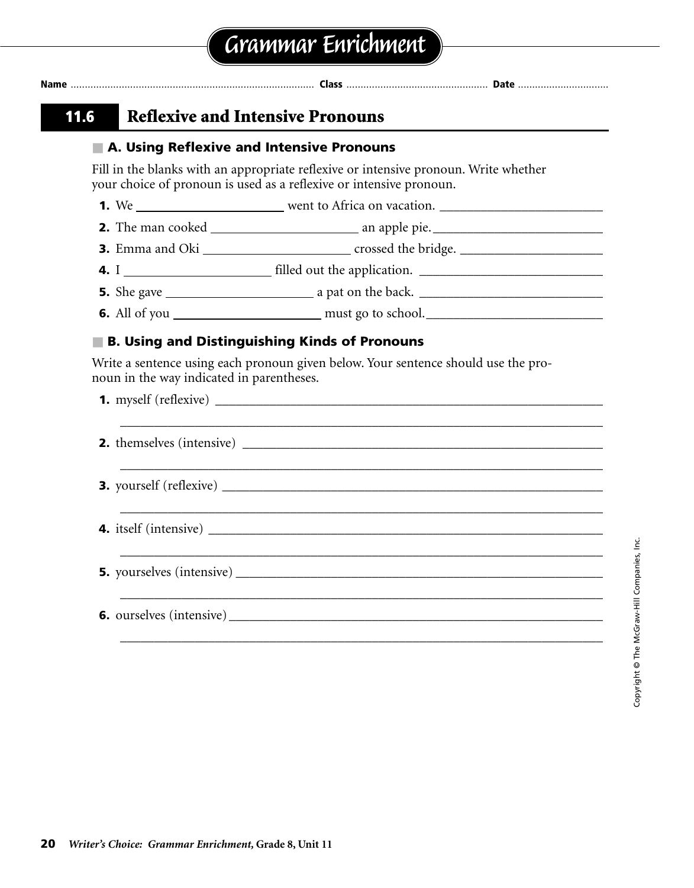# Grammar Enrichment

Name ............................................................ Class ............................................ Date ..............................

## 11.6 Reflexive and Intensive Pronouns

### A. Using Reflexive and Intensive Pronouns

Fill in the blanks with an appropriate reflexive or intensive pronoun. Write whether your choice of pronoun is used as a reflexive or intensive pronoun.

**1.** We ______________________ went to Africa on vacation. ______________________

**2.** The man cooked ______________________ an apple pie. ______________________

**3.** Emma and Oki ______________________ crossed the bridge. ______________________

**4.** I ______________________ filled out the application. ______________________

**5.** She gave ______________________ a pat on the back. ______________________

**6.** All of you ______________________ must go to school. ______________________

### B. Using and Distinguishing Kinds of Pronouns

Write a sentence using each pronoun given below. Your sentence should use the pronoun in the way indicated in parentheses.

**1.** myself (reflexive) ______________________________________________________

______________________________________________________________________

**2.** themselves (intensive) ___________________________________________________

______________________________________________________________________

**3.** yourself (reflexive) _____________________________________________________

______________________________________________________________________

**4.** itself (intensive) _______________________________________________________

______________________________________________________________________

**5.** yourselves (intensive) ___________________________________________________

______________________________________________________________________

**6.** ourselves (intensive) ____________________________________________________

______________________________________________________________________

Copyright © The McGraw-Hill Companies, Inc.

*Writer's Choice: Grammar Enrichment,* **Grade 8, Unit 11**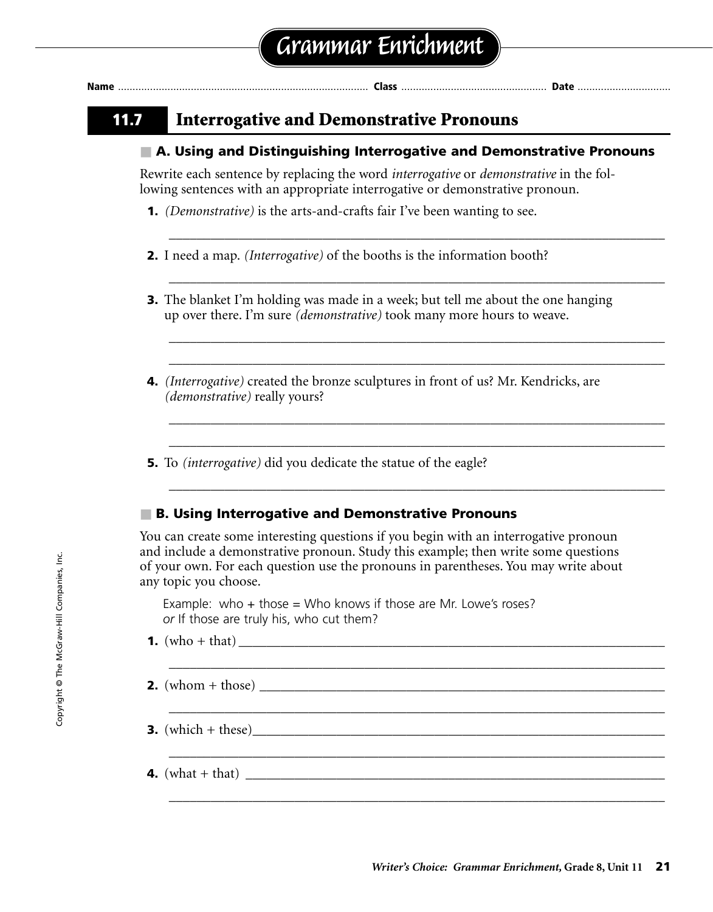# Grammar Enrichment

Name .................................................. Class .................................................. Date ..................................

## 11.7 Interrogative and Demonstrative Pronouns

### A. Using and Distinguishing Interrogative and Demonstrative Pronouns

Rewrite each sentence by replacing the word *interrogative* or *demonstrative* in the following sentences with an appropriate interrogative or demonstrative pronoun.

**1.** *(Demonstrative)* is the arts-and-crafts fair I've been wanting to see.

______________________________________________________________________

**2.** I need a map. *(Interrogative)* of the booths is the information booth?

______________________________________________________________________

**3.** The blanket I'm holding was made in a week; but tell me about the one hanging up over there. I'm sure *(demonstrative)* took many more hours to weave.

______________________________________________________________________

______________________________________________________________________

**4.** *(Interrogative)* created the bronze sculptures in front of us? Mr. Kendricks, are *(demonstrative)* really yours?

______________________________________________________________________

______________________________________________________________________

**5.** To *(interrogative)* did you dedicate the statue of the eagle?

______________________________________________________________________

### B. Using Interrogative and Demonstrative Pronouns

You can create some interesting questions if you begin with an interrogative pronoun and include a demonstrative pronoun. Study this example; then write some questions of your own. For each question use the pronouns in parentheses. You may write about any topic you choose.

Example: who + those = Who knows if those are Mr. Lowe's roses?
*or* If those are truly his, who cut them?

**1.** (who + that) ______________________________________________________________________

______________________________________________________________________

**2.** (whom + those) ______________________________________________________________________

______________________________________________________________________

**3.** (which + these) ______________________________________________________________________

______________________________________________________________________

**4.** (what + that) ______________________________________________________________________

______________________________________________________________________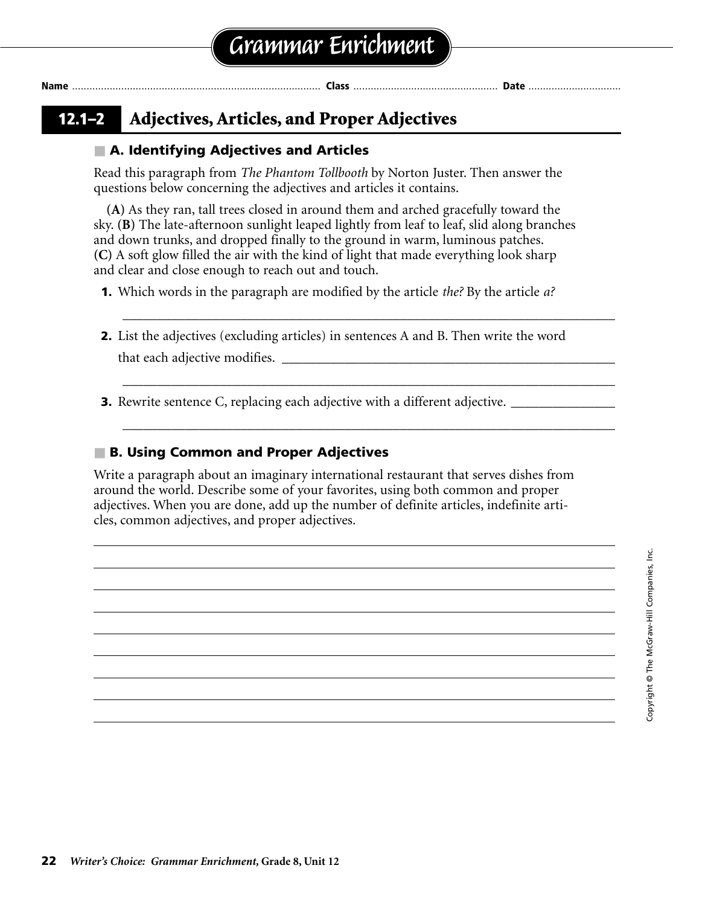# Grammar Enrichment

**Name** .................................................. **Class** .................................. **Date** ..........................

## 12.1–2 Adjectives, Articles, and Proper Adjectives

### A. Identifying Adjectives and Articles

Read this paragraph from *The Phantom Tollbooth* by Norton Juster. Then answer the questions below concerning the adjectives and articles it contains.

**(A)** As they ran, tall trees closed in around them and arched gracefully toward the sky. **(B)** The late-afternoon sunlight leaped lightly from leaf to leaf, slid along branches and down trunks, and dropped finally to the ground in warm, luminous patches. **(C)** A soft glow filled the air with the kind of light that made everything look sharp and clear and close enough to reach out and touch.

**1.** Which words in the paragraph are modified by the article *the?* By the article *a?*

_______________________________________________________________________________

**2.** List the adjectives (excluding articles) in sentences A and B. Then write the word that each adjective modifies. ____________________________________________________

_______________________________________________________________________________

**3.** Rewrite sentence C, replacing each adjective with a different adjective. ________________

_______________________________________________________________________________

### B. Using Common and Proper Adjectives

Write a paragraph about an imaginary international restaurant that serves dishes from around the world. Describe some of your favorites, using both common and proper adjectives. When you are done, add up the number of definite articles, indefinite articles, common adjectives, and proper adjectives.

_______________________________________________________________________________

_______________________________________________________________________________

_______________________________________________________________________________

_______________________________________________________________________________

_______________________________________________________________________________

_______________________________________________________________________________

_______________________________________________________________________________

_______________________________________________________________________________

_______________________________________________________________________________

Copyright © The McGraw-Hill Companies, Inc.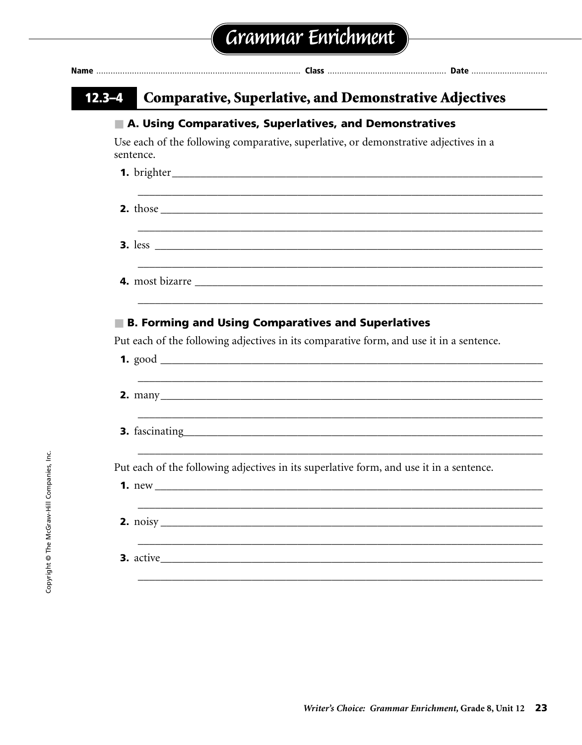# Grammar Enrichment

Name ........................................ Class ........................................ Date ........................................

## 12.3–4 Comparative, Superlative, and Demonstrative Adjectives

### A. Using Comparatives, Superlatives, and Demonstratives

Use each of the following comparative, superlative, or demonstrative adjectives in a sentence.

**1.** brighter ____________________________________________

____________________________________________

**2.** those ____________________________________________

____________________________________________

**3.** less ____________________________________________

____________________________________________

**4.** most bizarre ____________________________________________

____________________________________________

### B. Forming and Using Comparatives and Superlatives

Put each of the following adjectives in its comparative form, and use it in a sentence.

**1.** good ____________________________________________

____________________________________________

**2.** many ____________________________________________

____________________________________________

**3.** fascinating ____________________________________________

____________________________________________

Put each of the following adjectives in its superlative form, and use it in a sentence.

**1.** new ____________________________________________

____________________________________________

**2.** noisy ____________________________________________

____________________________________________

**3.** active ____________________________________________

____________________________________________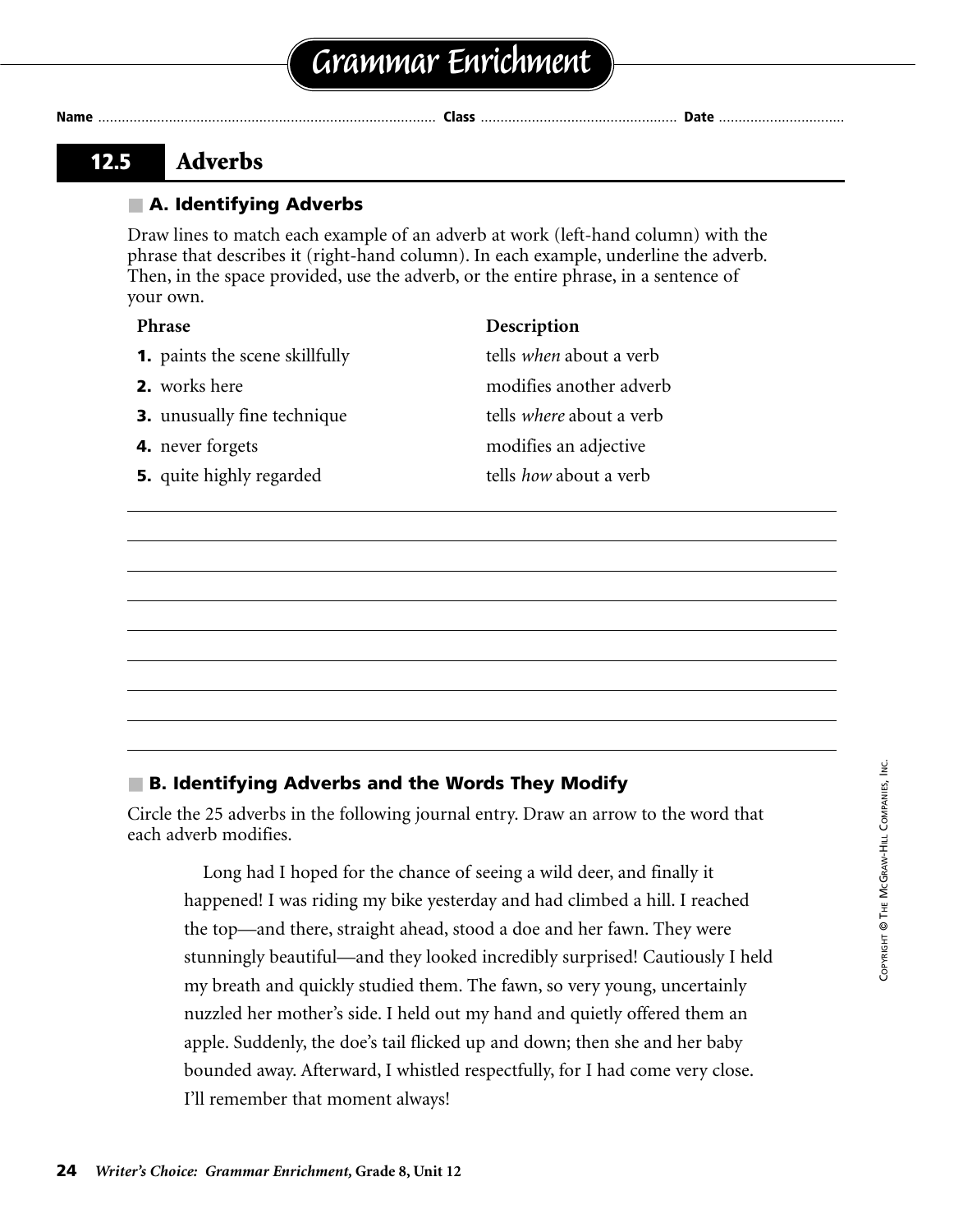# Grammar Enrichment

Name .................................................... Class .................................... Date ...........................

## 12.5 Adverbs

### A. Identifying Adverbs

Draw lines to match each example of an adverb at work (left-hand column) with the phrase that describes it (right-hand column). In each example, underline the adverb. Then, in the space provided, use the adverb, or the entire phrase, in a sentence of your own.

| Phrase | Description |
|---|---|
| **1.** paints the scene skillfully | tells *when* about a verb |
| **2.** works here | modifies another adverb |
| **3.** unusually fine technique | tells *where* about a verb |
| **4.** never forgets | modifies an adjective |
| **5.** quite highly regarded | tells *how* about a verb |

### B. Identifying Adverbs and the Words They Modify

Circle the 25 adverbs in the following journal entry. Draw an arrow to the word that each adverb modifies.

Long had I hoped for the chance of seeing a wild deer, and finally it happened! I was riding my bike yesterday and had climbed a hill. I reached the top—and there, straight ahead, stood a doe and her fawn. They were stunningly beautiful—and they looked incredibly surprised! Cautiously I held my breath and quickly studied them. The fawn, so very young, uncertainly nuzzled her mother's side. I held out my hand and quietly offered them an apple. Suddenly, the doe's tail flicked up and down; then she and her baby bounded away. Afterward, I whistled respectfully, for I had come very close. I'll remember that moment always!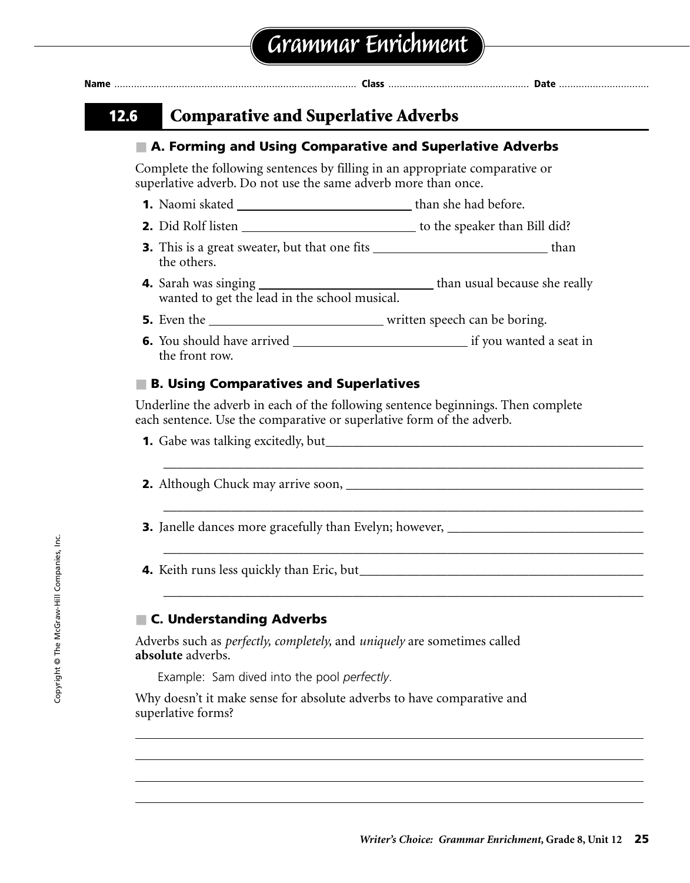# Grammar Enrichment

Name ............................................ Class ............................................ Date ...............................

## 12.6 Comparative and Superlative Adverbs

### A. Forming and Using Comparative and Superlative Adverbs

Complete the following sentences by filling in an appropriate comparative or superlative adverb. Do not use the same adverb more than once.

**1.** Naomi skated ____________________ than she had before.

**2.** Did Rolf listen ____________________ to the speaker than Bill did?

**3.** This is a great sweater, but that one fits ____________________ than the others.

**4.** Sarah was singing ____________________ than usual because she really wanted to get the lead in the school musical.

**5.** Even the ____________________ written speech can be boring.

**6.** You should have arrived ____________________ if you wanted a seat in the front row.

### B. Using Comparatives and Superlatives

Underline the adverb in each of the following sentence beginnings. Then complete each sentence. Use the comparative or superlative form of the adverb.

**1.** Gabe was talking excitedly, but____________________________________________

______________________________________________________________________

**2.** Although Chuck may arrive soon, ________________________________________

______________________________________________________________________

**3.** Janelle dances more gracefully than Evelyn; however, ________________________

______________________________________________________________________

**4.** Keith runs less quickly than Eric, but______________________________________

______________________________________________________________________

### C. Understanding Adverbs

Adverbs such as *perfectly, completely,* and *uniquely* are sometimes called **absolute** adverbs.

Example: Sam dived into the pool *perfectly*.

Why doesn't it make sense for absolute adverbs to have comparative and superlative forms?

______________________________________________________________________

______________________________________________________________________

______________________________________________________________________

______________________________________________________________________

Copyright © The McGraw-Hill Companies, Inc.

*Writer's Choice: Grammar Enrichment,* Grade 8, Unit 12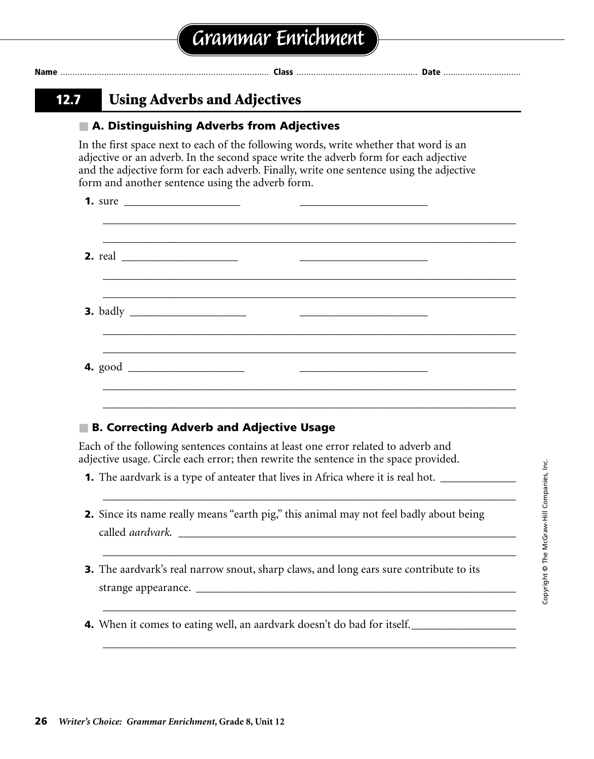# Grammar Enrichment

**Name** .................................................. **Class** .................................................. **Date** ..................................

## 12.7 Using Adverbs and Adjectives

### A. Distinguishing Adverbs from Adjectives

In the first space next to each of the following words, write whether that word is an adjective or an adverb. In the second space write the adverb form for each adjective and the adjective form for each adverb. Finally, write one sentence using the adjective form and another sentence using the adverb form.

**1.** sure ____________________ ______________________

______________________________________________________________________

______________________________________________________________________

**2.** real ____________________ ______________________

______________________________________________________________________

______________________________________________________________________

**3.** badly ____________________ ______________________

______________________________________________________________________

______________________________________________________________________

**4.** good ____________________ ______________________

______________________________________________________________________

______________________________________________________________________

### B. Correcting Adverb and Adjective Usage

Each of the following sentences contains at least one error related to adverb and adjective usage. Circle each error; then rewrite the sentence in the space provided.

**1.** The aardvark is a type of anteater that lives in Africa where it is real hot. ____________

______________________________________________________________________

**2.** Since its name really means "earth pig," this animal may not feel badly about being called *aardvark.* ______________________________________________________

______________________________________________________________________

**3.** The aardvark's real narrow snout, sharp claws, and long ears sure contribute to its strange appearance. ______________________________________________________

______________________________________________________________________

**4.** When it comes to eating well, an aardvark doesn't do bad for itself.________________

______________________________________________________________________

Copyright © The McGraw-Hill Companies, Inc.

*Writer's Choice: Grammar Enrichment,* **Grade 8, Unit 12**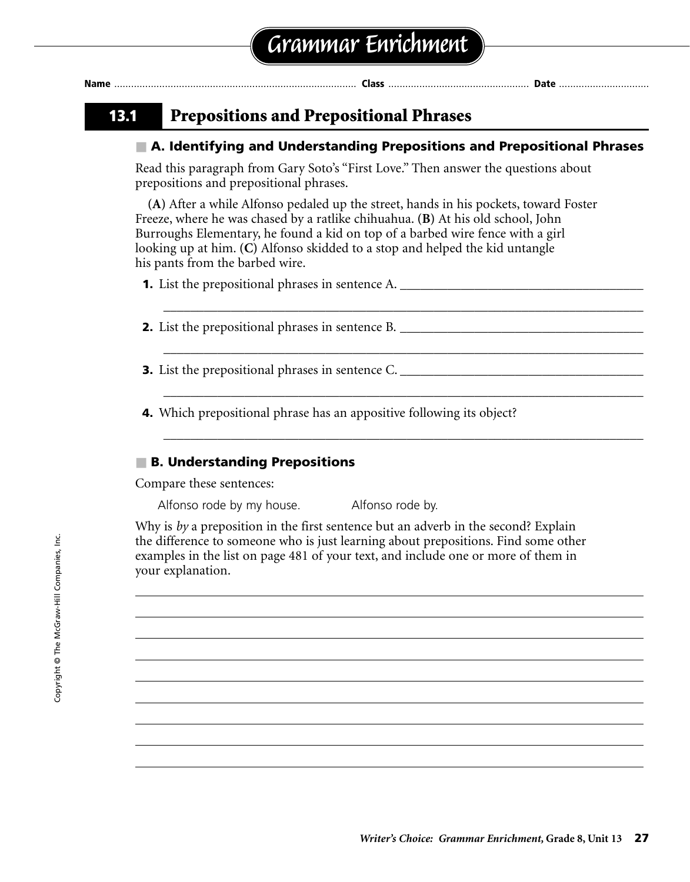# Grammar Enrichment

Name ................................................ Class ................................ Date ........................

## 13.1 Prepositions and Prepositional Phrases

### A. Identifying and Understanding Prepositions and Prepositional Phrases

Read this paragraph from Gary Soto's "First Love." Then answer the questions about prepositions and prepositional phrases.

**(A)** After a while Alfonso pedaled up the street, hands in his pockets, toward Foster Freeze, where he was chased by a ratlike chihuahua. **(B)** At his old school, John Burroughs Elementary, he found a kid on top of a barbed wire fence with a girl looking up at him. **(C)** Alfonso skidded to a stop and helped the kid untangle his pants from the barbed wire.

**1.** List the prepositional phrases in sentence A. ________________________________

________________________________________________________________

**2.** List the prepositional phrases in sentence B. ________________________________

________________________________________________________________

**3.** List the prepositional phrases in sentence C. ________________________________

________________________________________________________________

**4.** Which prepositional phrase has an appositive following its object?

________________________________________________________________

### B. Understanding Prepositions

Compare these sentences:

Alfonso rode by my house. Alfonso rode by.

Why is *by* a preposition in the first sentence but an adverb in the second? Explain the difference to someone who is just learning about prepositions. Find some other examples in the list on page 481 of your text, and include one or more of them in your explanation.

________________________________________________________________

________________________________________________________________

________________________________________________________________

________________________________________________________________

________________________________________________________________

________________________________________________________________

________________________________________________________________

________________________________________________________________

________________________________________________________________

Copyright © The McGraw-Hill Companies, Inc.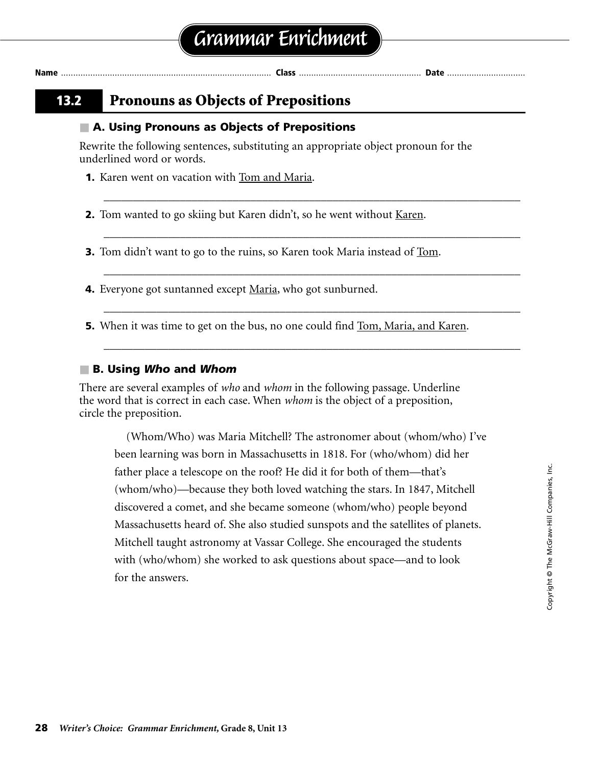# Grammar Enrichment

Name ............................ Class ............................ Date ............................

## 13.2 Pronouns as Objects of Prepositions

### A. Using Pronouns as Objects of Prepositions

Rewrite the following sentences, substituting an appropriate object pronoun for the underlined word or words.

1. Karen went on vacation with <u>Tom and Maria</u>.

   ___________________________________________________________________________

2. Tom wanted to go skiing but Karen didn't, so he went without <u>Karen</u>.

   ___________________________________________________________________________

3. Tom didn't want to go to the ruins, so Karen took Maria instead of <u>Tom</u>.

   ___________________________________________________________________________

4. Everyone got suntanned except <u>Maria</u>, who got sunburned.

   ___________________________________________________________________________

5. When it was time to get on the bus, no one could find <u>Tom, Maria, and Karen</u>.

   ___________________________________________________________________________

### B. Using *Who* and *Whom*

There are several examples of *who* and *whom* in the following passage. Underline the word that is correct in each case. When *whom* is the object of a preposition, circle the preposition.

(Whom/Who) was Maria Mitchell? The astronomer about (whom/who) I've been learning was born in Massachusetts in 1818. For (who/whom) did her father place a telescope on the roof? He did it for both of them—that's (whom/who)—because they both loved watching the stars. In 1847, Mitchell discovered a comet, and she became someone (whom/who) people beyond Massachusetts heard of. She also studied sunspots and the satellites of planets. Mitchell taught astronomy at Vassar College. She encouraged the students with (who/whom) she worked to ask questions about space—and to look for the answers.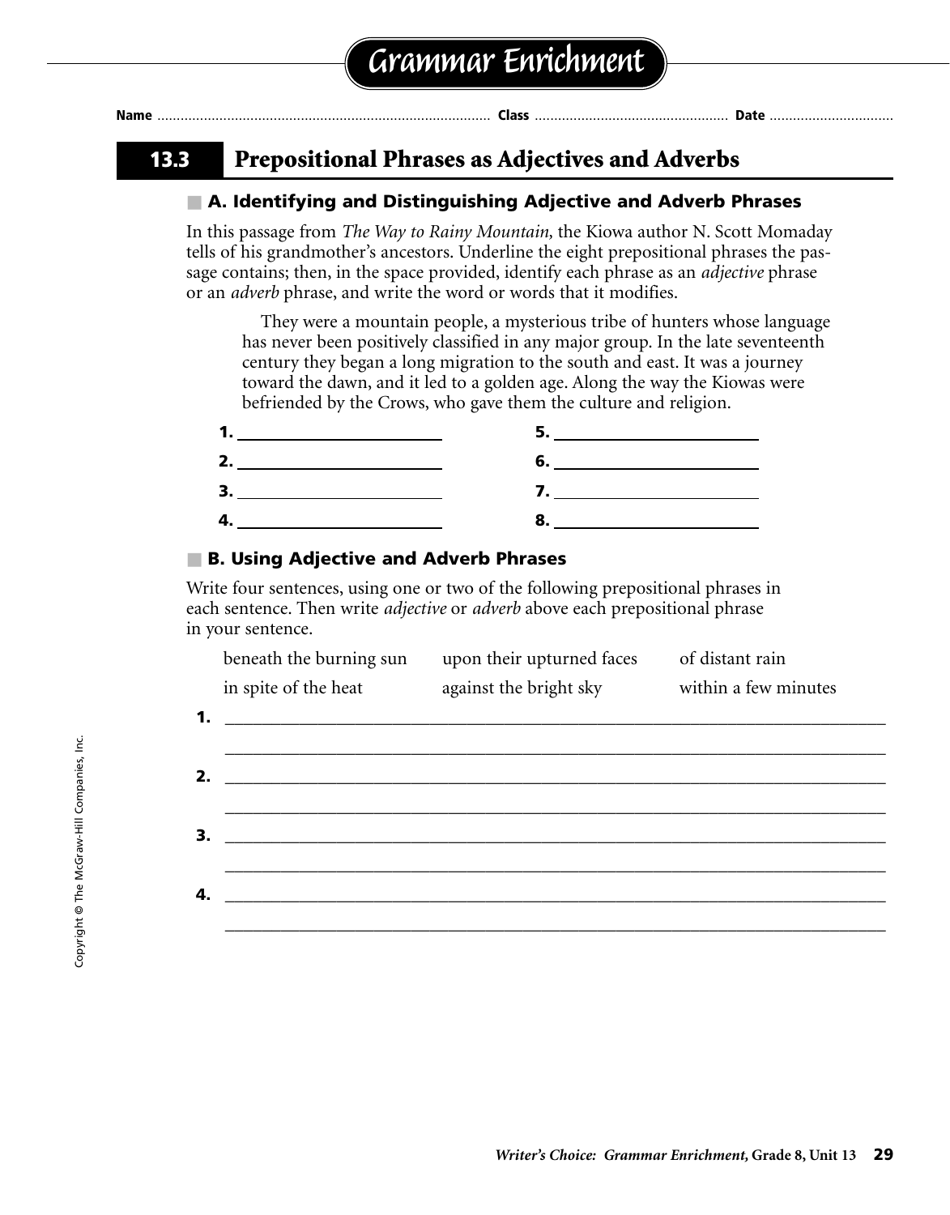# Grammar Enrichment

Name ........................................ Class ........................................ Date ........................................

## 13.3 Prepositional Phrases as Adjectives and Adverbs

### A. Identifying and Distinguishing Adjective and Adverb Phrases

In this passage from *The Way to Rainy Mountain,* the Kiowa author N. Scott Momaday tells of his grandmother's ancestors. Underline the eight prepositional phrases the passage contains; then, in the space provided, identify each phrase as an *adjective* phrase or an *adverb* phrase, and write the word or words that it modifies.

> They were a mountain people, a mysterious tribe of hunters whose language has never been positively classified in any major group. In the late seventeenth century they began a long migration to the south and east. It was a journey toward the dawn, and it led to a golden age. Along the way the Kiowas were befriended by the Crows, who gave them the culture and religion.

1. ____________________
2. ____________________
3. ____________________
4. ____________________
5. ____________________
6. ____________________
7. ____________________
8. ____________________

### B. Using Adjective and Adverb Phrases

Write four sentences, using one or two of the following prepositional phrases in each sentence. Then write *adjective* or *adverb* above each prepositional phrase in your sentence.

| | | |
|---|---|---|
| beneath the burning sun | upon their upturned faces | of distant rain |
| in spite of the heat | against the bright sky | within a few minutes |

1. ________________________________________________________________________

________________________________________________________________________

2. ________________________________________________________________________

________________________________________________________________________

3. ________________________________________________________________________

________________________________________________________________________

4. ________________________________________________________________________

________________________________________________________________________

Copyright © The McGraw-Hill Companies, Inc.

*Writer's Choice: Grammar Enrichment,* Grade 8, Unit 13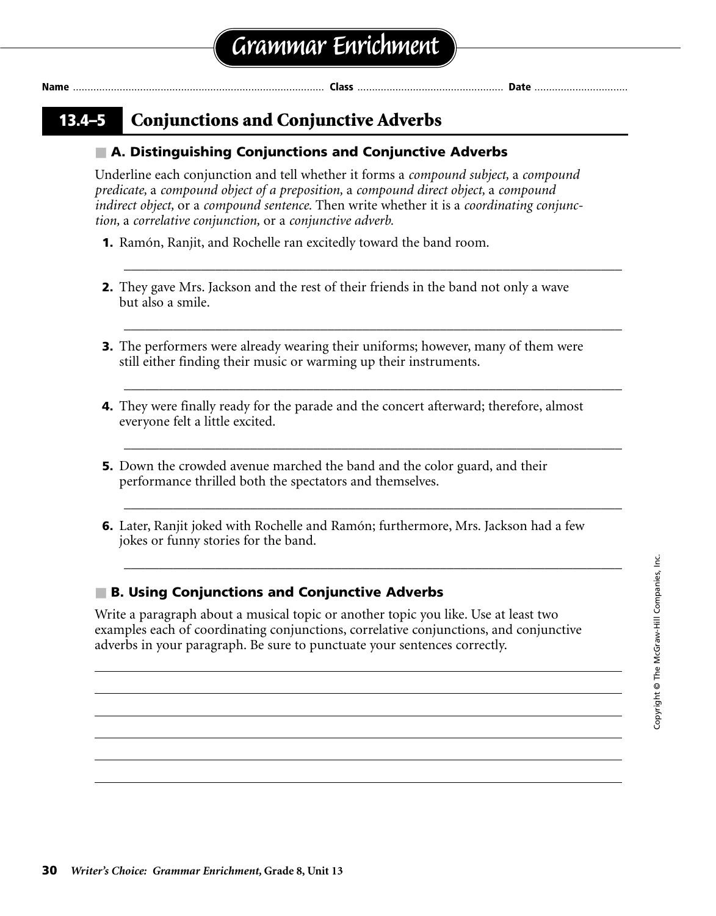# Grammar Enrichment

**Name** .................................................................................... **Class** ................................................ **Date** ..............................

## 13.4–5 Conjunctions and Conjunctive Adverbs

### A. Distinguishing Conjunctions and Conjunctive Adverbs

Underline each conjunction and tell whether it forms a *compound subject,* a *compound predicate,* a *compound object of a preposition,* a *compound direct object,* a *compound indirect object,* or a *compound sentence.* Then write whether it is a *coordinating conjunction,* a *correlative conjunction,* or a *conjunctive adverb.*

**1.** Ramón, Ranjit, and Rochelle ran excitedly toward the band room.

_______________________________________________________________________________

**2.** They gave Mrs. Jackson and the rest of their friends in the band not only a wave but also a smile.

_______________________________________________________________________________

**3.** The performers were already wearing their uniforms; however, many of them were still either finding their music or warming up their instruments.

_______________________________________________________________________________

**4.** They were finally ready for the parade and the concert afterward; therefore, almost everyone felt a little excited.

_______________________________________________________________________________

**5.** Down the crowded avenue marched the band and the color guard, and their performance thrilled both the spectators and themselves.

_______________________________________________________________________________

**6.** Later, Ranjit joked with Rochelle and Ramón; furthermore, Mrs. Jackson had a few jokes or funny stories for the band.

_______________________________________________________________________________

### B. Using Conjunctions and Conjunctive Adverbs

Write a paragraph about a musical topic or another topic you like. Use at least two examples each of coordinating conjunctions, correlative conjunctions, and conjunctive adverbs in your paragraph. Be sure to punctuate your sentences correctly.

_______________________________________________________________________________

_______________________________________________________________________________

_______________________________________________________________________________

_______________________________________________________________________________

_______________________________________________________________________________

_______________________________________________________________________________

Copyright © The McGraw-Hill Companies, Inc.

*Writer's Choice: Grammar Enrichment,* **Grade 8, Unit 13**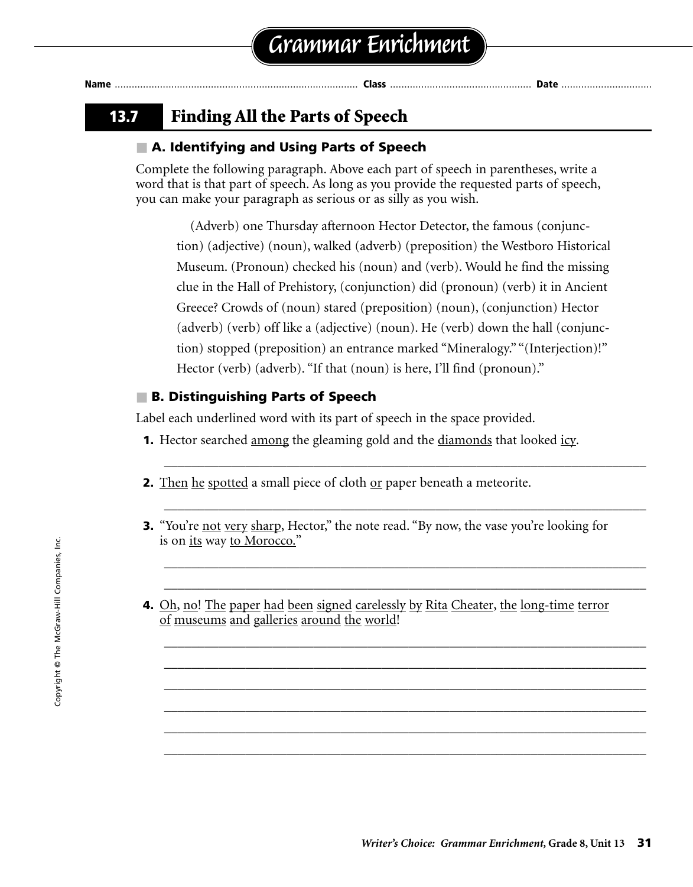# Grammar Enrichment

Name ............................................. Class ............................................. Date ..............................

## 13.7 Finding All the Parts of Speech

### A. Identifying and Using Parts of Speech

Complete the following paragraph. Above each part of speech in parentheses, write a word that is that part of speech. As long as you provide the requested parts of speech, you can make your paragraph as serious or as silly as you wish.

> (Adverb) one Thursday afternoon Hector Detector, the famous (conjunction) (adjective) (noun), walked (adverb) (preposition) the Westboro Historical Museum. (Pronoun) checked his (noun) and (verb). Would he find the missing clue in the Hall of Prehistory, (conjunction) did (pronoun) (verb) it in Ancient Greece? Crowds of (noun) stared (preposition) (noun), (conjunction) Hector (adverb) (verb) off like a (adjective) (noun). He (verb) down the hall (conjunction) stopped (preposition) an entrance marked "Mineralogy." "(Interjection)!" Hector (verb) (adverb). "If that (noun) is here, I'll find (pronoun)."

### B. Distinguishing Parts of Speech

Label each underlined word with its part of speech in the space provided.

**1.** Hector searched <u>among</u> the gleaming gold and the <u>diamonds</u> that looked <u>icy</u>.

_______________________________________________________________

**2.** <u>Then</u> <u>he</u> <u>spotted</u> a small piece of cloth <u>or</u> paper beneath a meteorite.

_______________________________________________________________

**3.** "You're <u>not</u> <u>very</u> <u>sharp</u>, Hector," the note read. "By now, the vase you're looking for is on <u>its</u> way <u>to Morocco.</u>"

_______________________________________________________________

_______________________________________________________________

**4.** <u>Oh</u>, <u>no</u>! <u>The</u> <u>paper</u> <u>had</u> <u>been</u> <u>signed</u> <u>carelessly</u> <u>by</u> <u>Rita</u> <u>Cheater</u>, <u>the</u> <u>long-time</u> <u>terror</u> <u>of</u> <u>museums</u> <u>and</u> <u>galleries</u> <u>around</u> <u>the</u> <u>world</u>!

_______________________________________________________________

_______________________________________________________________

_______________________________________________________________

_______________________________________________________________

_______________________________________________________________

_______________________________________________________________

Copyright © The McGraw-Hill Companies, Inc.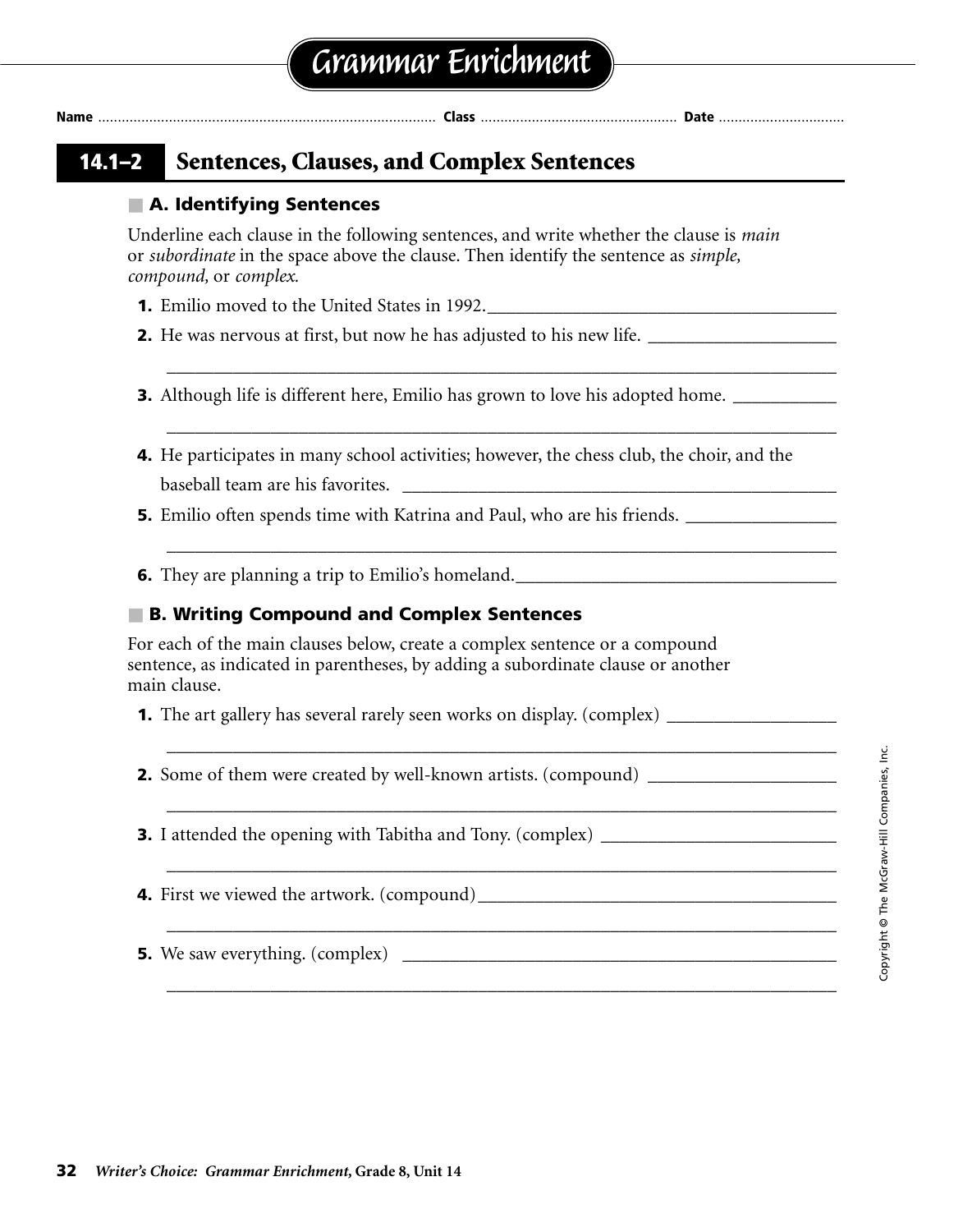# Grammar Enrichment

Name ............................................ Class ............................................ Date ............................................

## 14.1–2 Sentences, Clauses, and Complex Sentences

### A. Identifying Sentences

Underline each clause in the following sentences, and write whether the clause is *main* or *subordinate* in the space above the clause. Then identify the sentence as *simple, compound,* or *complex.*

**1.** Emilio moved to the United States in 1992.________________________________________

**2.** He was nervous at first, but now he has adjusted to his new life. ____________________

________________________________________________________________________________

**3.** Although life is different here, Emilio has grown to love his adopted home. ___________

________________________________________________________________________________

**4.** He participates in many school activities; however, the chess club, the choir, and the baseball team are his favorites. __________________________________________________

**5.** Emilio often spends time with Katrina and Paul, who are his friends. ________________

________________________________________________________________________________

**6.** They are planning a trip to Emilio's homeland.___________________________________

### B. Writing Compound and Complex Sentences

For each of the main clauses below, create a complex sentence or a compound sentence, as indicated in parentheses, by adding a subordinate clause or another main clause.

**1.** The art gallery has several rarely seen works on display. (complex) __________________

________________________________________________________________________________

**2.** Some of them were created by well-known artists. (compound) _____________________

________________________________________________________________________________

**3.** I attended the opening with Tabitha and Tony. (complex) __________________________

________________________________________________________________________________

**4.** First we viewed the artwork. (compound)_______________________________________

________________________________________________________________________________

**5.** We saw everything. (complex) ________________________________________________

________________________________________________________________________________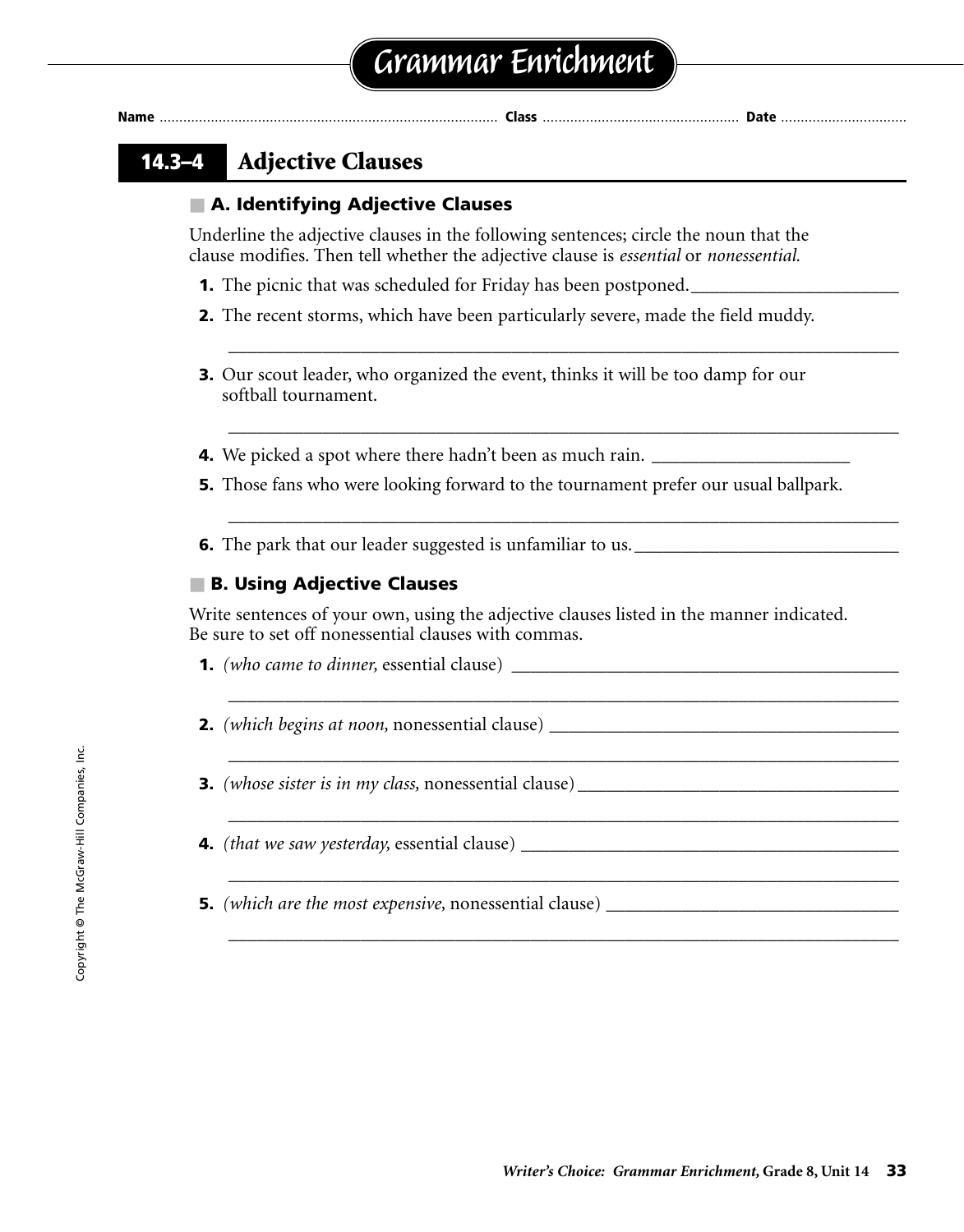# Grammar Enrichment

Name .......................................... Class .......................................... Date ..........................................

## 14.3–4 Adjective Clauses

### A. Identifying Adjective Clauses

Underline the adjective clauses in the following sentences; circle the noun that the clause modifies. Then tell whether the adjective clause is *essential* or *nonessential.*

1. The picnic that was scheduled for Friday has been postponed. ______________________
2. The recent storms, which have been particularly severe, made the field muddy.

   ______________________________________________________________________
3. Our scout leader, who organized the event, thinks it will be too damp for our softball tournament.

   ______________________________________________________________________
4. We picked a spot where there hadn't been as much rain. ______________________
5. Those fans who were looking forward to the tournament prefer our usual ballpark.

   ______________________________________________________________________
6. The park that our leader suggested is unfamiliar to us. ______________________

### B. Using Adjective Clauses

Write sentences of your own, using the adjective clauses listed in the manner indicated. Be sure to set off nonessential clauses with commas.

1. *(who came to dinner,* essential clause) ______________________

   ______________________________________________________________________
2. *(which begins at noon,* nonessential clause) ______________________

   ______________________________________________________________________
3. *(whose sister is in my class,* nonessential clause) ______________________

   ______________________________________________________________________
4. *(that we saw yesterday,* essential clause) ______________________

   ______________________________________________________________________
5. *(which are the most expensive,* nonessential clause) ______________________

   ______________________________________________________________________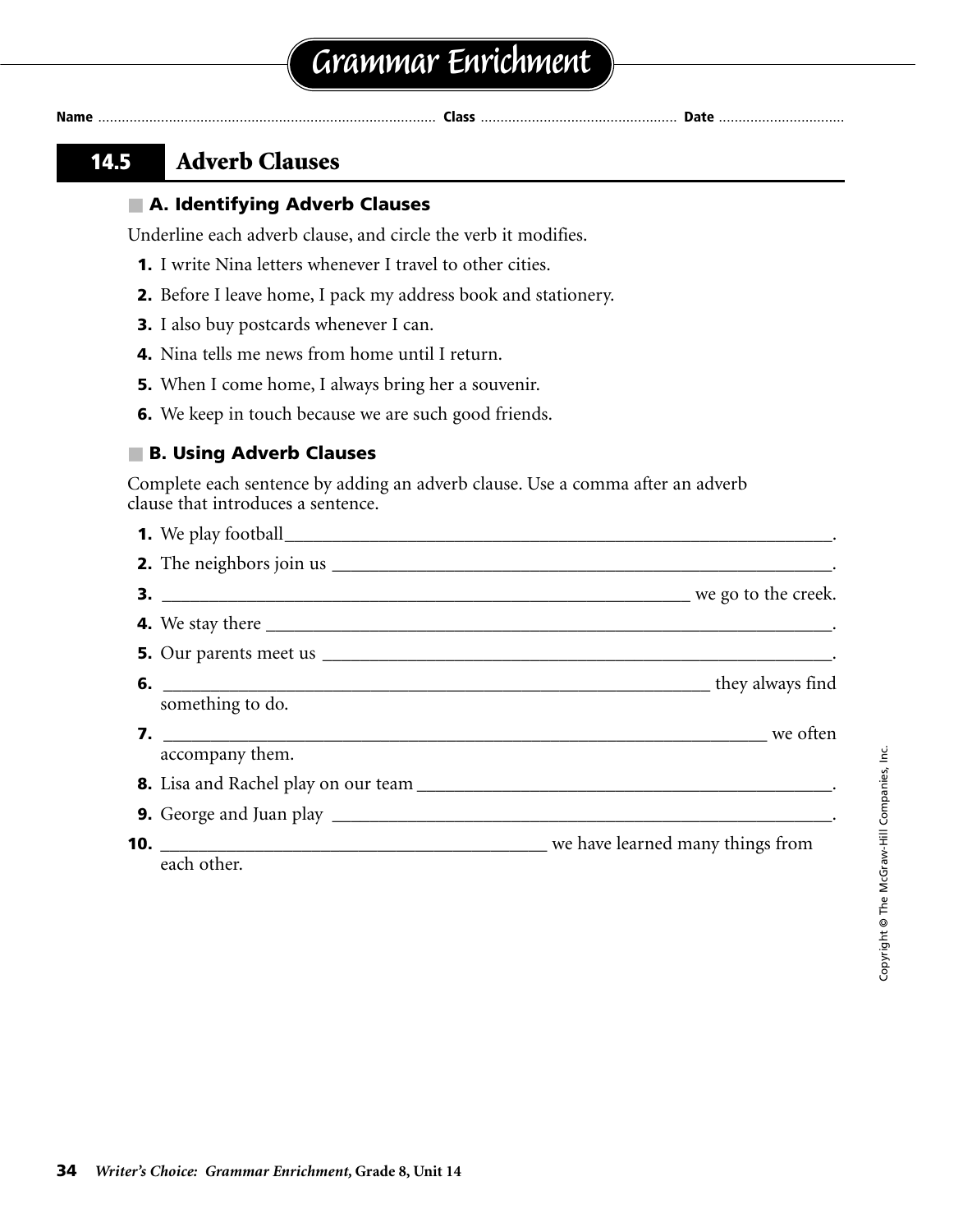# Grammar Enrichment

Name ........................................ Class ........................................ Date ........................................

## 14.5 Adverb Clauses

### A. Identifying Adverb Clauses

Underline each adverb clause, and circle the verb it modifies.

1. I write Nina letters whenever I travel to other cities.
2. Before I leave home, I pack my address book and stationery.
3. I also buy postcards whenever I can.
4. Nina tells me news from home until I return.
5. When I come home, I always bring her a souvenir.
6. We keep in touch because we are such good friends.

### B. Using Adverb Clauses

Complete each sentence by adding an adverb clause. Use a comma after an adverb clause that introduces a sentence.

1. We play football________________________________________.
2. The neighbors join us ________________________________________.
3. ________________________________________ we go to the creek.
4. We stay there ________________________________________.
5. Our parents meet us ________________________________________.
6. ________________________________________ they always find something to do.
7. ________________________________________ we often accompany them.
8. Lisa and Rachel play on our team ________________________________________.
9. George and Juan play ________________________________________.
10. ________________________________________ we have learned many things from each other.

Copyright © The McGraw-Hill Companies, Inc.

*Writer's Choice: Grammar Enrichment,* **Grade 8, Unit 14**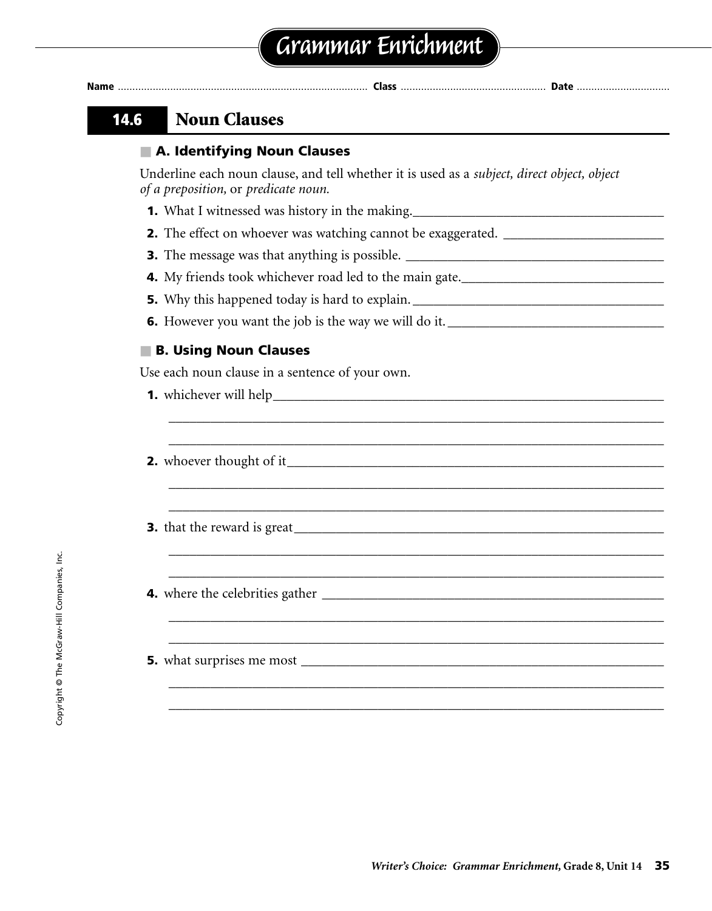# Grammar Enrichment

Name ........................................ Class ........................................ Date ........................................

## 14.6 Noun Clauses

### A. Identifying Noun Clauses

Underline each noun clause, and tell whether it is used as a *subject, direct object, object of a preposition,* or *predicate noun.*

1. What I witnessed was history in the making. ______________________
2. The effect on whoever was watching cannot be exaggerated. ______________________
3. The message was that anything is possible. ______________________
4. My friends took whichever road led to the main gate. ______________________
5. Why this happened today is hard to explain. ______________________
6. However you want the job is the way we will do it. ______________________

### B. Using Noun Clauses

Use each noun clause in a sentence of your own.

1. whichever will help ______________________
______________________
______________________

2. whoever thought of it ______________________
______________________
______________________

3. that the reward is great ______________________
______________________
______________________

4. where the celebrities gather ______________________
______________________
______________________

5. what surprises me most ______________________
______________________
______________________

Copyright © The McGraw-Hill Companies, Inc.

*Writer's Choice: Grammar Enrichment,* Grade 8, Unit 14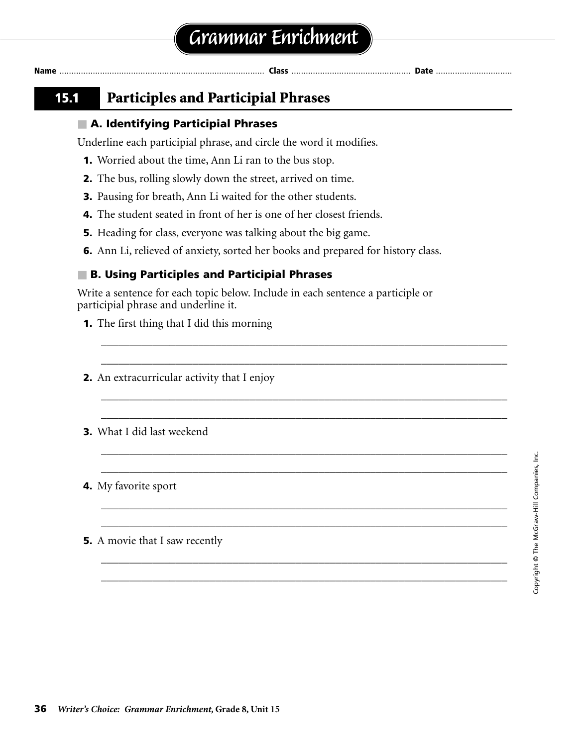# Grammar Enrichment

Name ........................................ Class ........................................ Date ........................................

## 15.1 Participles and Participial Phrases

### A. Identifying Participial Phrases

Underline each participial phrase, and circle the word it modifies.

1. Worried about the time, Ann Li ran to the bus stop.
2. The bus, rolling slowly down the street, arrived on time.
3. Pausing for breath, Ann Li waited for the other students.
4. The student seated in front of her is one of her closest friends.
5. Heading for class, everyone was talking about the big game.
6. Ann Li, relieved of anxiety, sorted her books and prepared for history class.

### B. Using Participles and Participial Phrases

Write a sentence for each topic below. Include in each sentence a participle or participial phrase and underline it.

1. The first thing that I did this morning

_______________________________________________________________________________

_______________________________________________________________________________

2. An extracurricular activity that I enjoy

_______________________________________________________________________________

_______________________________________________________________________________

3. What I did last weekend

_______________________________________________________________________________

_______________________________________________________________________________

4. My favorite sport

_______________________________________________________________________________

_______________________________________________________________________________

5. A movie that I saw recently

_______________________________________________________________________________

_______________________________________________________________________________

Copyright © The McGraw-Hill Companies, Inc.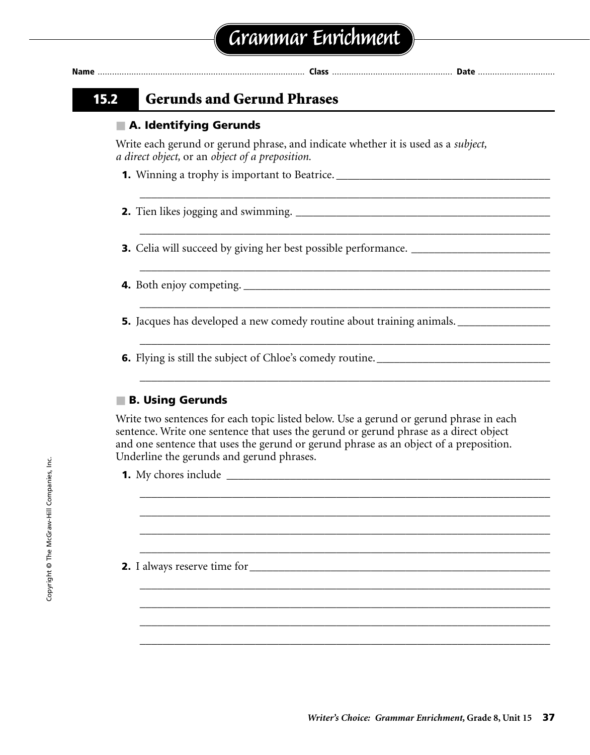# Grammar Enrichment

**Name** ........................................ **Class** ........................................ **Date** ........................................

## 15.2 Gerunds and Gerund Phrases

### A. Identifying Gerunds

Write each gerund or gerund phrase, and indicate whether it is used as a *subject, a direct object,* or an *object of a preposition.*

**1.** Winning a trophy is important to Beatrice. ______________________________

______________________________________________________________

**2.** Tien likes jogging and swimming. ______________________________

______________________________________________________________

**3.** Celia will succeed by giving her best possible performance. ______________________________

______________________________________________________________

**4.** Both enjoy competing. ______________________________

______________________________________________________________

**5.** Jacques has developed a new comedy routine about training animals. ______________________________

______________________________________________________________

**6.** Flying is still the subject of Chloe's comedy routine. ______________________________

______________________________________________________________

### B. Using Gerunds

Write two sentences for each topic listed below. Use a gerund or gerund phrase in each sentence. Write one sentence that uses the gerund or gerund phrase as a direct object and one sentence that uses the gerund or gerund phrase as an object of a preposition. Underline the gerunds and gerund phrases.

**1.** My chores include ______________________________

______________________________________________________________

______________________________________________________________

______________________________________________________________

______________________________________________________________

**2.** I always reserve time for ______________________________

______________________________________________________________

______________________________________________________________

______________________________________________________________

______________________________________________________________

Copyright © The McGraw-Hill Companies, Inc.

*Writer's Choice: Grammar Enrichment,* **Grade 8, Unit 15**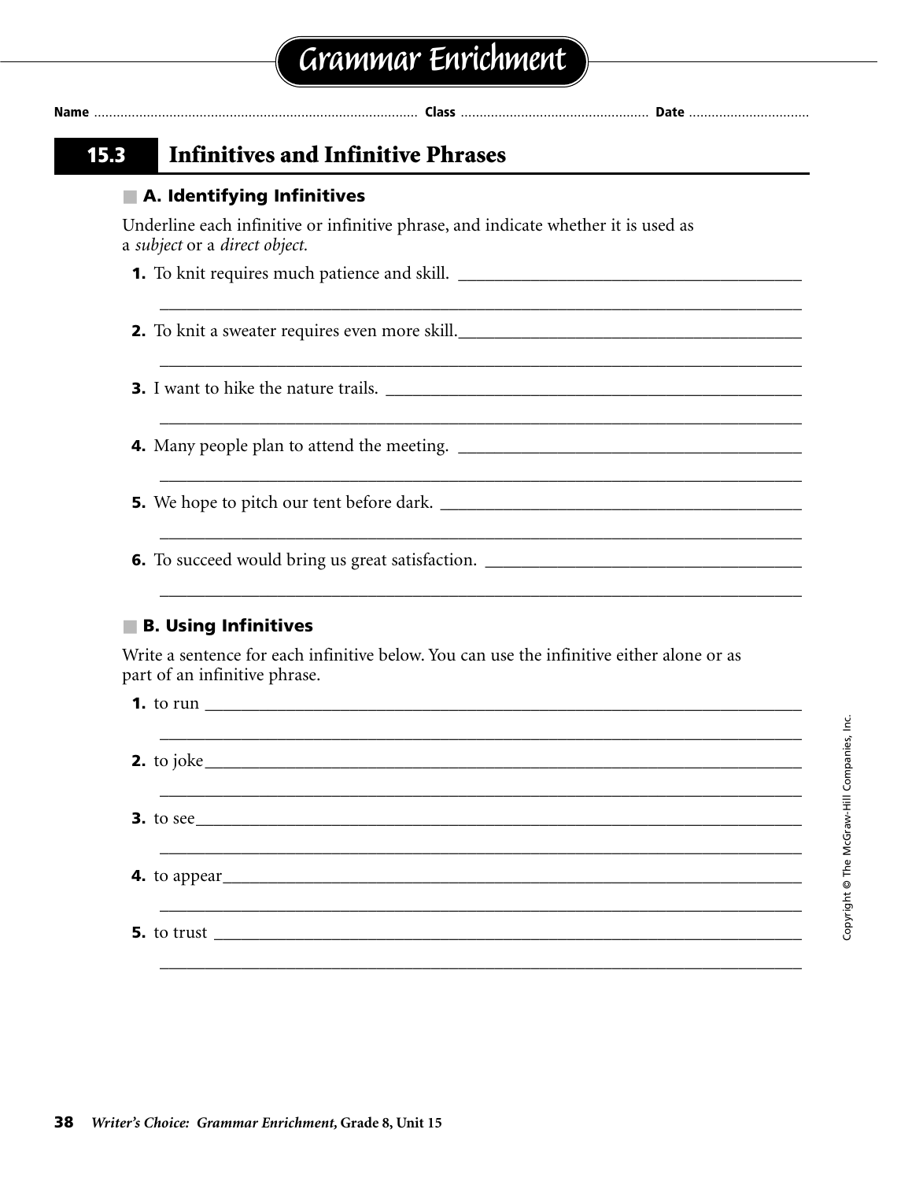# Grammar Enrichment

**Name** ........................................ **Class** ........................................ **Date** ........................................

## 15.3 Infinitives and Infinitive Phrases

### A. Identifying Infinitives

Underline each infinitive or infinitive phrase, and indicate whether it is used as a *subject* or a *direct object.*

**1.** To knit requires much patience and skill. ____________________

____________________________________________

**2.** To knit a sweater requires even more skill. ____________________

____________________________________________

**3.** I want to hike the nature trails. ____________________

____________________________________________

**4.** Many people plan to attend the meeting. ____________________

____________________________________________

**5.** We hope to pitch our tent before dark. ____________________

____________________________________________

**6.** To succeed would bring us great satisfaction. ____________________

____________________________________________

### B. Using Infinitives

Write a sentence for each infinitive below. You can use the infinitive either alone or as part of an infinitive phrase.

**1.** to run ____________________________________________

____________________________________________

**2.** to joke ____________________________________________

____________________________________________

**3.** to see ____________________________________________

____________________________________________

**4.** to appear ____________________________________________

____________________________________________

**5.** to trust ____________________________________________

____________________________________________

Copyright © The McGraw-Hill Companies, Inc.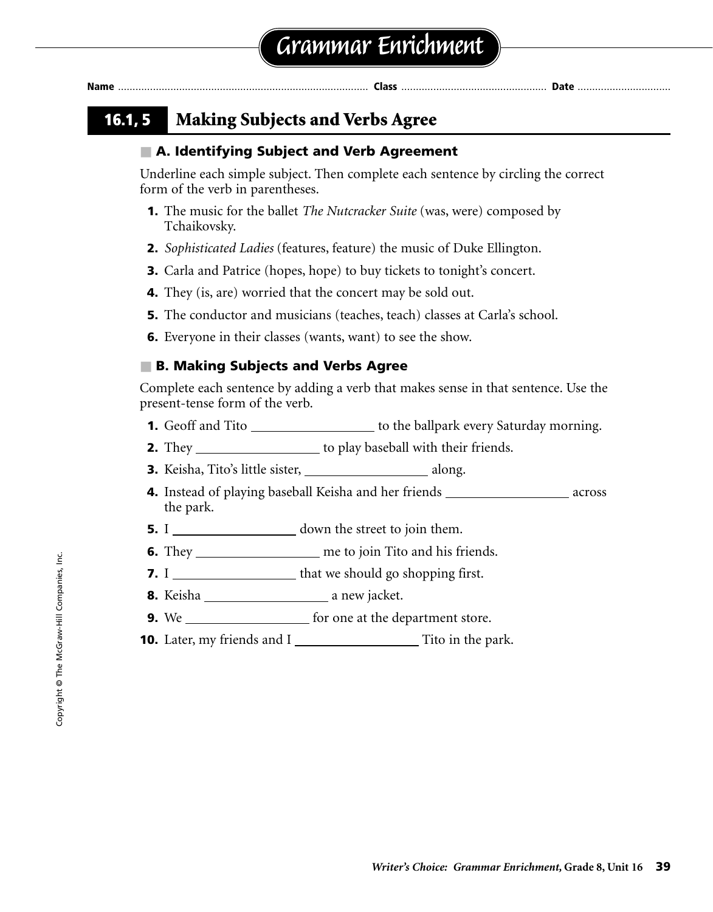# Grammar Enrichment

**Name** ........................................................................................ **Class** .................................................... **Date** ................................

## 16.1, 5 Making Subjects and Verbs Agree

### A. Identifying Subject and Verb Agreement

Underline each simple subject. Then complete each sentence by circling the correct form of the verb in parentheses.

1. The music for the ballet *The Nutcracker Suite* (was, were) composed by Tchaikovsky.
2. *Sophisticated Ladies* (features, feature) the music of Duke Ellington.
3. Carla and Patrice (hopes, hope) to buy tickets to tonight's concert.
4. They (is, are) worried that the concert may be sold out.
5. The conductor and musicians (teaches, teach) classes at Carla's school.
6. Everyone in their classes (wants, want) to see the show.

### B. Making Subjects and Verbs Agree

Complete each sentence by adding a verb that makes sense in that sentence. Use the present-tense form of the verb.

1. Geoff and Tito __________________ to the ballpark every Saturday morning.
2. They __________________ to play baseball with their friends.
3. Keisha, Tito's little sister, __________________ along.
4. Instead of playing baseball Keisha and her friends __________________ across the park.
5. I __________________ down the street to join them.
6. They __________________ me to join Tito and his friends.
7. I __________________ that we should go shopping first.
8. Keisha __________________ a new jacket.
9. We __________________ for one at the department store.
10. Later, my friends and I __________________ Tito in the park.

Copyright © The McGraw-Hill Companies, Inc.

*Writer's Choice: Grammar Enrichment,* **Grade 8, Unit 16**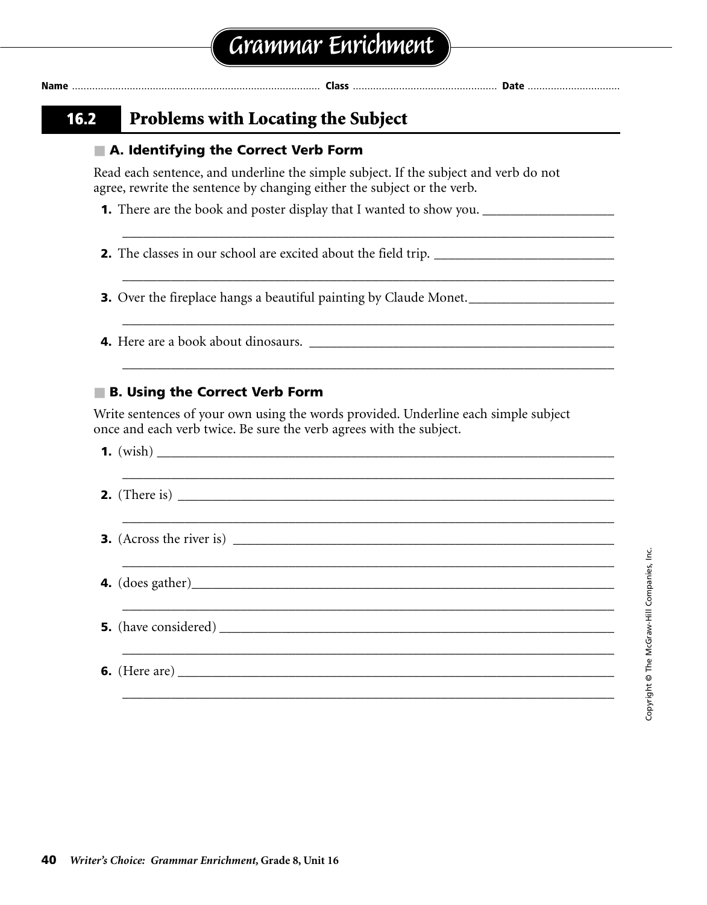# Grammar Enrichment

**Name** ........................................ **Class** ........................................ **Date** ..............................

## 16.2 Problems with Locating the Subject

### A. Identifying the Correct Verb Form

Read each sentence, and underline the simple subject. If the subject and verb do not agree, rewrite the sentence by changing either the subject or the verb.

1. There are the book and poster display that I wanted to show you. ____________________

 ________________________________________________________________________

2. The classes in our school are excited about the field trip. ____________________

 ________________________________________________________________________

3. Over the fireplace hangs a beautiful painting by Claude Monet. ____________________

 ________________________________________________________________________

4. Here are a book about dinosaurs. ____________________

 ________________________________________________________________________

### B. Using the Correct Verb Form

Write sentences of your own using the words provided. Underline each simple subject once and each verb twice. Be sure the verb agrees with the subject.

1. (wish) ________________________________________________________________________

 ________________________________________________________________________

2. (There is) ________________________________________________________________________

 ________________________________________________________________________

3. (Across the river is) ________________________________________________________________________

 ________________________________________________________________________

4. (does gather) ________________________________________________________________________

 ________________________________________________________________________

5. (have considered) ________________________________________________________________________

 ________________________________________________________________________

6. (Here are) ________________________________________________________________________

 ________________________________________________________________________

Copyright © The McGraw-Hill Companies, Inc.

*Writer's Choice: Grammar Enrichment,* **Grade 8, Unit 16**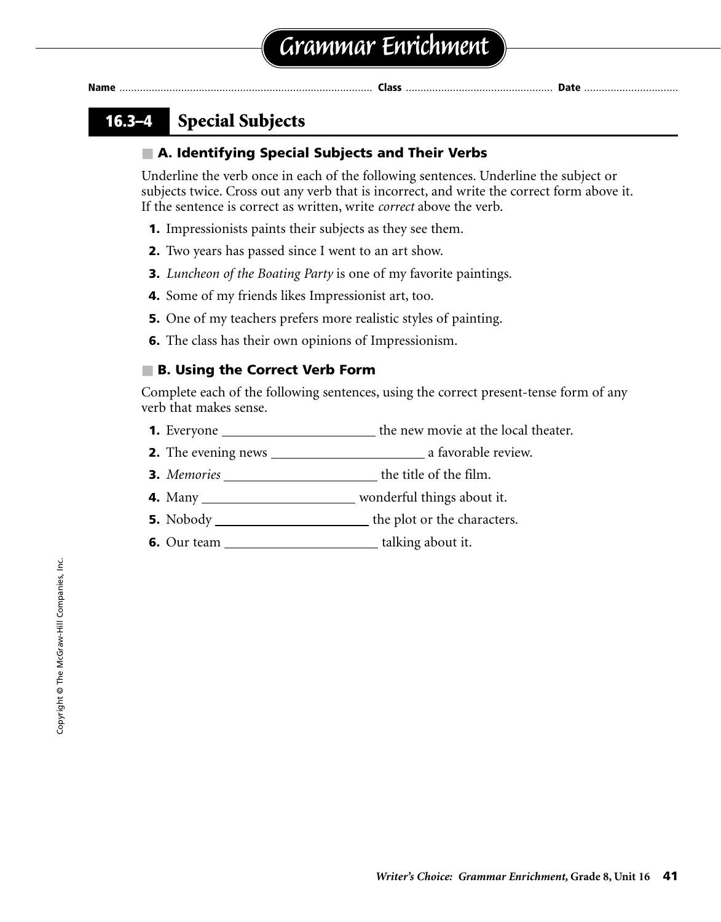# Grammar Enrichment

**Name** ........................................................................................ **Class** .................................................. **Date** ................................

## 16.3–4 Special Subjects

### A. Identifying Special Subjects and Their Verbs

Underline the verb once in each of the following sentences. Underline the subject or subjects twice. Cross out any verb that is incorrect, and write the correct form above it. If the sentence is correct as written, write *correct* above the verb.

1. Impressionists paints their subjects as they see them.
2. Two years has passed since I went to an art show.
3. *Luncheon of the Boating Party* is one of my favorite paintings.
4. Some of my friends likes Impressionist art, too.
5. One of my teachers prefers more realistic styles of painting.
6. The class has their own opinions of Impressionism.

### B. Using the Correct Verb Form

Complete each of the following sentences, using the correct present-tense form of any verb that makes sense.

1. Everyone ______________________ the new movie at the local theater.
2. The evening news ______________________ a favorable review.
3. *Memories* ______________________ the title of the film.
4. Many ______________________ wonderful things about it.
5. Nobody ______________________ the plot or the characters.
6. Our team ______________________ talking about it.

Copyright © The McGraw-Hill Companies, Inc.

*Writer's Choice: Grammar Enrichment,* Grade 8, Unit 16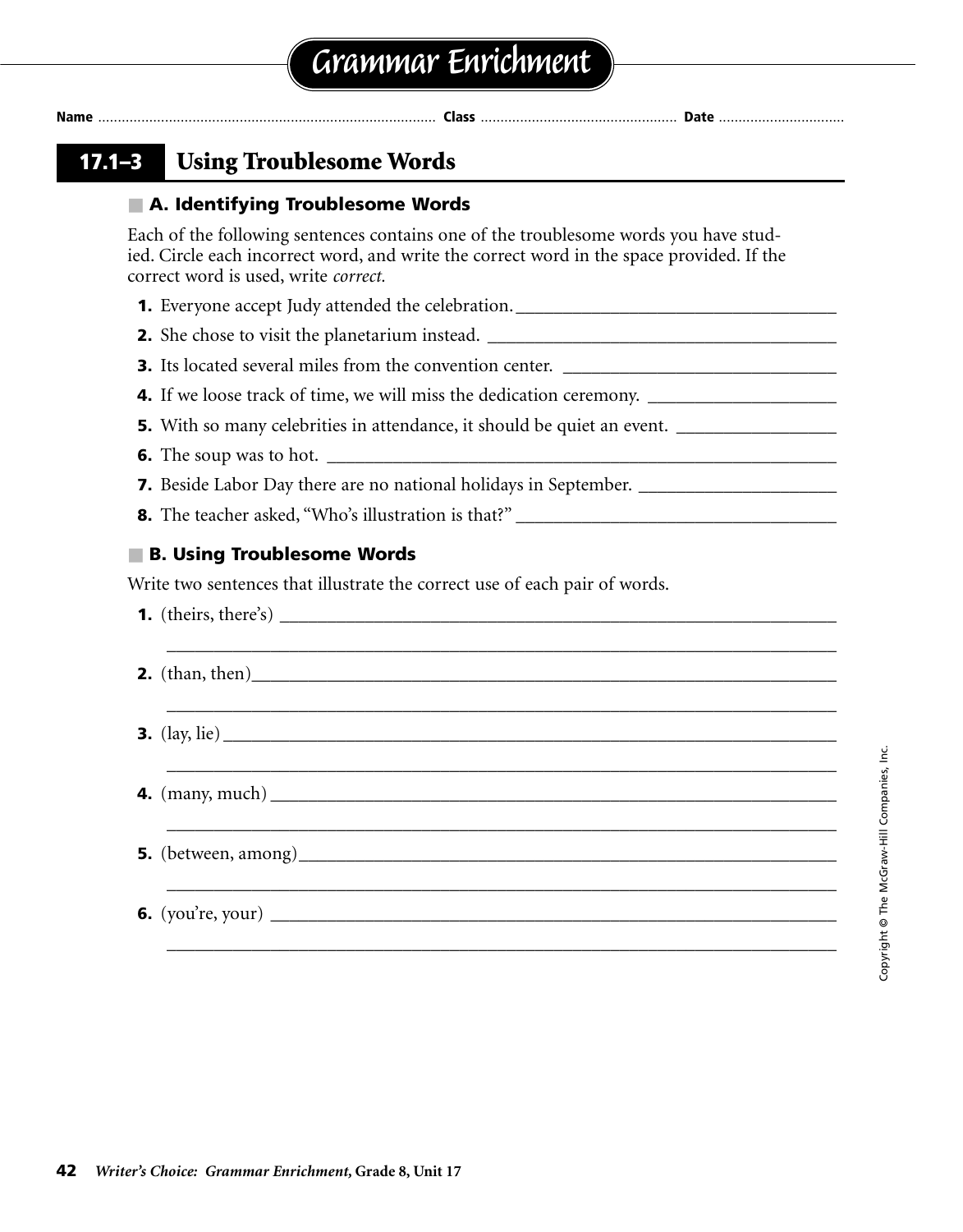# Grammar Enrichment

**Name** ........................................ **Class** ........................................ **Date** ........................................

## 17.1–3 Using Troublesome Words

### A. Identifying Troublesome Words

Each of the following sentences contains one of the troublesome words you have studied. Circle each incorrect word, and write the correct word in the space provided. If the correct word is used, write *correct*.

1. Everyone accept Judy attended the celebration. ____________________
2. She chose to visit the planetarium instead. ____________________
3. Its located several miles from the convention center. ____________________
4. If we loose track of time, we will miss the dedication ceremony. ____________________
5. With so many celebrities in attendance, it should be quiet an event. ____________________
6. The soup was to hot. ____________________
7. Beside Labor Day there are no national holidays in September. ____________________
8. The teacher asked, "Who's illustration is that?" ____________________

### B. Using Troublesome Words

Write two sentences that illustrate the correct use of each pair of words.

1. (theirs, there's) ____________________

   ____________________
2. (than, then) ____________________

   ____________________
3. (lay, lie) ____________________

   ____________________
4. (many, much) ____________________

   ____________________
5. (between, among) ____________________

   ____________________
6. (you're, your) ____________________

   ____________________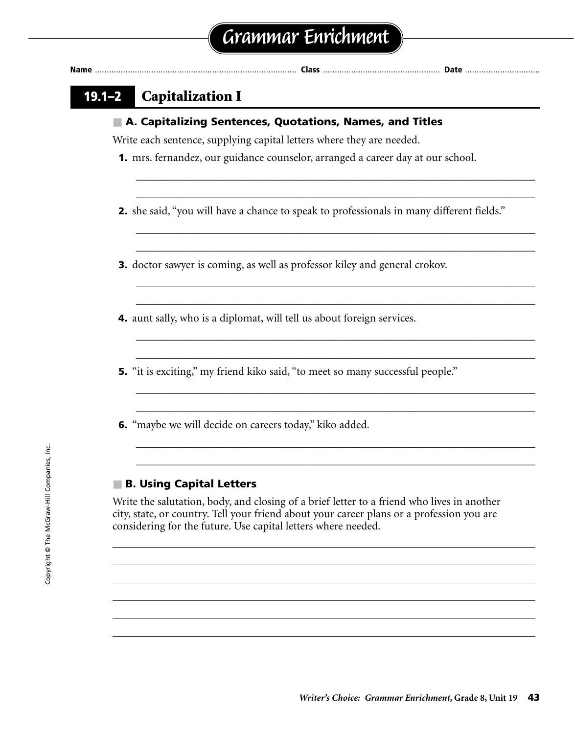# Grammar Enrichment

Name ........................................ Class ........................................ Date ..............................

## 19.1–2 Capitalization I

### A. Capitalizing Sentences, Quotations, Names, and Titles

Write each sentence, supplying capital letters where they are needed.

**1.** mrs. fernandez, our guidance counselor, arranged a career day at our school.

______________________________________________________________________

______________________________________________________________________

**2.** she said, "you will have a chance to speak to professionals in many different fields."

______________________________________________________________________

______________________________________________________________________

**3.** doctor sawyer is coming, as well as professor kiley and general crokov.

______________________________________________________________________

______________________________________________________________________

**4.** aunt sally, who is a diplomat, will tell us about foreign services.

______________________________________________________________________

______________________________________________________________________

**5.** "it is exciting," my friend kiko said, "to meet so many successful people."

______________________________________________________________________

______________________________________________________________________

**6.** "maybe we will decide on careers today," kiko added.

______________________________________________________________________

______________________________________________________________________

### B. Using Capital Letters

Write the salutation, body, and closing of a brief letter to a friend who lives in another city, state, or country. Tell your friend about your career plans or a profession you are considering for the future. Use capital letters where needed.

______________________________________________________________________

______________________________________________________________________

______________________________________________________________________

______________________________________________________________________

______________________________________________________________________

______________________________________________________________________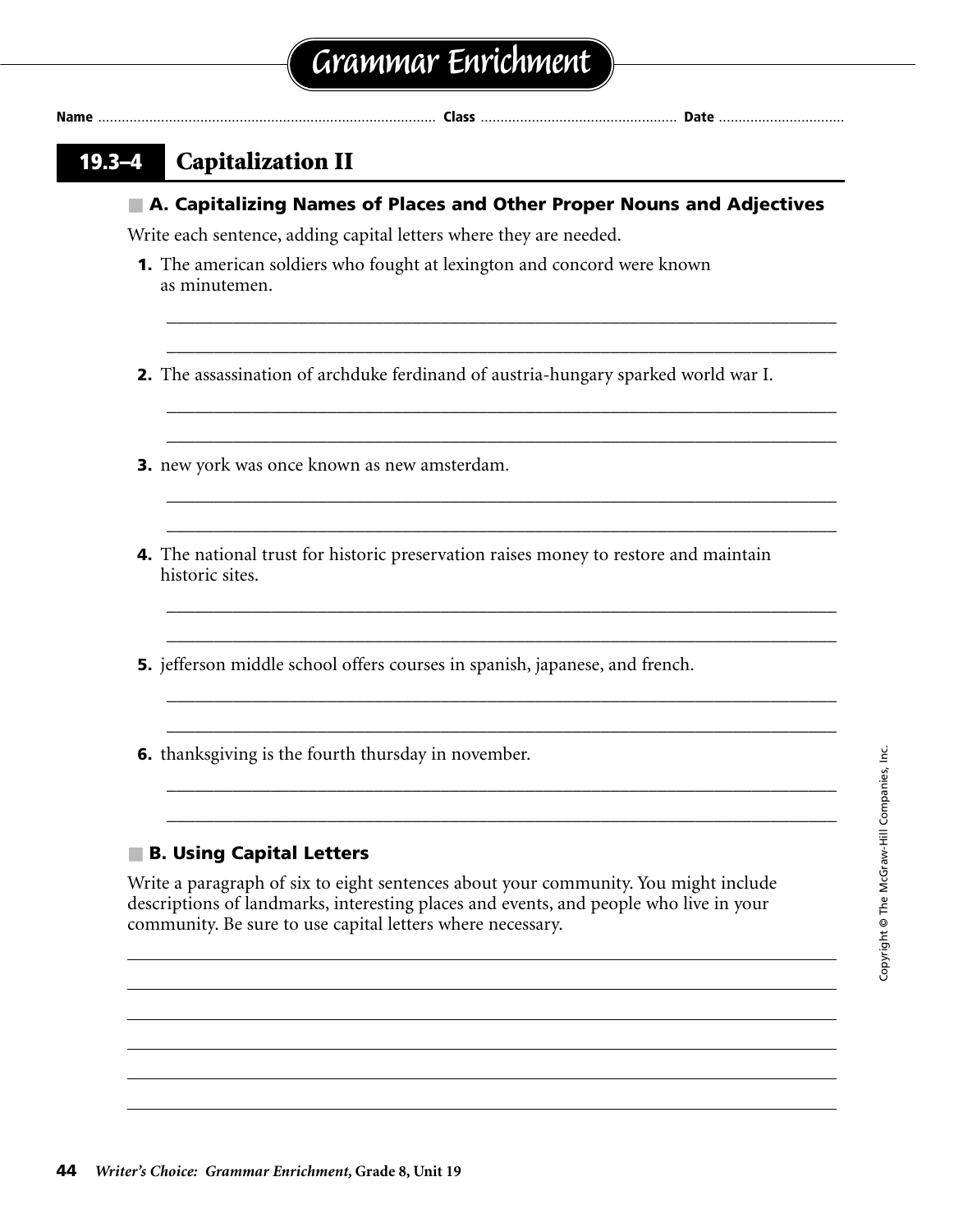# Grammar Enrichment

Name ........................ Class ........................ Date ........................

## 19.3–4 Capitalization II

### A. Capitalizing Names of Places and Other Proper Nouns and Adjectives

Write each sentence, adding capital letters where they are needed.

**1.** The american soldiers who fought at lexington and concord were known as minutemen.

______________________________________________________________________

______________________________________________________________________

**2.** The assassination of archduke ferdinand of austria-hungary sparked world war I.

______________________________________________________________________

______________________________________________________________________

**3.** new york was once known as new amsterdam.

______________________________________________________________________

______________________________________________________________________

**4.** The national trust for historic preservation raises money to restore and maintain historic sites.

______________________________________________________________________

______________________________________________________________________

**5.** jefferson middle school offers courses in spanish, japanese, and french.

______________________________________________________________________

______________________________________________________________________

**6.** thanksgiving is the fourth thursday in november.

______________________________________________________________________

______________________________________________________________________

### B. Using Capital Letters

Write a paragraph of six to eight sentences about your community. You might include descriptions of landmarks, interesting places and events, and people who live in your community. Be sure to use capital letters where necessary.

______________________________________________________________________

______________________________________________________________________

______________________________________________________________________

______________________________________________________________________

______________________________________________________________________

______________________________________________________________________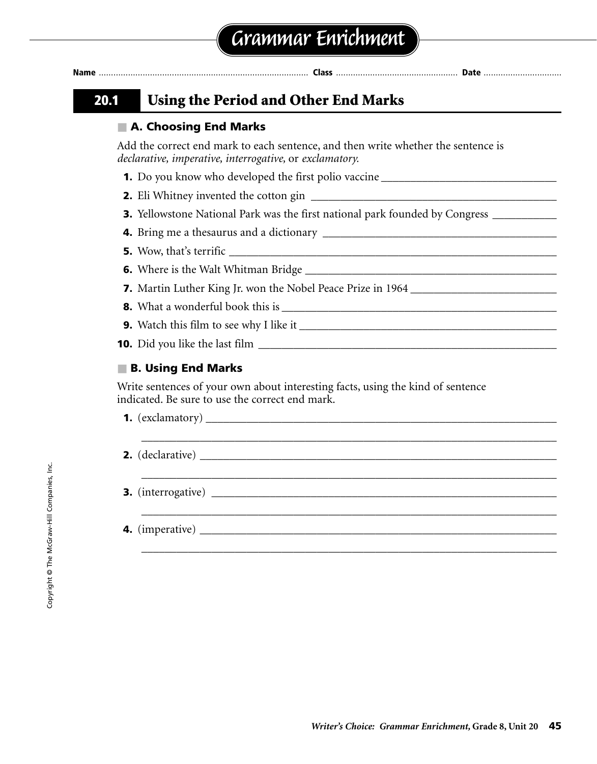# Grammar Enrichment

**Name** ............................................ **Class** ............................................ **Date** ..............................

## 20.1 Using the Period and Other End Marks

### A. Choosing End Marks

Add the correct end mark to each sentence, and then write whether the sentence is *declarative, imperative, interrogative,* or *exclamatory.*

1. Do you know who developed the first polio vaccine ______________________________
2. Eli Whitney invented the cotton gin ______________________________
3. Yellowstone National Park was the first national park founded by Congress ___________
4. Bring me a thesaurus and a dictionary ______________________________
5. Wow, that's terrific ______________________________
6. Where is the Walt Whitman Bridge ______________________________
7. Martin Luther King Jr. won the Nobel Peace Prize in 1964 ______________________________
8. What a wonderful book this is ______________________________
9. Watch this film to see why I like it ______________________________
10. Did you like the last film ______________________________

### B. Using End Marks

Write sentences of your own about interesting facts, using the kind of sentence indicated. Be sure to use the correct end mark.

1. (exclamatory) ______________________________
   ______________________________
2. (declarative) ______________________________
   ______________________________
3. (interrogative) ______________________________
   ______________________________
4. (imperative) ______________________________
   ______________________________

Copyright © The McGraw-Hill Companies, Inc.

*Writer's Choice: Grammar Enrichment,* Grade 8, Unit 20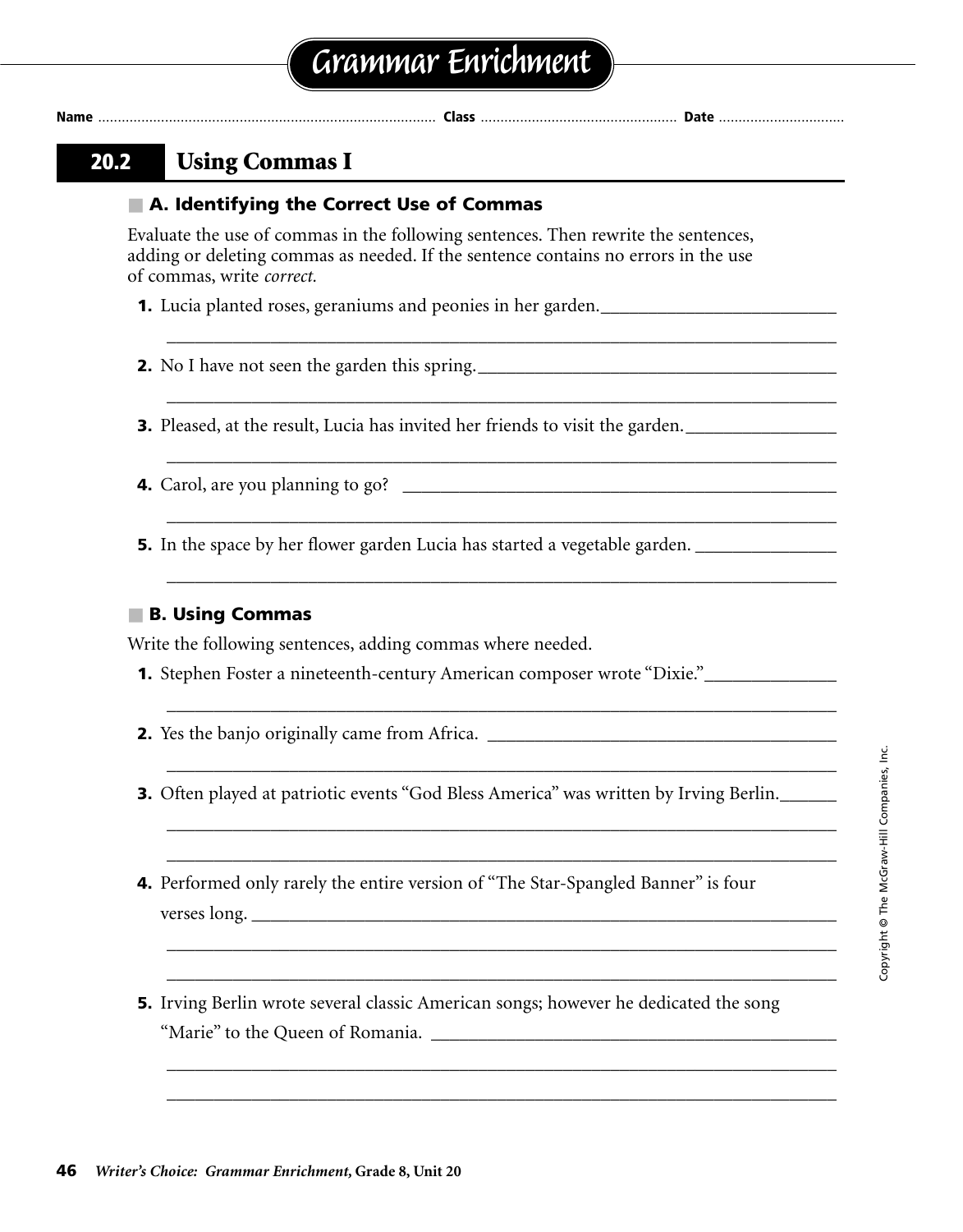# Grammar Enrichment

Name ........................................ Class ........................................ Date ........................................

## 20.2 Using Commas I

### A. Identifying the Correct Use of Commas

Evaluate the use of commas in the following sentences. Then rewrite the sentences, adding or deleting commas as needed. If the sentence contains no errors in the use of commas, write *correct.*

**1.** Lucia planted roses, geraniums and peonies in her garden.

**2.** No I have not seen the garden this spring.

**3.** Pleased, at the result, Lucia has invited her friends to visit the garden.

**4.** Carol, are you planning to go?

**5.** In the space by her flower garden Lucia has started a vegetable garden.

### B. Using Commas

Write the following sentences, adding commas where needed.

**1.** Stephen Foster a nineteenth-century American composer wrote "Dixie."

**2.** Yes the banjo originally came from Africa.

**3.** Often played at patriotic events "God Bless America" was written by Irving Berlin.

**4.** Performed only rarely the entire version of "The Star-Spangled Banner" is four verses long.

**5.** Irving Berlin wrote several classic American songs; however he dedicated the song "Marie" to the Queen of Romania.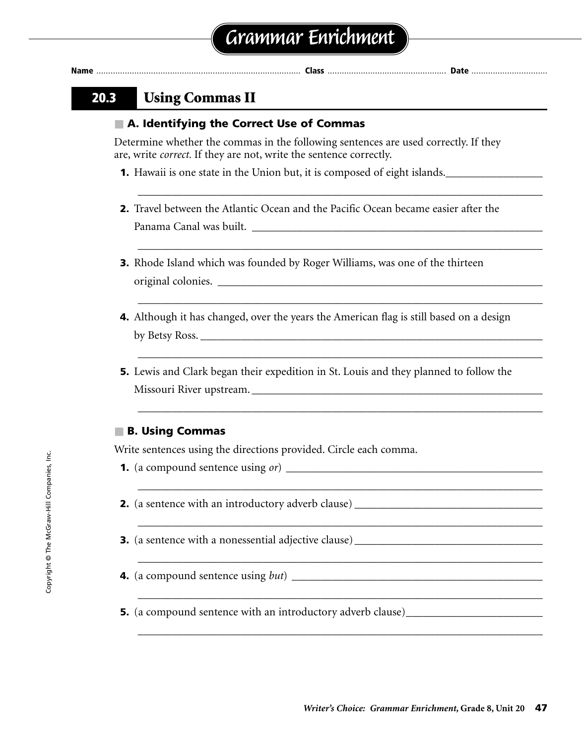# Grammar Enrichment

Name ........................ Class ........................ Date ........................

## 20.3 Using Commas II

### A. Identifying the Correct Use of Commas

Determine whether the commas in the following sentences are used correctly. If they are, write *correct.* If they are not, write the sentence correctly.

**1.** Hawaii is one state in the Union but, it is composed of eight islands.________________

________________________________________________________________

**2.** Travel between the Atlantic Ocean and the Pacific Ocean became easier after the Panama Canal was built. ________________________________

________________________________________________________________

**3.** Rhode Island which was founded by Roger Williams, was one of the thirteen original colonies. ________________________________

________________________________________________________________

**4.** Although it has changed, over the years the American flag is still based on a design by Betsy Ross. ________________________________

________________________________________________________________

**5.** Lewis and Clark began their expedition in St. Louis and they planned to follow the Missouri River upstream. ________________________________

________________________________________________________________

### B. Using Commas

Write sentences using the directions provided. Circle each comma.

**1.** (a compound sentence using *or*) ________________________________

________________________________________________________________

**2.** (a sentence with an introductory adverb clause) ________________________________

________________________________________________________________

**3.** (a sentence with a nonessential adjective clause) ________________________________

________________________________________________________________

**4.** (a compound sentence using *but*) ________________________________

________________________________________________________________

**5.** (a compound sentence with an introductory adverb clause) ________________________________

________________________________________________________________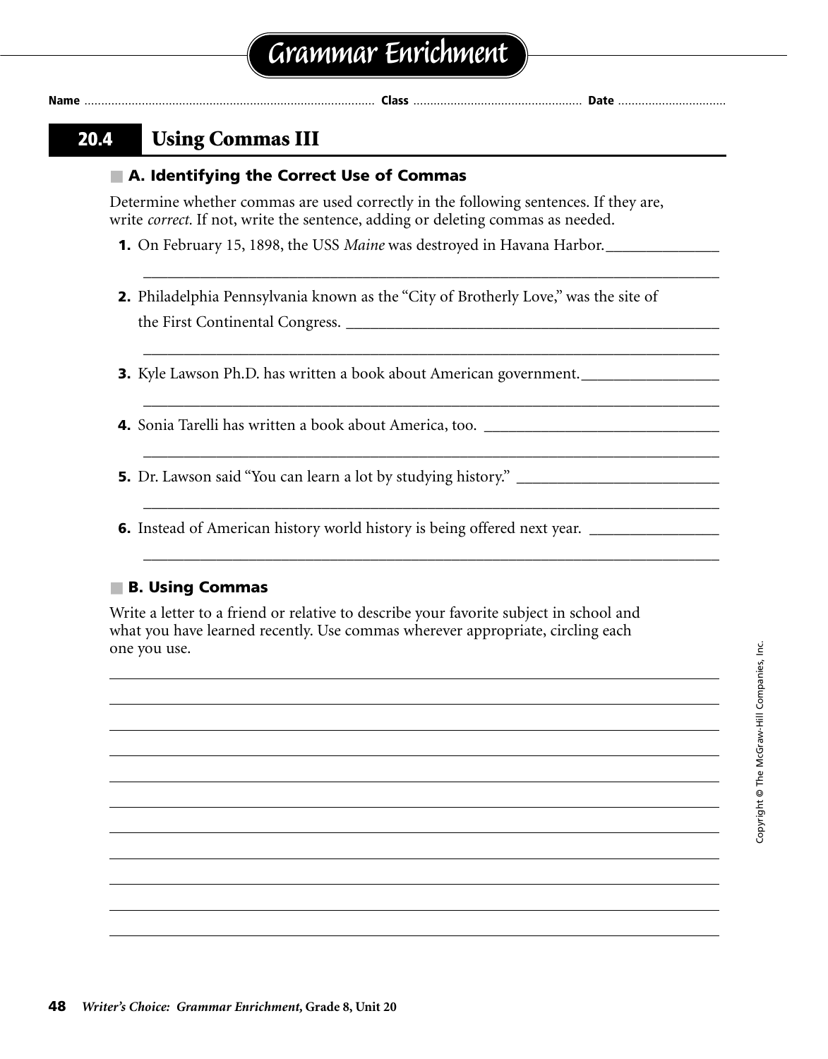# Grammar Enrichment

Name ........................................ Class ........................................ Date ........................................

## 20.4 Using Commas III

### A. Identifying the Correct Use of Commas

Determine whether commas are used correctly in the following sentences. If they are, write *correct.* If not, write the sentence, adding or deleting commas as needed.

1. On February 15, 1898, the USS *Maine* was destroyed in Havana Harbor. ______________

   ______________________________________________________________________________

2. Philadelphia Pennsylvania known as the "City of Brotherly Love," was the site of the First Continental Congress. ______________________________________________

   ______________________________________________________________________________

3. Kyle Lawson Ph.D. has written a book about American government. ________________

   ______________________________________________________________________________

4. Sonia Tarelli has written a book about America, too. ______________________________

   ______________________________________________________________________________

5. Dr. Lawson said "You can learn a lot by studying history." _________________________

   ______________________________________________________________________________

6. Instead of American history world history is being offered next year. ________________

   ______________________________________________________________________________

### B. Using Commas

Write a letter to a friend or relative to describe your favorite subject in school and what you have learned recently. Use commas wherever appropriate, circling each one you use.

______________________________________________________________________________

______________________________________________________________________________

______________________________________________________________________________

______________________________________________________________________________

______________________________________________________________________________

______________________________________________________________________________

______________________________________________________________________________

______________________________________________________________________________

______________________________________________________________________________

______________________________________________________________________________

______________________________________________________________________________

Copyright © The McGraw-Hill Companies, Inc.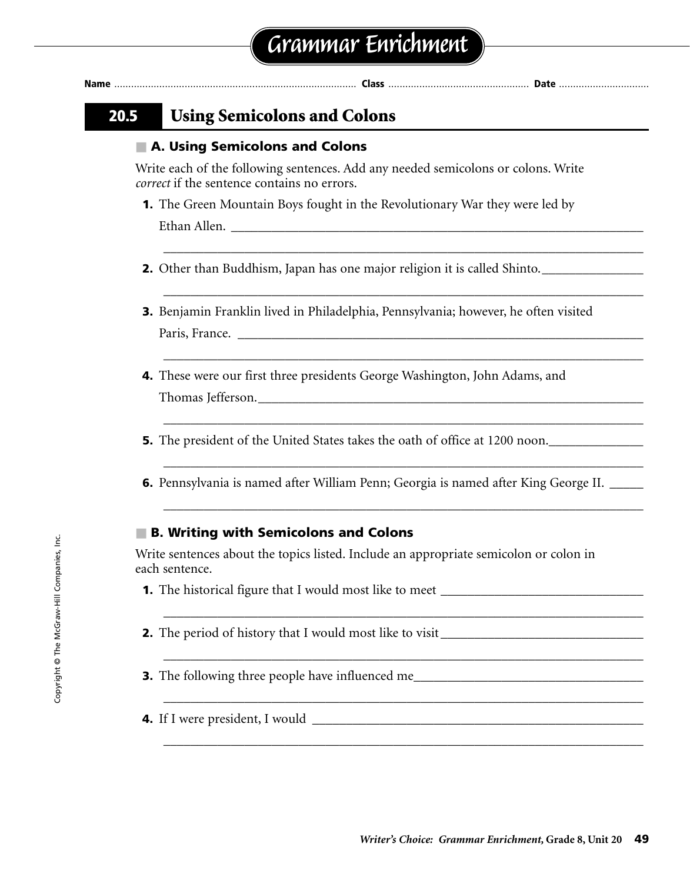# Grammar Enrichment

Name ........................................ Class ........................................ Date ..............................

## 20.5 Using Semicolons and Colons

### A. Using Semicolons and Colons

Write each of the following sentences. Add any needed semicolons or colons. Write *correct* if the sentence contains no errors.

1. The Green Mountain Boys fought in the Revolutionary War they were led by Ethan Allen. ________________________________________

________________________________________

2. Other than Buddhism, Japan has one major religion it is called Shinto. ________________

________________________________________

3. Benjamin Franklin lived in Philadelphia, Pennsylvania; however, he often visited Paris, France. ________________________________________

________________________________________

4. These were our first three presidents George Washington, John Adams, and Thomas Jefferson. ________________________________________

________________________________________

5. The president of the United States takes the oath of office at 1200 noon. ______________

________________________________________

6. Pennsylvania is named after William Penn; Georgia is named after King George II. _____

________________________________________

### B. Writing with Semicolons and Colons

Write sentences about the topics listed. Include an appropriate semicolon or colon in each sentence.

1. The historical figure that I would most like to meet ________________________________

________________________________________

2. The period of history that I would most like to visit ________________________________

________________________________________

3. The following three people have influenced me ________________________________

________________________________________

4. If I were president, I would ________________________________________

________________________________________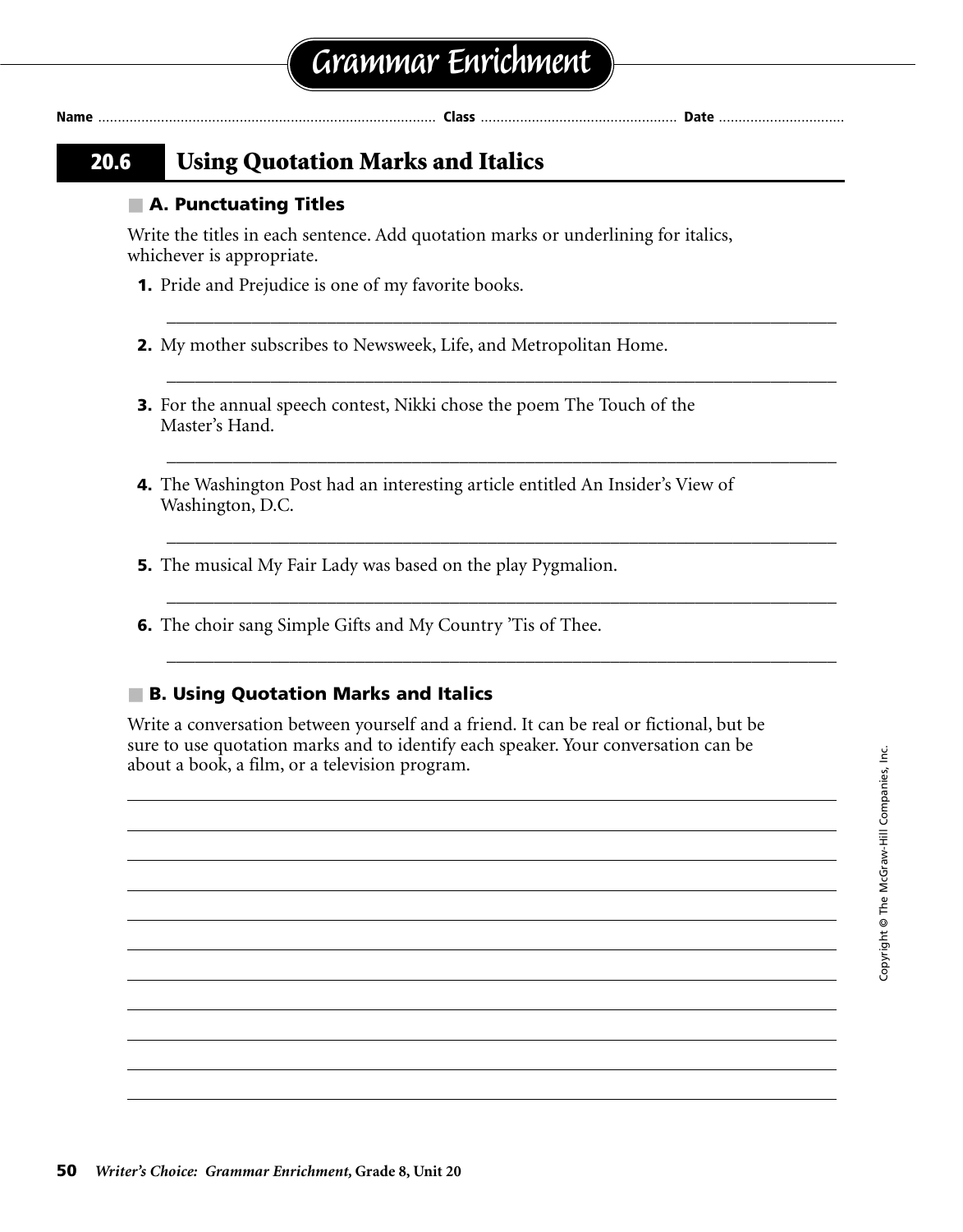# Grammar Enrichment

**Name** ........................................................................................ **Class** .................................................. **Date** ................................

## 20.6 Using Quotation Marks and Italics

### A. Punctuating Titles

Write the titles in each sentence. Add quotation marks or underlining for italics, whichever is appropriate.

**1.** Pride and Prejudice is one of my favorite books.

___________________________________________________________________________

**2.** My mother subscribes to Newsweek, Life, and Metropolitan Home.

___________________________________________________________________________

**3.** For the annual speech contest, Nikki chose the poem The Touch of the Master's Hand.

___________________________________________________________________________

**4.** The Washington Post had an interesting article entitled An Insider's View of Washington, D.C.

___________________________________________________________________________

**5.** The musical My Fair Lady was based on the play Pygmalion.

___________________________________________________________________________

**6.** The choir sang Simple Gifts and My Country 'Tis of Thee.

___________________________________________________________________________

### B. Using Quotation Marks and Italics

Write a conversation between yourself and a friend. It can be real or fictional, but be sure to use quotation marks and to identify each speaker. Your conversation can be about a book, a film, or a television program.

___________________________________________________________________________

___________________________________________________________________________

___________________________________________________________________________

___________________________________________________________________________

___________________________________________________________________________

___________________________________________________________________________

___________________________________________________________________________

___________________________________________________________________________

___________________________________________________________________________

___________________________________________________________________________

___________________________________________________________________________

Copyright © The McGraw-Hill Companies, Inc.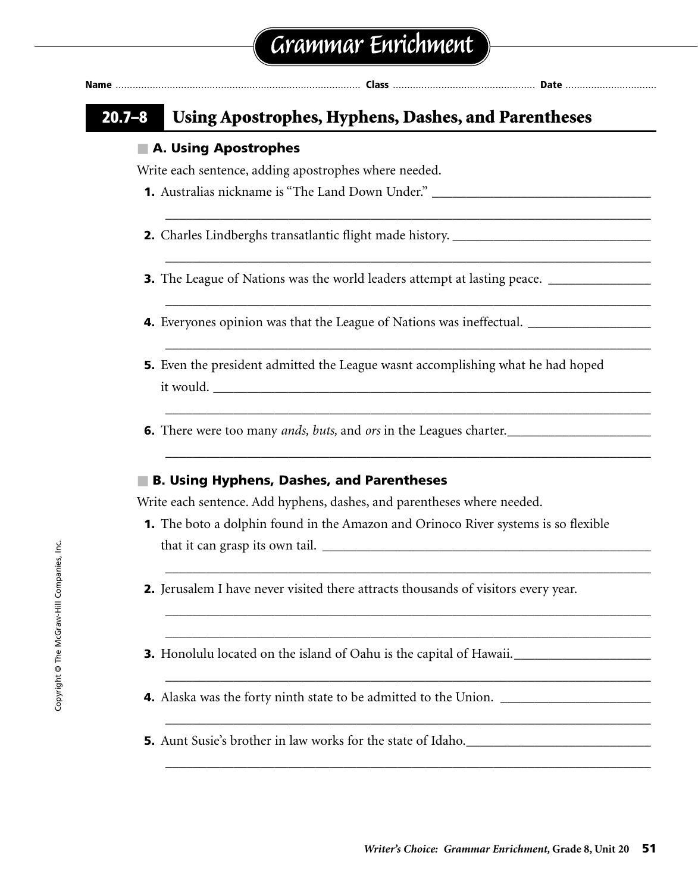# Grammar Enrichment

**Name** ............................................ **Class** ............................ **Date** ....................

## 20.7–8 Using Apostrophes, Hyphens, Dashes, and Parentheses

### A. Using Apostrophes

Write each sentence, adding apostrophes where needed.

**1.** Australias nickname is "The Land Down Under." ________________________________

________________________________________________________________________

**2.** Charles Lindberghs transatlantic flight made history. ______________________________

________________________________________________________________________

**3.** The League of Nations was the world leaders attempt at lasting peace. _______________

________________________________________________________________________

**4.** Everyones opinion was that the League of Nations was ineffectual. __________________

________________________________________________________________________

**5.** Even the president admitted the League wasnt accomplishing what he had hoped it would. ___________________________________________________________________

________________________________________________________________________

**6.** There were too many *ands, buts,* and *ors* in the Leagues charter.______________________

________________________________________________________________________

### B. Using Hyphens, Dashes, and Parentheses

Write each sentence. Add hyphens, dashes, and parentheses where needed.

**1.** The boto a dolphin found in the Amazon and Orinoco River systems is so flexible that it can grasp its own tail. _________________________________________________

________________________________________________________________________

**2.** Jerusalem I have never visited there attracts thousands of visitors every year.

________________________________________________________________________

________________________________________________________________________

**3.** Honolulu located on the island of Oahu is the capital of Hawaii.____________________

________________________________________________________________________

**4.** Alaska was the forty ninth state to be admitted to the Union. ______________________

________________________________________________________________________

**5.** Aunt Susie's brother in law works for the state of Idaho.___________________________

________________________________________________________________________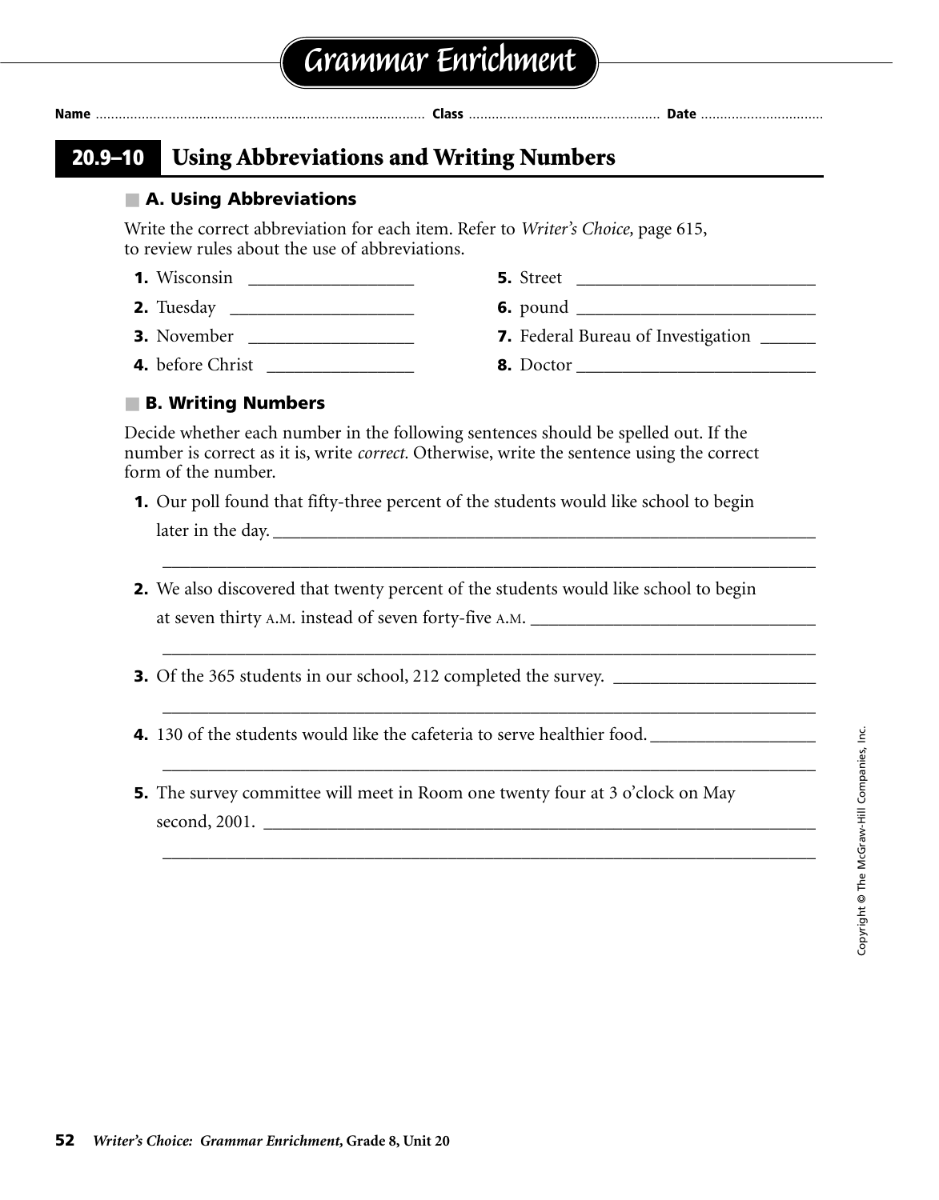# Grammar Enrichment

Name ........................................ Class ........................................ Date ..............................

## 20.9–10 Using Abbreviations and Writing Numbers

### A. Using Abbreviations

Write the correct abbreviation for each item. Refer to *Writer's Choice,* page 615, to review rules about the use of abbreviations.

**1.** Wisconsin ____________________

**2.** Tuesday ____________________

**3.** November ____________________

**4.** before Christ ____________________

**5.** Street ____________________

**6.** pound ____________________

**7.** Federal Bureau of Investigation ______

**8.** Doctor ____________________

### B. Writing Numbers

Decide whether each number in the following sentences should be spelled out. If the number is correct as it is, write *correct.* Otherwise, write the sentence using the correct form of the number.

**1.** Our poll found that fifty-three percent of the students would like school to begin later in the day. ____________________

____________________

**2.** We also discovered that twenty percent of the students would like school to begin at seven thirty A.M. instead of seven forty-five A.M. ____________________

____________________

**3.** Of the 365 students in our school, 212 completed the survey. ____________________

____________________

**4.** 130 of the students would like the cafeteria to serve healthier food. ____________________

____________________

**5.** The survey committee will meet in Room one twenty four at 3 o'clock on May second, 2001. ____________________

____________________